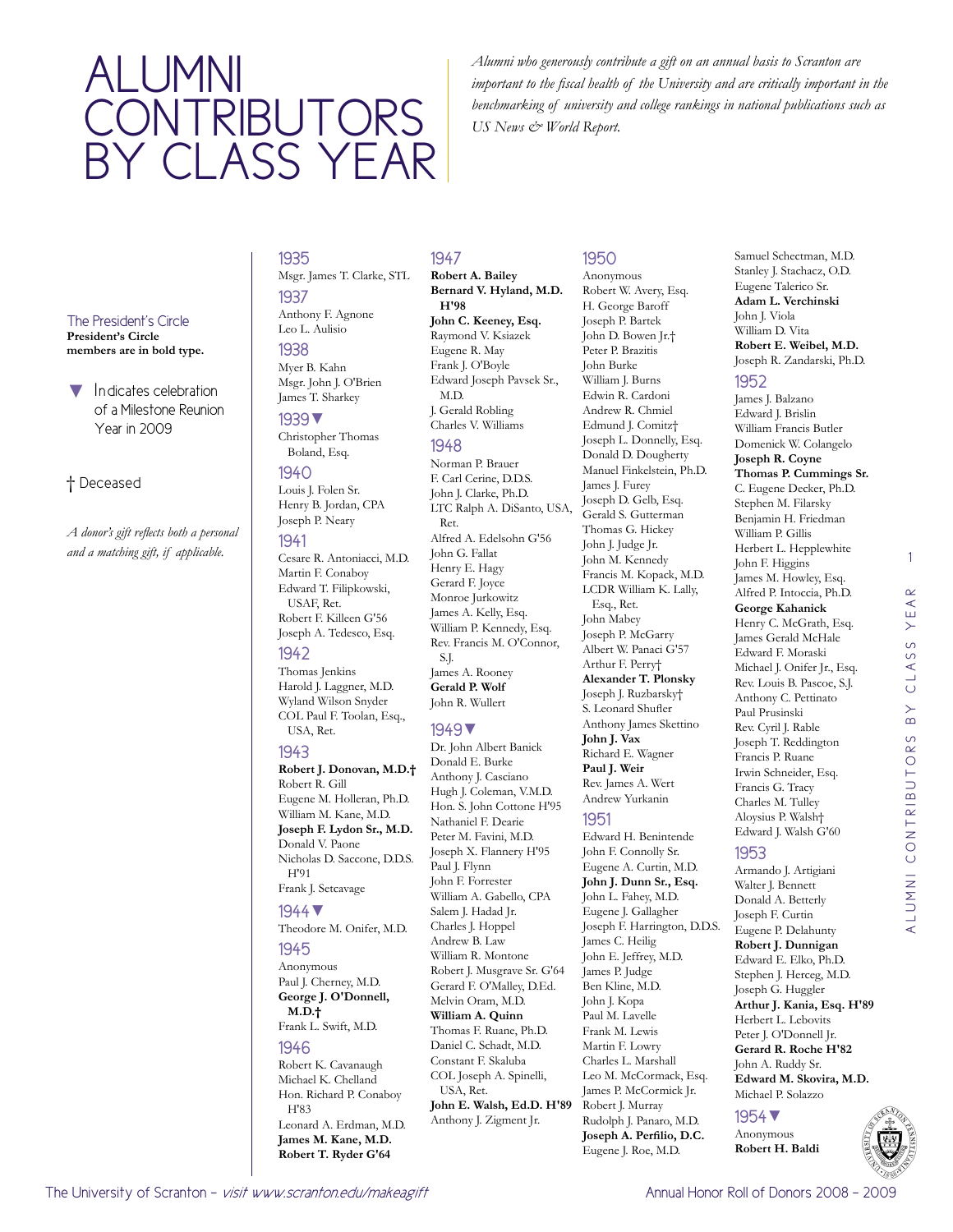# ALUMNI CONTRIBUTORS BY CLASS YEAR

*Alumni who generously contribute a gift on an annual basis to Scranton are important to the fiscal health of the University and are critically important in the benchmarking of university and college rankings in national publications such as US News & World Report.*

The President's Circle
**President's Circle members are in bold type.**

▼ Indicates celebration of a Milestone Reunion Year in 2009

† Deceased

*A donor's gift reflects both a personal and a matching gift, if applicable.*

## 1935
Msgr. James T. Clarke, STL

## 1937
Anthony F. Agnone
Leo L. Aulisio

## 1938
Myer B. Kahn
Msgr. John J. O'Brien
James T. Sharkey

## 1939▼
Christopher Thomas Boland, Esq.

## 1940
Louis J. Folen Sr.
Henry B. Jordan, CPA
Joseph P. Neary

## 1941
Cesare R. Antoniacci, M.D.
Martin F. Conaboy
Edward T. Filipkowski, USAF, Ret.
Robert F. Killeen G'56
Joseph A. Tedesco, Esq.

## 1942
Thomas Jenkins
Harold J. Laggner, M.D.
Wyland Wilson Snyder
COL Paul F. Toolan, Esq., USA, Ret.

## 1943
**Robert J. Donovan, M.D.†**
Robert R. Gill
Eugene M. Holleran, Ph.D.
William M. Kane, M.D.
**Joseph F. Lydon Sr., M.D.**
Donald V. Paone
Nicholas D. Saccone, D.D.S. H'91
Frank J. Setcavage

## 1944▼
Theodore M. Onifer, M.D.

## 1945
Anonymous
Paul J. Cherney, M.D.
**George J. O'Donnell, M.D.†**
Frank L. Swift, M.D.

## 1946
Robert K. Cavanaugh
Michael K. Chelland
Hon. Richard P. Conaboy H'83
Leonard A. Erdman, M.D.
**James M. Kane, M.D.**
**Robert T. Ryder G'64**

## 1947
**Robert A. Bailey**
**Bernard V. Hyland, M.D. H'98**
**John C. Keeney, Esq.**
Raymond V. Ksiazek
Eugene R. May
Frank J. O'Boyle
Edward Joseph Pavsek Sr., M.D.
J. Gerald Robling
Charles V. Williams

## 1948
Norman P. Brauer
F. Carl Cerine, D.D.S.
John J. Clarke, Ph.D.
LTC Ralph A. DiSanto, USA, Ret.
Alfred A. Edelsohn G'56
John G. Fallat
Henry E. Hagy
Gerard F. Joyce
Monroe Jurkowitz
James A. Kelly, Esq.
William P. Kennedy, Esq.
Rev. Francis M. O'Connor, S.J.
James A. Rooney
**Gerald P. Wolf**
John R. Wullert

## 1949▼
Dr. John Albert Banick
Donald E. Burke
Anthony J. Casciano
Hugh J. Coleman, V.M.D.
Hon. S. John Cottone H'95
Nathaniel F. Dearie
Peter M. Favini, M.D.
Joseph X. Flannery H'95
Paul J. Flynn
John F. Forrester
William A. Gabello, CPA
Salem J. Hadad Jr.
Charles J. Hoppel
Andrew B. Law
William R. Montone
Robert J. Musgrave Sr. G'64
Gerard F. O'Malley, D.Ed.
Melvin Oram, M.D.
**William A. Quinn**
Thomas F. Ruane, Ph.D.
Daniel C. Schadt, M.D.
Constant F. Skaluba
COL Joseph A. Spinelli, USA, Ret.
**John E. Walsh, Ed.D. H'89**
Anthony J. Zigment Jr.

## 1950
Anonymous
Robert W. Avery, Esq.
H. George Baroff
Joseph P. Bartek
John D. Bowen Jr.†
Peter P. Brazitis
John Burke
William J. Burns
Edwin R. Cardoni
Andrew R. Chmiel
Edmund J. Comitz†
Joseph L. Donnelly, Esq.
Donald D. Dougherty
Manuel Finkelstein, Ph.D.
James J. Furey
Joseph D. Gelb, Esq.
Gerald S. Gutterman
Thomas G. Hickey
John J. Judge Jr.
John M. Kennedy
Francis M. Kopack, M.D.
LCDR William K. Lally, Esq., Ret.
John Mabey
Joseph P. McGarry
Albert W. Panaci G'57
Arthur F. Perry†
**Alexander T. Plonsky**
Joseph J. Ruzbarsky†
S. Leonard Shufler
Anthony James Skettino
**John J. Vax**
Richard E. Wagner
**Paul J. Weir**
Rev. James A. Wert
Andrew Yurkanin

## 1951
Edward H. Benintende
John F. Connolly Sr.
Eugene A. Curtin, M.D.
**John J. Dunn Sr., Esq.**
John L. Fahey, M.D.
Eugene J. Gallagher
Joseph F. Harrington, D.D.S.
James C. Heilig
John E. Jeffrey, M.D.
James P. Judge
Ben Kline, M.D.
John J. Kopa
Paul M. Lavelle
Frank M. Lewis
Martin F. Lowry
Charles L. Marshall
Leo M. McCormack, Esq.
James P. McCormick Jr.
Robert J. Murray
Rudolph J. Panaro, M.D.
**Joseph A. Perfilio, D.C.**
Eugene J. Roe, M.D.
Samuel Schectman, M.D.
Stanley J. Stachacz, O.D.
Eugene Talerico Sr.
**Adam L. Verchinski**
John J. Viola
William D. Vita
**Robert E. Weibel, M.D.**
Joseph R. Zandarski, Ph.D.

## 1952
James J. Balzano
Edward J. Brislin
William Francis Butler
Domenick W. Colangelo
**Joseph R. Coyne**
**Thomas P. Cummings Sr.**
C. Eugene Decker, Ph.D.
Stephen M. Filarsky
Benjamin H. Friedman
William P. Gillis
Herbert L. Hepplewhite
John F. Higgins
James M. Howley, Esq.
Alfred P. Intoccia, Ph.D.
**George Kahanick**
Henry C. McGrath, Esq.
James Gerald McHale
Edward F. Moraski
Michael J. Onifer Jr., Esq.
Rev. Louis B. Pascoe, S.J.
Anthony C. Pettinato
Paul Prusinski
Rev. Cyril J. Rable
Joseph T. Reddington
Francis P. Ruane
Irwin Schneider, Esq.
Francis G. Tracy
Charles M. Tulley
Aloysius P. Walsh†
Edward J. Walsh G'60

## 1953
Armando J. Artigiani
Walter J. Bennett
Donald A. Betterly
Joseph F. Curtin
Eugene P. Delahunty
**Robert J. Dunnigan**
Edward E. Elko, Ph.D.
Stephen J. Herceg, M.D.
Joseph G. Huggler
**Arthur J. Kania, Esq. H'89**
Herbert L. Lebovits
Peter J. O'Donnell Jr.
**Gerard R. Roche H'82**
John A. Ruddy Sr.
**Edward M. Skovira, M.D.**
Michael P. Solazzo

## 1954▼
Anonymous
**Robert H. Baldi**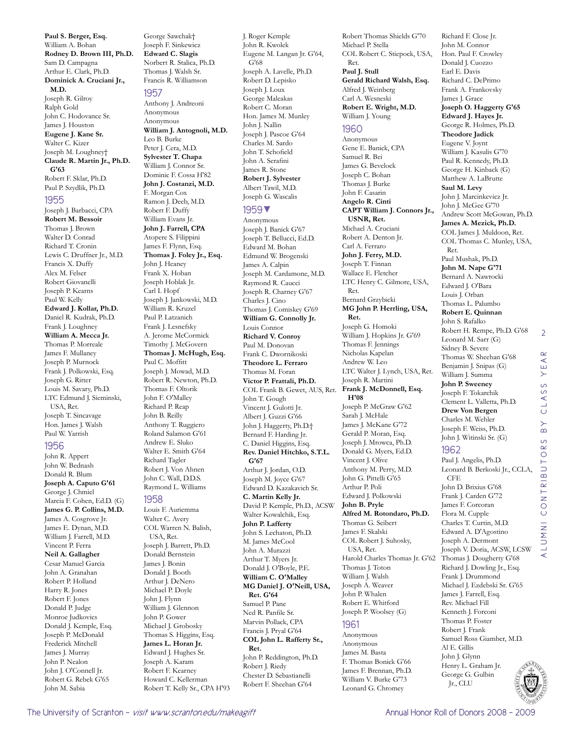**Paul S. Berger, Esq.**
William A. Bohan
**Rodney D. Brown III, Ph.D.**
Sam D. Campagna
Arthur E. Clark, Ph.D.
**Dominick A. Cruciani Jr., M.D.**
Joseph R. Gilroy
Ralph Gold
John C. Hodovance Sr.
James J. Houston
**Eugene J. Kane Sr.**
Walter C. Kizer
Joseph M. Loughney†
**Claude R. Martin Jr., Ph.D. G'63**
Robert F. Sklar, Ph.D.
Paul P. Szydlik, Ph.D.

## 1955

Joseph J. Barbacci, CPA
**Robert M. Bessoir**
Thomas J. Brown
Walter D. Conrad
Richard T. Cronin
Lewis C. Druffner Jr., M.D.
Francis X. Duffy
Alex M. Felser
Robert Giovanelli
Joseph P. Kearns
Paul W. Kelly
**Edward J. Kollar, Ph.D.**
Daniel R. Kudrak, Ph.D.
Frank J. Loughney
**William A. Mecca Jr.**
Thomas P. Morreale
James F. Mullaney
Joseph P. Murnock
Frank J. Polkowski, Esq.
Joseph G. Ritter
Louis M. Savary, Ph.D.
LTC Edmund J. Sieminski, USA, Ret.
Joseph T. Sincavage
Hon. James J. Walsh
Paul W. Yarrish

## 1956

John R. Appert
John W. Bednash
Donald R. Blum
**Joseph A. Caputo G'61**
George J. Chmiel
Marcia F. Cohen, Ed.D. (G)
**James G. P. Collins, M.D.**
James A. Cosgrove Jr.
James E. Dynan, M.D.
William J. Farrell, M.D.
Vincent P. Ferra
**Neil A. Gallagher**
Cesar Manuel Garcia
John A. Granahan
Robert P. Holland
Harry R. Jones
Robert F. Jones
Donald P. Judge
Monroe Judkovics
Donald J. Kemple, Esq.
Joseph P. McDonald
Frederick Mitchell
James J. Murray
John P. Nealon
John J. O'Connell Jr.
Robert G. Rebek G'65
John M. Sabia
George Sawchak†
Joseph F. Sinkewicz
**Edward C. Slagis**
Norbert R. Stalica, Ph.D.
Thomas J. Walsh Sr.
Francis R. Williamson

## 1957

Anthony J. Andreoni
Anonymous
Anonymous
**William J. Antognoli, M.D.**
Leo B. Burke
Peter J. Cera, M.D.
**Sylvester T. Chapa**
William J. Connor Sr.
Dominic F. Cossa H'82
**John J. Costanzi, M.D.**
F. Morgan Cox
Ramon J. Deeb, M.D.
Robert F. Duffy
William Evans Jr.
**John J. Farrell, CPA**
Atopere S. Filippini
James F. Flynn, Esq.
**Thomas J. Foley Jr., Esq.**
John J. Heaney
Frank X. Hoban
Joseph Hoblak Jr.
Carl I. Hopf
Joseph J. Jankowski, M.D.
William R. Kruzel
Paul P. Latzanich
Frank J. Lesnefsky
A. Jerome McCormick
Timothy J. McGovern
**Thomas J. McHugh, Esq.**
Paul C. Moffitt
Joseph J. Mowad, M.D.
Robert R. Newton, Ph.D.
Thomas F. Oltorik
John F. O'Malley
Richard P. Reap
John B. Reilly
Anthony T. Ruggiero
Roland Salamon G'61
Andrew E. Sluko
Walter E. Smith G'64
Richard Tagler
Robert J. Von Ahnen
John C. Wall, D.D.S.
Raymond L. Williams

## 1958

Louis F. Auriemma
Walter C. Avery
COL Warren N. Balish, USA, Ret.
Joseph J. Barrett, Ph.D.
Donald Bernstein
James J. Bonin
Donald J. Booth
Arthur J. DeNero
Michael P. Doyle
John J. Flynn
William J. Glennon
John P. Gower
Michael J. Grobosky
Thomas S. Higgins, Esq.
**James L. Horan Jr.**
Edward J. Hughes Sr.
Joseph A. Karam
Robert F. Kearney
Howard C. Kellerman
Robert T. Kelly Sr., CPA H'93
J. Roger Kemple
John R. Kwolek
Eugene M. Langan Jr. G'64, G'68
Joseph A. Lavelle, Ph.D.
Robert D. Lepisko
Joseph J. Loux
George Maleakas
Robert C. Moran
Hon. James M. Munley
John J. Nallin
Joseph J. Pascoe G'64
Charles M. Sardo
John T. Schofield
John A. Serafini
James R. Stone
**Robert J. Sylvester**
Albert Tawil, M.D.
Joseph G. Wascalis

## 1959▼

Anonymous
Joseph J. Banick G'67
Joseph T. Bellucci, Ed.D.
Edward M. Bohan
Edmund W. Brogenski
James A. Calpin
Joseph M. Cardamone, M.D.
Raymond R. Caucci
Joseph R. Charney G'67
Charles J. Cino
Thomas J. Comiskey G'69
**William G. Connolly Jr.**
Louis Connor
**Richard V. Conroy**
Paul M. Donovan
Frank C. Dwornikoski
**Theodore L. Ferraro**
Thomas M. Foran
**Victor P. Frattali, Ph.D.**
COL Frank B. Gewet, AUS, Ret.
John T. Gough
Vincent J. Gulotti Jr.
Albert J. Guzzi G'66
John J. Haggerty, Ph.D.†
Bernard F. Harding Jr.
C. Daniel Higgins, Esq.
**Rev. Daniel Hitchko, S.T.L. G'67**
Arthur J. Jordan, O.D.
Joseph M. Joyce G'67
Edward D. Kazakavich Sr.
**C. Martin Kelly Jr.**
David P. Kemple, Ph.D., ACSW
Walter Kowalchik, Esq.
**John P. Lafferty**
John S. Lechaton, Ph.D.
M. James McCool
John A. Murazzi
Arthur T. Myers Jr.
Donald J. O'Boyle, P.E.
**William C. O'Malley**
**MG Daniel J. O'Neill, USA, Ret. G'64**
Samuel P. Pane
Ned R. Panfile Sr.
Marvin Pollack, CPA
Francis J. Pryal G'64
**COL John L. Rafferty Sr., Ret.**
John P. Reddington, Ph.D.
Robert J. Riedy
Chester D. Sebastianelli
Robert F. Sheehan G'64
Robert Thomas Shields G'70
Michael P. Stella
COL Robert C. Stiepock, USA, Ret.
**Paul J. Stull**
**Gerald Richard Walsh, Esq.**
Alfred J. Weinberg
Carl A. Wesneski
**Robert E. Wright, M.D.**
William J. Young

## 1960

Anonymous
Gene E. Banick, CPA
Samuel R. Bei
James G. Bevelock
Joseph C. Bohan
Thomas J. Burke
John F. Casarin
**Angelo R. Cinti**
**CAPT William J. Connors Jr., USNR, Ret.**
Michael A. Cruciani
Robert A. Denton Jr.
Carl A. Ferraro
**John J. Ferry, M.D.**
Joseph T. Finnan
Wallace E. Fletcher
LTC Henry C. Gilmore, USA, Ret.
Bernard Grzybicki
**MG John P. Herrling, USA, Ret.**
Joseph G. Homoki
William J. Hopkins Jr. G'69
Thomas F. Jennings
Nicholas Kapelan
Andrew W. Leo
LTC Walter J. Lynch, USA, Ret.
Joseph R. Martini
**Frank J. McDonnell, Esq. H'08**
Joseph P. McGraw G'62
Sarah J. McHale
James J. McKane G'72
Gerald P. Moran, Esq.
Joseph J. Mrowca, Ph.D.
Donald G. Myers, Ed.D.
Vincent J. Olive
Anthony M. Perry, M.D.
John G. Pittelli G'65
Arthur P. Poli
Edward J. Polkowski
**John B. Pryle**
**Alfred M. Rotondaro, Ph.D.**
Thomas G. Seibert
James F. Skalski
COL Robert J. Suhosky, USA, Ret.
Harold Charles Thomas Jr. G'62
Thomas J. Toton
William J. Walsh
Joseph A. Weaver
John P. Whalen
Robert E. Whitford
Joseph P. Woolsey (G)

## 1961

Anonymous
Anonymous
James M. Basta
F. Thomas Bonick G'66
James F. Brennan, Ph.D.
William V. Burke G'73
Leonard G. Chromey
Richard F. Close Jr.
John M. Connor
Hon. Paul F. Crowley
Donald J. Cuozzo
Earl E. Davis
Richard C. DePrimo
Frank A. Frankovsky
James J. Grace
**Joseph O. Haggerty G'65**
**Edward J. Hayes Jr.**
George R. Holmes, Ph.D.
**Theodore Jadick**
Eugene V. Joynt
William J. Kasulis G'70
Paul R. Kennedy, Ph.D.
George H. Kinback (G)
Matthew A. LaBrutte
**Saul M. Levy**
John J. Marcinkevicz Jr.
John J. McGee G'70
Andrew Scott McGowan, Ph.D.
**James A. Mezick, Ph.D.**
COL James J. Muldoon, Ret.
COL Thomas C. Munley, USA, Ret.
Paul Mushak, Ph.D.
**John M. Nape G'71**
Bernard A. Nawrocki
Edward J. O'Bara
Louis J. Orban
Thomas L. Palumbo
**Robert E. Quinnan**
John S. Rafalko
Robert H. Rempe, Ph.D. G'68
Leonard M. Sarr (G)
Sidney B. Severe
Thomas W. Sheehan G'68
Benjamin J. Snipas (G)
William J. Summa
**John P. Sweeney**
Joseph F. Tokarchik
Clement L. Valletta, Ph.D.
**Drew Von Bergen**
Charles M. Wehler
Joseph F. Weiss, Ph.D.
John J. Witinski Sr. (G)

## 1962

Paul J. Angelis, Ph.D.
Leonard B. Berkoski Jr., CCLA, CFE
John D. Brixius G'68
Frank J. Carden G'72
James F. Corcoran
Flora M. Cupple
Charles T. Curtin, M.D.
Edward A. D'Agostino
Joseph A. Dermont
Joseph V. Doria, ACSW, LCSW
Thomas J. Dougherty G'68
Richard J. Dowling Jr., Esq.
Frank J. Drummond
Michael J. Ezdebski Sr. G'65
James J. Farrell, Esq.
Rev. Michael Fill
Kenneth J. Forconi
Thomas P. Foster
Robert J. Frank
Samuel Ross Giamber, M.D.
Al E. Gillis
John J. Glynn
Henry L. Graham Jr.
George G. Gulbin Jr., CLU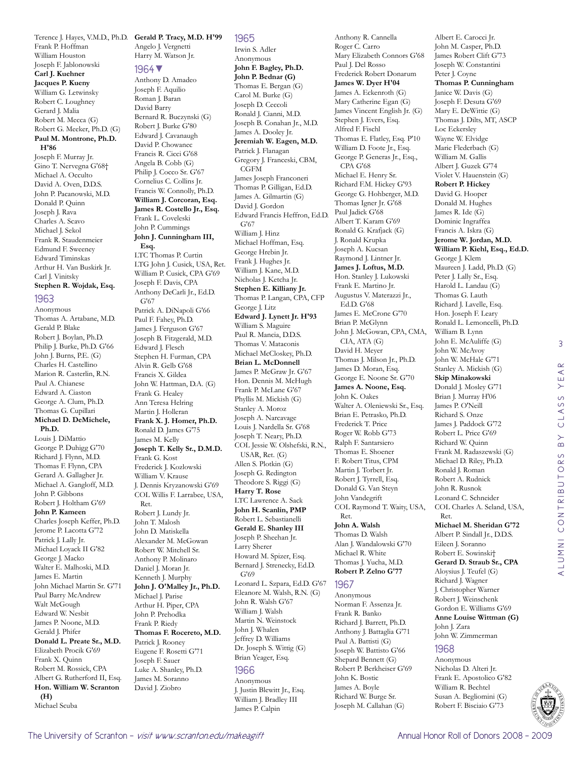Terence J. Hayes, V.M.D., Ph.D.
Frank P. Hoffman
William Houston
Joseph F. Jablonowski
**Carl J. Kuehner**
**Jacques P. Kueny**
William G. Letwinsky
Robert C. Loughney
Gerard J. Malia
Robert M. Mecca (G)
Robert G. Meeker, Ph.D. (G)
**Paul M. Montrone, Ph.D. H'86**
Joseph F. Murray Jr.
Gino T. Nervegna G'68†
Michael A. Occulto
David A. Oven, D.D.S.
John P. Pacanowski, M.D.
Donald P. Quinn
Joseph J. Rava
Charles A. Scavo
Michael J. Sekol
Frank R. Staudenmeier
Edmund F. Sweeney
Edward Timinskas
Arthur H. Van Buskirk Jr.
Carl J. Vinitsky
**Stephen R. Wojdak, Esq.**

## 1963

Anonymous
Thomas A. Artabane, M.D.
Gerald P. Blake
Robert J. Boylan, Ph.D.
Philip J. Burke, Ph.D. G'66
John J. Burns, P.E. (G)
Charles H. Castellino
Marion R. Casterlin, R.N.
Paul A. Chianese
Edward A. Ciaston
George A. Clum, Ph.D.
Thomas G. Cupillari
**Michael D. DeMichele, Ph.D.**
Louis J. DiMattio
George P. Duhigg G'70
Richard J. Flynn, M.D.
Thomas F. Flynn, CPA
Gerard A. Gallagher Jr.
Michael A. Gangloff, M.D.
John P. Gibbons
Robert J. Holtham G'69
**John P. Kameen**
Charles Joseph Keffer, Ph.D.
Jerome P. Lacotta G'72
Patrick J. Lally Jr.
Michael Loyack II G'82
George J. Macko
Walter E. Malhoski, M.D.
James E. Martin
John Michael Martin Sr. G'71
Paul Barry McAndrew
Walt McGough
Edward W. Nesbit
James P. Noone, M.D.
Gerald J. Phifer
**Donald L. Preate Sr., M.D.**
Elizabeth Procik G'69
Frank X. Quinn
Robert M. Rossick, CPA
Albert G. Rutherford II, Esq.
**Hon. William W. Scranton (H)**
Michael Scuba
**Gerald P. Tracy, M.D. H'99**
Angelo J. Vergnetti
Harry M. Watson Jr.

## 1964▼

Anthony D. Amadeo
Joseph F. Aquilio
Roman J. Baran
David Barry
Bernard R. Buczynski (G)
Robert J. Burke G'80
Edward J. Cavanaugh
David P. Chowanec
Francis R. Cicci G'68
Angela B. Cobb (G)
Philip J. Cocco Sr. G'67
Cornelius C. Collins Jr.
Francis W. Connolly, Ph.D.
**William J. Corcoran, Esq.**
**James R. Costello Jr., Esq.**
Frank L. Coveleski
John P. Cummings
**John J. Cunningham III, Esq.**
LTC Thomas P. Curtin
LTG John J. Cusick, USA, Ret.
William P. Cusick, CPA G'69
Joseph F. Davis, CPA
Anthony DeCarli Jr., Ed.D. G'67
Patrick A. DiNapoli G'66
Paul F. Fahey, Ph.D.
James J. Ferguson G'67
Joseph B. Fitzgerald, M.D.
Edward J. Flesch
Stephen H. Furman, CPA
Alvin R. Gelb G'68
Francis X. Gildea
John W. Hattman, D.A. (G)
Frank G. Healey
Ann Teresa Helring
Martin J. Holleran
**Frank X. J. Homer, Ph.D.**
Ronald D. James G'75
James M. Kelly
**Joseph T. Kelly Sr., D.M.D.**
Frank G. Kost
Frederick J. Kozlowski
William V. Krause
J. Dennis Kryzanowski G'69
COL Willis F. Larrabee, USA, Ret.
Robert J. Lundy Jr.
John T. Malosh
John D. Matiskella
Alexander M. McGowan
Robert W. Mitchell Sr.
Anthony P. Molinaro
Daniel J. Moran Jr.
Kenneth J. Murphy
**John J. O'Malley Jr., Ph.D.**
Michael J. Parise
Arthur H. Piper, CPA
John P. Prehodka
Frank P. Riedy
**Thomas F. Rocereto, M.D.**
Patrick J. Rooney
Eugene F. Rosetti G'71
Joseph F. Sauer
Luke A. Shanley, Ph.D.
James M. Soranno
David J. Ziobro

## 1965

Irwin S. Adler
Anonymous
**John F. Bagley, Ph.D.**
**John P. Bednar (G)**
Thomas E. Bergan (G)
Carol M. Burke (G)
Joseph D. Ceccoli
Ronald J. Cianni, M.D.
Joseph B. Conahan Jr., M.D.
James A. Dooley Jr.
**Jeremiah W. Eagen, M.D.**
Patrick J. Flanagan
Gregory J. Franceski, CBM, CGFM
James Joseph Franconeri
Thomas P. Gilligan, Ed.D.
James A. Gilmartin (G)
David J. Gordon
Edward Francis Heffron, Ed.D. G'67
William J. Hinz
Michael Hoffman, Esq.
George Hrebin Jr.
Frank J. Hughes Jr.
William J. Kane, M.D.
Nicholas J. Ketcha Jr.
**Stephen E. Killiany Jr.**
Thomas P. Langan, CPA, CFP
George J. Litz
**Edward J. Lynett Jr. H'93**
William S. Maguire
Paul R. Mancia, D.D.S.
Thomas V. Mataconis
Michael McCloskey, Ph.D.
**Brian L. McDonnell**
James P. McGraw Jr. G'67
Hon. Dennis M. McHugh
Frank P. McLane G'67
Phyllis M. Mickish (G)
Stanley A. Moroz
Joseph A. Narcavage
Louis J. Nardella Sr. G'68
Joseph T. Neary, Ph.D.
COL Jessie W. Olshefski, R.N., USAR, Ret. (G)
Allen S. Plotkin (G)
Joseph G. Redington
Theodore S. Riggi (G)
**Harry T. Rose**
LTC Lawrence A. Sack
**John H. Scanlin, PMP**
Robert L. Sebastianelli
**Gerald E. Shanley III**
Joseph P. Sheehan Jr.
Larry Sherer
Howard M. Spizer, Esq.
Bernard J. Strenecky, Ed.D. G'69
Leonard L. Szpara, Ed.D. G'67
Eleanore M. Walsh, R.N. (G)
John R. Walsh G'67
William J. Walsh
Martin N. Weinstock
John J. Whalen
Jeffrey D. Williams
Dr. Joseph S. Wittig (G)
Brian Yeager, Esq.

## 1966

Anonymous
J. Justin Blewitt Jr., Esq.
William J. Bradley III
James P. Calpin
Anthony R. Cannella
Roger C. Carro
Mary Elizabeth Connors G'68
Paul J. Del Rosso
Frederick Robert Donarum
**James W. Dyer H'04**
James A. Eckenroth (G)
Mary Catherine Egan (G)
James Vincent English Jr. (G)
Stephen J. Evers, Esq.
Alfred F. Fischl
Thomas E. Flatley, Esq. P'10
William D. Foote Jr., Esq.
George P. Generas Jr., Esq., CPA G'68
Michael E. Henry Sr.
Richard F.M. Hickey G'93
George G. Hohberger, M.D.
Thomas Igner Jr. G'68
Paul Jadick G'68
Albert T. Karam G'69
Ronald G. Krafjack (G)
J. Ronald Krupka
Joseph A. Kucsan
Raymond J. Lintner Jr.
**James J. Loftus, M.D.**
Hon. Stanley J. Lukowski
Frank E. Martino Jr.
Augustus V. Materazzi Jr., Ed.D. G'68
James E. McCrone G'70
Brian P. McGlynn
John J. McGowan, CPA, CMA, CIA, ATA (G)
David H. Meyer
Thomas J. Milson Jr., Ph.D.
James D. Moran, Esq.
George E. Noone Sr. G'70
**James A. Noone, Esq.**
John K. Oakes
Walter A. Oleniewski Sr., Esq.
Brian E. Petrasko, Ph.D.
Frederick T. Price
Roger W. Robb G'73
Ralph F. Santarsiero
Thomas E. Shoener
F. Robert Titus, CPM
Martin J. Torbert Jr.
Robert J. Tyrrell, Esq.
Donald G. Van Steyn
John Vandegrift
COL Raymond T. Waity, USA, Ret.
**John A. Walsh**
Thomas D. Walsh
Alan J. Wandalowski G'70
Michael R. White
Thomas J. Yucha, M.D.
**Robert P. Zelno G'77**

## 1967

Anonymous
Norman F. Assenza Jr.
Frank R. Banko
Richard J. Barrett, Ph.D.
Anthony J. Battaglia G'71
Paul A. Battisti (G)
Joseph W. Battisto G'66
Shepard Bennett (G)
Robert P. Berkheiser G'69
John K. Bostic
James A. Boyle
Richard W. Burge Sr.
Joseph M. Callahan (G)
Albert E. Carocci Jr.
John M. Casper, Ph.D.
James Robert Clift G'73
Joseph W. Constantini
Peter J. Coyne
**Thomas P. Cunningham**
Janice W. Davis (G)
Joseph F. Desuta G'69
Mary E. DeWittie (G)
Thomas J. Dilts, MT, ASCP
Loc Eckersley
Wayne W. Elvidge
Marie Flederbach (G)
William M. Gallis
Albert J. Guzek G'74
Violet V. Hauenstein (G)
**Robert P. Hickey**
David G. Hooper
Donald M. Hughes
James R. Ide (G)
Dominic Ingraffea
Francis A. Iskra (G)
**Jerome W. Jordan, M.D.**
**William P. Kiehl, Esq., Ed.D.**
George J. Klem
Maureen J. Ladd, Ph.D. (G)
Peter J. Lally Sr., Esq.
Harold L. Landau (G)
Thomas G. Lauth
Richard J. Lavelle, Esq.
Hon. Joseph F. Leary
Ronald L. Lemoncelli, Ph.D.
William B. Lynn
John E. McAuliffe (G)
John W. McAvoy
John W. McHale G'71
Stanley A. Mickish (G)
**Skip Minakowski**
Donald J. Mosley G'71
Brian J. Murray H'06
James P. O'Neill
Richard S. Onze
James J. Paddock G'72
Robert L. Price G'69
Richard W. Quinn
Frank M. Radaszewski (G)
Michael D. Riley, Ph.D.
Ronald J. Roman
Robert A. Rudnick
John R. Rusnok
Leonard C. Schneider
COL Charles A. Seland, USA, Ret.
**Michael M. Sheridan G'72**
Albert P. Sindall Jr., D.D.S.
Eileen J. Soranno
Robert E. Sowinski†
**Gerard D. Straub Sr., CPA**
Aloysius J. Teufel (G)
Richard J. Wagner
J. Christopher Warner
Robert J. Weinschenk
Gordon E. Williams G'69
**Anne Louise Wittman (G)**
John J. Zara
John W. Zimmerman

## 1968

Anonymous
Nicholas D. Alteri Jr.
Frank E. Apostolico G'82
William R. Bechtel
Susan A. Begliomini (G)
Robert F. Bisciaio G'73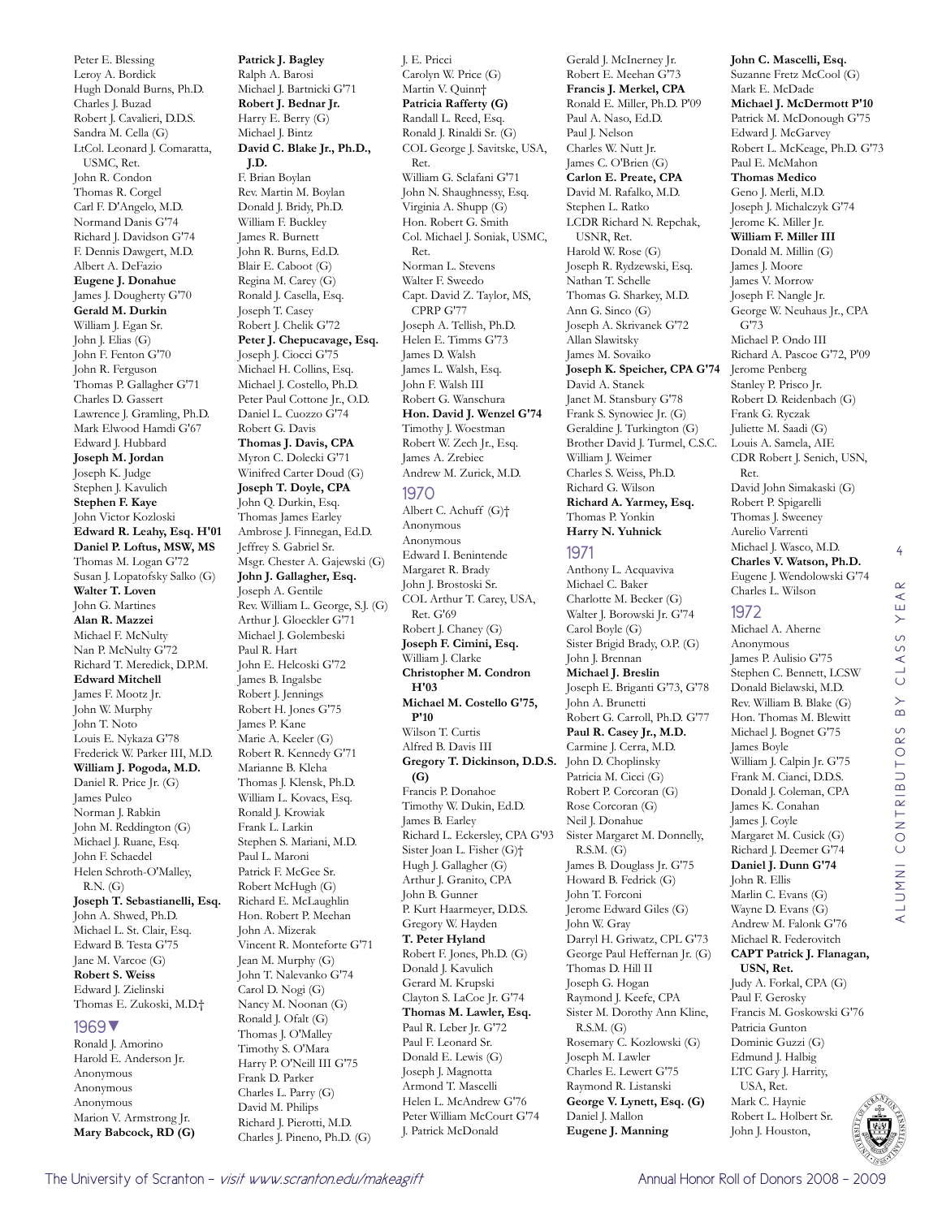Peter E. Blessing
Leroy A. Bordick
Hugh Donald Burns, Ph.D.
Charles J. Buzad
Robert J. Cavalieri, D.D.S.
Sandra M. Cella (G)
LtCol. Leonard J. Comaratta, USMC, Ret.
John R. Condon
Thomas R. Corgel
Carl F. D'Angelo, M.D.
Normand Danis G'74
Richard J. Davidson G'74
F. Dennis Dawgert, M.D.
Albert A. DeFazio
**Eugene J. Donahue**
James J. Dougherty G'70
**Gerald M. Durkin**
William J. Egan Sr.
John J. Elias (G)
John F. Fenton G'70
John R. Ferguson
Thomas P. Gallagher G'71
Charles D. Gassert
Lawrence J. Gramling, Ph.D.
Mark Elwood Hamdi G'67
Edward J. Hubbard
**Joseph M. Jordan**
Joseph K. Judge
Stephen J. Kavulich
**Stephen F. Kaye**
John Victor Kozloski
**Edward R. Leahy, Esq. H'01**
**Daniel P. Loftus, MSW, MS**
Thomas M. Logan G'72
Susan J. Lopatofsky Salko (G)
**Walter T. Loven**
John G. Martines
**Alan R. Mazzei**
Michael F. McNulty
Nan P. McNulty G'72
Richard T. Meredick, D.P.M.
**Edward Mitchell**
James F. Mootz Jr.
John W. Murphy
John T. Noto
Louis E. Nykaza G'78
Frederick W. Parker III, M.D.
**William J. Pogoda, M.D.**
Daniel R. Price Jr. (G)
James Puleo
Norman J. Rabkin
John M. Reddington (G)
Michael J. Ruane, Esq.
John F. Schaedel
Helen Schroth-O'Malley, R.N. (G)
**Joseph T. Sebastianelli, Esq.**
John A. Shwed, Ph.D.
Michael L. St. Clair, Esq.
Edward B. Testa G'75
Jane M. Varcoe (G)
**Robert S. Weiss**
Edward J. Zielinski
Thomas E. Zukoski, M.D.†

## 1969▼

Ronald J. Amorino
Harold E. Anderson Jr.
Anonymous
Anonymous
Anonymous
Marion V. Armstrong Jr.
**Mary Babcock, RD (G)**
**Patrick J. Bagley**
Ralph A. Barosi
Michael J. Bartnicki G'71
**Robert J. Bednar Jr.**
Harry E. Berry (G)
Michael J. Bintz
**David C. Blake Jr., Ph.D., J.D.**
F. Brian Boylan
Rev. Martin M. Boylan
Donald J. Bridy, Ph.D.
William F. Buckley
James R. Burnett
John R. Burns, Ed.D.
Blair E. Caboot (G)
Regina M. Carey (G)
Ronald J. Casella, Esq.
Joseph T. Casey
Robert J. Chelik G'72
**Peter J. Chepucavage, Esq.**
Joseph J. Ciocci G'75
Michael H. Collins, Esq.
Michael J. Costello, Ph.D.
Peter Paul Cottone Jr., O.D.
Daniel L. Cuozzo G'74
Robert G. Davis
**Thomas J. Davis, CPA**
Myron C. Dolecki G'71
Winifred Carter Doud (G)
**Joseph T. Doyle, CPA**
John Q. Durkin, Esq.
Thomas James Earley
Ambrose J. Finnegan, Ed.D.
Jeffrey S. Gabriel Sr.
Msgr. Chester A. Gajewski (G)
**John J. Gallagher, Esq.**
Joseph A. Gentile
Rev. William L. George, S.J. (G)
Arthur J. Gloeckler G'71
Michael J. Golembeski
Paul R. Hart
John E. Helcoski G'72
James B. Ingalsbe
Robert J. Jennings
Robert H. Jones G'75
James P. Kane
Marie A. Keeler (G)
Robert R. Kennedy G'71
Marianne B. Kleha
Thomas J. Klensk, Ph.D.
William L. Kovacs, Esq.
Ronald J. Krowiak
Frank L. Larkin
Stephen S. Mariani, M.D.
Paul L. Maroni
Patrick F. McGee Sr.
Robert McHugh (G)
Richard E. McLaughlin
Hon. Robert P. Meehan
John A. Mizerak
Vincent R. Monteforte G'71
Jean M. Murphy (G)
John T. Nalevanko G'74
Carol D. Nogi (G)
Nancy M. Noonan (G)
Ronald J. Ofalt (G)
Thomas J. O'Malley
Timothy S. O'Mara
Harry P. O'Neill III G'75
Frank D. Parker
Charles L. Parry (G)
David M. Philips
Richard J. Pierotti, M.D.
Charles J. Pineno, Ph.D. (G)
J. E. Pricci
Carolyn W. Price (G)
Martin V. Quinn†
**Patricia Rafferty (G)**
Randall L. Reed, Esq.
Ronald J. Rinaldi Sr. (G)
COL George J. Savitske, USA, Ret.
William G. Sclafani G'71
John N. Shaughnessy, Esq.
Virginia A. Shupp (G)
Hon. Robert G. Smith
Col. Michael J. Soniak, USMC, Ret.
Norman L. Stevens
Walter F. Sweedo
Capt. David Z. Taylor, MS, CPRP G'77
Joseph A. Tellish, Ph.D.
Helen E. Timms G'73
James D. Walsh
James L. Walsh, Esq.
John F. Walsh III
Robert G. Wanschura
**Hon. David J. Wenzel G'74**
Timothy J. Woestman
Robert W. Zech Jr., Esq.
James A. Zrebiec
Andrew M. Zurick, M.D.

## 1970

Albert C. Achuff (G)†
Anonymous
Anonymous
Edward I. Benintende
Margaret R. Brady
John J. Brostoski Sr.
COL Arthur T. Carey, USA, Ret. G'69
Robert J. Chaney (G)
**Joseph F. Cimini, Esq.**
William J. Clarke
**Christopher M. Condron H'03**
**Michael M. Costello G'75, P'10**
Wilson T. Curtis
Alfred B. Davis III
**Gregory T. Dickinson, D.D.S. (G)**
Francis P. Donahoe
Timothy W. Dukin, Ed.D.
James B. Earley
Richard L. Eckersley, CPA G'93
Sister Joan L. Fisher (G)†
Hugh J. Gallagher (G)
Arthur J. Granito, CPA
John B. Gunner
P. Kurt Haarmeyer, D.D.S.
Gregory W. Hayden
**T. Peter Hyland**
Robert F. Jones, Ph.D. (G)
Donald J. Kavulich
Gerard M. Krupski
Clayton S. LaCoe Jr. G'74
**Thomas M. Lawler, Esq.**
Paul R. Leber Jr. G'72
Paul F. Leonard Sr.
Donald E. Lewis (G)
Joseph J. Magnotta
Armond T. Mascelli
Helen L. McAndrew G'76
Peter William McCourt G'74
J. Patrick McDonald
Gerald J. McInerney Jr.
Robert E. Meehan G'73
**Francis J. Merkel, CPA**
Ronald E. Miller, Ph.D. P'09
Paul A. Naso, Ed.D.
Paul J. Nelson
Charles W. Nutt Jr.
James C. O'Brien (G)
**Carlon E. Preate, CPA**
David M. Rafalko, M.D.
Stephen L. Ratko
LCDR Richard N. Repchak, USNR, Ret.
Harold W. Rose (G)
Joseph R. Rydzewski, Esq.
Nathan T. Schelle
Thomas G. Sharkey, M.D.
Ann G. Sinco (G)
Joseph A. Skrivanek G'72
Allan Slawitsky
James M. Sovaiko
**Joseph K. Speicher, CPA G'74**
David A. Stanek
Janet M. Stansbury G'78
Frank S. Synowiec Jr. (G)
Geraldine J. Turkington (G)
Brother David J. Turmel, C.S.C.
William J. Weimer
Charles S. Weiss, Ph.D.
Richard G. Wilson
**Richard A. Yarmey, Esq.**
Thomas P. Yonkin
**Harry N. Yuhnick**

## 1971

Anthony L. Acquaviva
Michael C. Baker
Charlotte M. Becker (G)
Walter J. Borowski Jr. G'74
Carol Boyle (G)
Sister Brigid Brady, O.P. (G)
John J. Brennan
**Michael J. Breslin**
Joseph E. Briganti G'73, G'78
John A. Brunetti
Robert G. Carroll, Ph.D. G'77
**Paul R. Casey Jr., M.D.**
Carmine J. Cerra, M.D.
John D. Choplinsky
Patricia M. Cicci (G)
Robert P. Corcoran (G)
Rose Corcoran (G)
Neil J. Donahue
Sister Margaret M. Donnelly, R.S.M. (G)
James B. Douglass Jr. G'75
Howard B. Fedrick (G)
John T. Forconi
Jerome Edward Giles (G)
John W. Gray
Darryl H. Griwatz, CPL G'73
George Paul Heffernan Jr. (G)
Thomas D. Hill II
Joseph G. Hogan
Raymond J. Keefe, CPA
Sister M. Dorothy Ann Kline, R.S.M. (G)
Rosemary C. Kozlowski (G)
Joseph M. Lawler
Charles E. Lewert G'75
Raymond R. Listanski
**George V. Lynett, Esq. (G)**
Daniel J. Mallon
**Eugene J. Manning**
**John C. Mascelli, Esq.**
Suzanne Fretz McCool (G)
Mark E. McDade
**Michael J. McDermott P'10**
Patrick M. McDonough G'75
Edward J. McGarvey
Robert L. McKeage, Ph.D. G'73
Paul E. McMahon
**Thomas Medico**
Geno J. Merli, M.D.
Joseph J. Michalczyk G'74
Jerome K. Miller Jr.
**William F. Miller III**
Donald M. Millin (G)
James J. Moore
James V. Morrow
Joseph F. Nangle Jr.
George W. Neuhaus Jr., CPA G'73
Michael P. Ondo III
Richard A. Pascoe G'72, P'09
Jerome Penberg
Stanley P. Prisco Jr.
Robert D. Reidenbach (G)
Frank G. Ryczak
Juliette M. Saadi (G)
Louis A. Samela, AIE
CDR Robert J. Senich, USN, Ret.
David John Simakaski (G)
Robert P. Spigarelli
Thomas J. Sweeney
Aurelio Varrenti
Michael J. Wasco, M.D.
**Charles V. Watson, Ph.D.**
Eugene J. Wendolowski G'74
Charles L. Wilson

## 1972

Michael A. Aherne
Anonymous
James P. Aulisio G'75
Stephen C. Bennett, LCSW
Donald Bielawski, M.D.
Rev. William B. Blake (G)
Hon. Thomas M. Blewitt
Michael J. Bognet G'75
James Boyle
William J. Calpin Jr. G'75
Frank M. Cianci, D.D.S.
Donald J. Coleman, CPA
James K. Conahan
James J. Coyle
Margaret M. Cusick (G)
Richard J. Deemer G'74
**Daniel J. Dunn G'74**
John R. Ellis
Marlin C. Evans (G)
Wayne D. Evans (G)
Andrew M. Falonk G'76
Michael R. Federovitch
**CAPT Patrick J. Flanagan, USN, Ret.**
Judy A. Forkal, CPA (G)
Paul F. Gerosky
Francis M. Goskowski G'76
Patricia Gunton
Dominic Guzzi (G)
Edmund J. Halbig
LTC Gary J. Harrity, USA, Ret.
Mark C. Haynie
Robert L. Holbert Sr.
John J. Houston,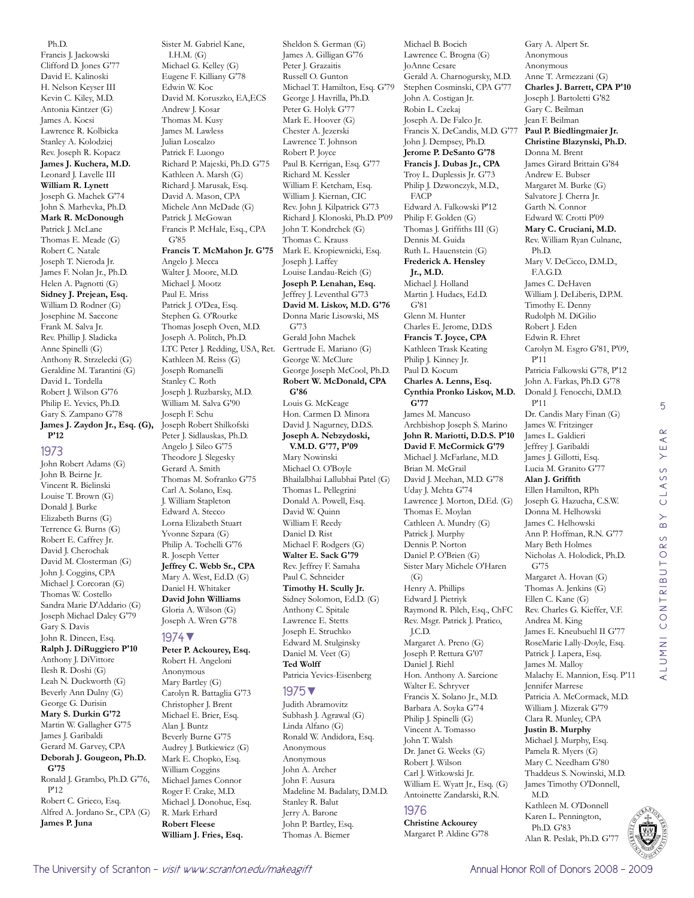Ph.D.
Francis J. Jackowski
Clifford D. Jones G'77
David E. Kalinoski
H. Nelson Keyser III
Kevin C. Kiley, M.D.
Antonia Kintzer (G)
James A. Kocsi
Lawrence R. Kolbicka
Stanley A. Kolodziej
Rev. Joseph R. Kopacz
**James J. Kuchera, M.D.**
Leonard J. Lavelle III
**William R. Lynett**
Joseph G. Machek G'74
John S. Marhevka, Ph.D.
**Mark R. McDonough**
Patrick J. McLane
Thomas E. Meade (G)
Robert C. Natale
Joseph T. Nieroda Jr.
James F. Nolan Jr., Ph.D.
Helen A. Pagnotti (G)
**Sidney J. Prejean, Esq.**
William D. Rodner (G)
Josephine M. Saccone
Frank M. Salva Jr.
Rev. Phillip J. Sladicka
Anne Spinelli (G)
Anthony R. Strzelecki (G)
Geraldine M. Tarantini (G)
David L. Tordella
Robert J. Wilson G'76
Philip E. Yevics, Ph.D.
Gary S. Zampano G'78
**James J. Zaydon Jr., Esq. (G), P'12**

## 1973

John Robert Adams (G)
John B. Beirne Jr.
Vincent R. Bielinski
Louise T. Brown (G)
Donald J. Burke
Elizabeth Burns (G)
Terrence G. Burns (G)
Robert E. Caffrey Jr.
David J. Cherochak
David M. Closterman (G)
John J. Coggins, CPA
Michael J. Corcoran (G)
Thomas W. Costello
Sandra Marie D'Addario (G)
Joseph Michael Daley G'79
Gary S. Davis
John R. Dineen, Esq.
**Ralph J. DiRuggiero P'10**
Anthony J. DiVittore
Ilesh R. Doshi (G)
Leah N. Duckworth (G)
Beverly Ann Dulny (G)
George G. Durisin
**Mary S. Durkin G'72**
Martin W. Gallagher G'75
James J. Garibaldi
Gerard M. Garvey, CPA
**Deborah J. Gougeon, Ph.D. G'75**
Ronald J. Grambo, Ph.D. G'76, P'12
Robert C. Grieco, Esq.
Alfred A. Jordano Sr., CPA (G)
**James P. Juna**
Sister M. Gabriel Kane, I.H.M. (G)
Michael G. Kelley (G)
Eugene F. Killiany G'78
Edwin W. Koc
David M. Koruszko, EA,ECS
Andrew J. Kosar
Thomas M. Kusy
James M. Lawless
Julian Loscalzo
Patrick F. Luongo
Richard P. Majeski, Ph.D. G'75
Kathleen A. Marsh (G)
Richard J. Marusak, Esq.
David A. Mason, CPA
Michele Ann McDade (G)
Patrick J. McGowan
Francis P. McHale, Esq., CPA G'85
**Francis T. McMahon Jr. G'75**
Angelo J. Mecca
Walter J. Moore, M.D.
Michael J. Mootz
Paul E. Mriss
Patrick J. O'Dea, Esq.
Stephen G. O'Rourke
Thomas Joseph Oven, M.D.
Joseph A. Politch, Ph.D.
LTC Peter J. Redding, USA, Ret.
Kathleen M. Reiss (G)
Joseph Romanelli
Stanley C. Roth
Joseph J. Ruzbarsky, M.D.
William M. Salva G'90
Joseph F. Schu
Joseph Robert Shilkofski
Peter J. Sidlauskas, Ph.D.
Angelo J. Sileo G'75
Theodore J. Slegesky
Gerard A. Smith
Thomas M. Sofranko G'75
Carl A. Solano, Esq.
J. William Stapleton
Edward A. Stecco
Lorna Elizabeth Stuart
Yvonne Szpara (G)
Philip A. Tochelli G'76
R. Joseph Vetter
**Jeffrey C. Webb Sr., CPA**
Mary A. West, Ed.D. (G)
Daniel H. Whitaker
**David John Williams**
Gloria A. Wilson (G)
Joseph A. Wren G'78

## 1974▼

**Peter P. Ackourey, Esq.**
Robert H. Angeloni
Anonymous
Mary Bartley (G)
Carolyn R. Battaglia G'73
Christopher J. Brent
Michael E. Brier, Esq.
Alan J. Buntz
Beverly Burne G'75
Audrey J. Butkiewicz (G)
Mark E. Chopko, Esq.
William Coggins
Michael James Connor
Roger F. Crake, M.D.
Michael J. Donohue, Esq.
R. Mark Erhard
**Robert Fleese**
**William J. Fries, Esq.**
Sheldon S. German (G)
James A. Gilligan G'76
Peter J. Grazaitis
Russell O. Gunton
Michael T. Hamilton, Esq. G'79
George J. Havrilla, Ph.D.
Peter G. Holyk G'77
Mark E. Hoover (G)
Chester A. Jezerski
Lawrence T. Johnson
Robert P. Joyce
Paul B. Kerrigan, Esq. G'77
Richard M. Kessler
William F. Ketcham, Esq.
William J. Kiernan, CIC
Rev. John J. Kilpatrick G'73
Richard J. Klonoski, Ph.D. P'09
John T. Kondrchek (G)
Thomas C. Krauss
Mark E. Kropiewnicki, Esq.
Joseph J. Laffey
Louise Landau-Reich (G)
**Joseph P. Lenahan, Esq.**
Jeffrey J. Leventhal G'73
**David M. Liskov, M.D. G'76**
Donna Marie Lisowski, MS G'73
Gerald John Machek
Gertrude E. Mariano (G)
George W. McClure
George Joseph McCool, Ph.D.
**Robert W. McDonald, CPA G'86**
Louis G. McKeage
Hon. Carmen D. Minora
David J. Nagurney, D.D.S.
**Joseph A. Nebzydoski, V.M.D. G'77, P'09**
Mary Nowinski
Michael O. O'Boyle
Bhailalbhai Lallubhai Patel (G)
Thomas L. Pellegrini
Donald A. Powell, Esq.
David W. Quinn
William F. Reedy
Daniel D. Rist
Michael F. Rodgers (G)
**Walter E. Sack G'79**
Rev. Jeffrey F. Samaha
Paul C. Schneider
**Timothy H. Scully Jr.**
Sidney Solomon, Ed.D. (G)
Anthony C. Spitale
Lawrence E. Stetts
Joseph E. Struchko
Edward M. Stulginsky
Daniel M. Veet (G)
**Ted Wolff**
Patricia Yevics-Eisenberg

## 1975▼

Judith Abramovitz
Subhash J. Agrawal (G)
Linda Alfano (G)
Ronald W. Andidora, Esq.
Anonymous
Anonymous
John A. Archer
John F. Ausura
Madeline M. Badalaty, D.M.D.
Stanley R. Balut
Jerry A. Barone
John P. Bartley, Esq.
Thomas A. Biemer
Michael B. Bocich
Lawrence C. Brogna (G)
JoAnne Cesare
Gerald A. Charnogursky, M.D.
Stephen Cosminski, CPA G'77
John A. Costigan Jr.
Robin L. Czekaj
Joseph A. De Falco Jr.
Francis X. DeCandis, M.D. G'77
John J. Dempsey, Ph.D.
**Jerome P. DeSanto G'78**
**Francis J. Dubas Jr., CPA**
Troy L. Duplessis Jr. G'73
Philip J. Dzwonczyk, M.D., FACP
Edward A. Falkowski P'12
Philip F. Golden (G)
Thomas J. Griffiths III (G)
Dennis M. Guida
Ruth L. Hauenstein (G)
**Frederick A. Hensley Jr., M.D.**
Michael J. Holland
Martin J. Hudacs, Ed.D. G'81
Glenn M. Hunter
Charles E. Jerome, D.D.S
**Francis T. Joyce, CPA**
Kathleen Trask Keating
Philip J. Kinney Jr.
Paul D. Kocum
**Charles A. Lenns, Esq.**
**Cynthia Pronko Liskov, M.D. G'77**
James M. Mancuso
Archbishop Joseph S. Marino
**John R. Mariotti, D.D.S. P'10**
**David F. McCormick G'79**
Michael J. McFarlane, M.D.
Brian M. McGrail
David J. Meehan, M.D. G'78
Uday J. Mehta G'74
Lawrence J. Morton, D.Ed. (G)
Thomas E. Moylan
Cathleen A. Mundry (G)
Patrick J. Murphy
Dennis P. Norton
Daniel P. O'Brien (G)
Sister Mary Michele O'Haren (G)
Henry A. Phillips
Edward J. Pietriyk
Raymond R. Pilch, Esq., ChFC
Rev. Msgr. Patrick J. Pratico, J.C.D.
Margaret A. Preno (G)
Joseph P. Rettura G'07
Daniel J. Riehl
Hon. Anthony A. Sarcione
Walter E. Schryver
Francis X. Solano Jr., M.D.
Barbara A. Soyka G'74
Philip J. Spinelli (G)
Vincent A. Tomasso
John T. Walsh
Dr. Janet G. Weeks (G)
Robert J. Wilson
Carl J. Witkowski Jr.
William E. Wyatt Jr., Esq. (G)
Antoinette Zandarski, R.N.

## 1976

**Christine Ackourey**
Margaret P. Aldine G'78
Gary A. Alpert Sr.
Anonymous
Anonymous
Anne T. Armezzani (G)
**Charles J. Barrett, CPA P'10**
Joseph J. Bartoletti G'82
Gary C. Beilman
Jean F. Beilman
**Paul P. Biedlingmaier Jr.**
**Christine Blazynski, Ph.D.**
Donna M. Brent
James Girard Brittain G'84
Andrew E. Bubser
Margaret M. Burke (G)
Salvatore J. Cherra Jr.
Garth N. Connor
Edward W. Crotti P'09
**Mary C. Cruciani, M.D.**
Rev. William Ryan Culnane, Ph.D.
Mary V. DeCicco, D.M.D., F.A.G.D.
James C. DeHaven
William J. DeLiberis, D.P.M.
Timothy E. Denny
Rudolph M. DiGilio
Robert J. Eden
Edwin R. Ehret
Carolyn M. Esgro G'81, P'09, P'11
Patricia Falkowski G'78, P'12
John A. Farkas, Ph.D. G'78
Donald J. Fenocchi, D.M.D. P'11
Dr. Candis Mary Finan (G)
James W. Fritzinger
James L. Galdieri
Jeffrey J. Garibaldi
James J. Gillotti, Esq.
Lucia M. Granito G'77
**Alan J. Griffith**
Ellen Hamilton, RPh
Joseph G. Hazucha, C.S.W.
Donna M. Helhowski
James C. Helhowski
Ann P. Hoffman, R.N. G'77
Mary Beth Holmes
Nicholas A. Holodick, Ph.D. G'75
Margaret A. Hovan (G)
Thomas A. Jenkins (G)
Ellen C. Kane (G)
Rev. Charles G. Kieffer, V.F.
Andrea M. King
James E. Kneubuehl II G'77
RoseMarie Lally-Doyle, Esq.
Patrick J. Lapera, Esq.
James M. Malloy
Malachy E. Mannion, Esq. P'11
Jennifer Marrese
Patricia A. McCormack, M.D.
William J. Mizerak G'79
Clara R. Munley, CPA
**Justin B. Murphy**
Michael J. Murphy, Esq.
Pamela R. Myers (G)
Mary C. Needham G'80
Thaddeus S. Nowinski, M.D.
James Timothy O'Donnell, M.D.
Kathleen M. O'Donnell
Karen L. Pennington, Ph.D. G'83
Alan R. Peslak, Ph.D. G'77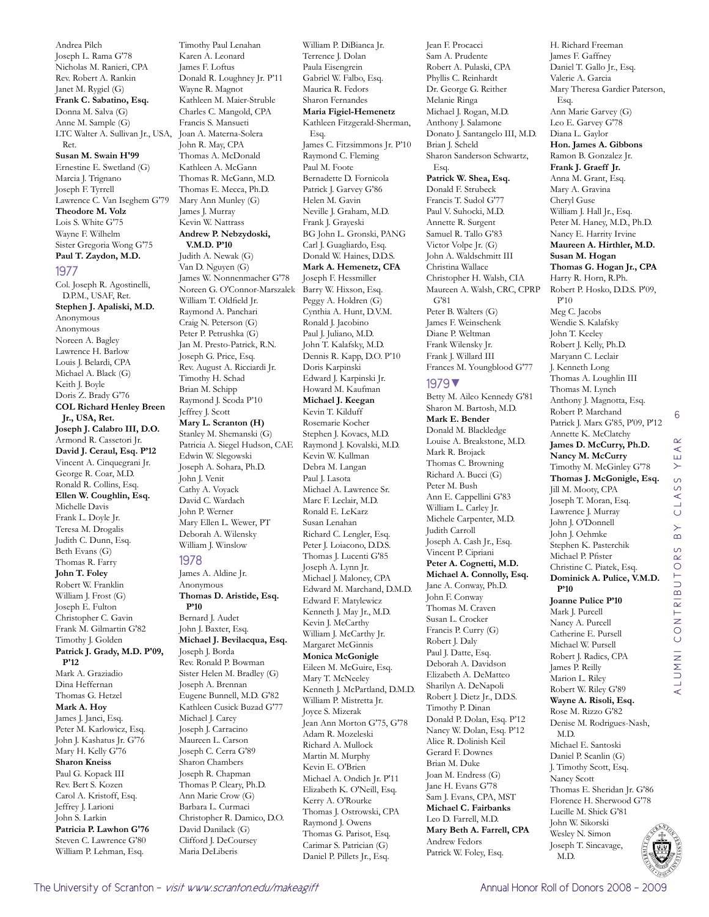Andrea Pilch
Joseph L. Rama G'78
Nicholas M. Ranieri, CPA
Rev. Robert A. Rankin
Janet M. Rygiel (G)
**Frank C. Sabatino, Esq.**
Donna M. Salva (G)
Anne M. Sample (G)
LTC Walter A. Sullivan Jr., USA, Ret.
**Susan M. Swain H'99**
Ernestine E. Swetland (G)
Marcia J. Trignano
Joseph F. Tyrrell
Lawrence C. Van Iseghem G'79
**Theodore M. Volz**
Lois S. White G'75
Wayne F. Wilhelm
Sister Gregoria Wong G'75
**Paul T. Zaydon, M.D.**

## 1977

Col. Joseph R. Agostinelli, D.P.M., USAF, Ret.
**Stephen J. Apaliski, M.D.**
Anonymous
Anonymous
Noreen A. Bagley
Lawrence H. Barlow
Louis J. Belardi, CPA
Michael A. Black (G)
Keith J. Boyle
Doris Z. Brady G'76
**COL Richard Henley Breen Jr., USA, Ret.**
**Joseph J. Calabro III, D.O.**
Armond R. Cassetori Jr.
**David J. Ceraul, Esq. P'12**
Vincent A. Cinquegrani Jr.
George R. Coar, M.D.
Ronald R. Collins, Esq.
**Ellen W. Coughlin, Esq.**
Michelle Davis
Frank L. Doyle Jr.
Teresa M. Drogalis
Judith C. Dunn, Esq.
Beth Evans (G)
Thomas R. Farry
**John T. Foley**
Robert W. Franklin
William J. Frost (G)
Joseph E. Fulton
Christopher C. Gavin
Frank M. Gilmartin G'82
Timothy J. Golden
**Patrick J. Grady, M.D. P'09, P'12**
Mark A. Graziadio
Dina Heffernan
Thomas G. Hetzel
**Mark A. Hoy**
James J. Janci, Esq.
Peter M. Karlowicz, Esq.
John J. Kashatus Jr. G'76
Mary H. Kelly G'76
**Sharon Kneiss**
Paul G. Kopack III
Rev. Bert S. Kozen
Carol A. Kristoff, Esq.
Jeffrey J. Larioni
John S. Larkin
**Patricia P. Lawhon G'76**
Steven C. Lawrence G'80
William P. Lehman, Esq.
Timothy Paul Lenahan
Karen A. Leonard
James F. Loftus
Donald R. Loughney Jr. P'11
Wayne R. Magnot
Kathleen M. Maier-Struble
Charles C. Mangold, CPA
Francis S. Mansueti
Joan A. Materna-Solera
John R. May, CPA
Thomas A. McDonald
Kathleen A. McGann
Thomas R. McGann, M.D.
Thomas E. Mecca, Ph.D.
Mary Ann Munley (G)
James J. Murray
Kevin W. Nattrass
**Andrew P. Nebzydoski, V.M.D. P'10**
Judith A. Newak (G)
Van D. Nguyen (G)
James W. Nonnenmacher G'78
Noreen G. O'Connor-Marszalek
William T. Oldfield Jr.
Raymond A. Panchari
Craig N. Peterson (G)
Peter P. Petrushka (G)
Jan M. Presto-Patrick, R.N.
Joseph G. Price, Esq.
Rev. August A. Ricciardi Jr.
Timothy H. Schad
Brian M. Schipp
Raymond J. Scoda P'10
Jeffrey J. Scott
**Mary L. Scranton (H)**
Stanley M. Shemanski (G)
Patricia A. Siegel Hudson, CAE
Edwin W. Slegowski
Joseph A. Sohara, Ph.D.
John J. Venit
Cathy A. Voyack
David C. Wardach
John P. Werner
Mary Ellen L. Wewer, PT
Deborah A. Wilensky
William J. Winslow

## 1978

James A. Aldine Jr.
Anonymous
**Thomas D. Aristide, Esq. P'10**
Bernard J. Audet
John J. Baxter, Esq.
**Michael J. Bevilacqua, Esq.**
Joseph J. Borda
Rev. Ronald P. Bowman
Sister Helen M. Bradley (G)
Joseph A. Brennan
Eugene Bunnell, M.D. G'82
Kathleen Cusick Buzad G'77
Michael J. Carey
Joseph J. Carracino
Maureen L. Carson
Joseph C. Cerra G'89
Sharon Chambers
Joseph R. Chapman
Thomas P. Cleary, Ph.D.
Ann Marie Crow (G)
Barbara L. Curmaci
Christopher R. Damico, D.O.
David Danilack (G)
Clifford J. DeCoursey
Maria DeLiberis
William P. DiBianca Jr.
Terrence J. Dolan
Paula Eisengrein
Gabriel W. Falbo, Esq.
Maurica R. Fedors
Sharon Fernandes
**Maria Figiel-Hemenetz**
Kathleen Fitzgerald-Sherman, Esq.
James C. Fitzsimmons Jr. P'10
Raymond C. Fleming
Paul M. Foote
Bernadette D. Fornicola
Patrick J. Garvey G'86
Helen M. Gavin
Neville J. Graham, M.D.
Frank J. Grayeski
BG John L. Gronski, PANG
Carl J. Guagliardo, Esq.
Donald W. Haines, D.D.S.
**Mark A. Hemenetz, CFA**
Joseph F. Hessmiller
Barry W. Hixson, Esq.
Peggy A. Holdren (G)
Cynthia A. Hunt, D.V.M.
Ronald J. Jacobino
Paul J. Juliano, M.D.
John T. Kalafsky, M.D.
Dennis R. Kapp, D.O. P'10
Doris Karpinski
Edward J. Karpinski Jr.
Howard M. Kaufman
**Michael J. Keegan**
Kevin T. Kilduff
Rosemarie Kocher
Stephen J. Kovacs, M.D.
Raymond J. Kovalski, M.D.
Kevin W. Kullman
Debra M. Langan
Paul J. Lasota
Michael A. Lawrence Sr.
Marc F. Leclair, M.D.
Ronald E. LeKarz
Susan Lenahan
Richard C. Lengler, Esq.
Peter J. Loiacono, D.D.S.
Thomas J. Lucenti G'85
Joseph A. Lynn Jr.
Michael J. Maloney, CPA
Edward M. Marchand, D.M.D.
Edward F. Matylewicz
Kenneth J. May Jr., M.D.
Kevin J. McCarthy
William J. McCarthy Jr.
Margaret McGinnis
**Monica McGonigle**
Eileen M. McGuire, Esq.
Mary T. McNeeley
Kenneth J. McPartland, D.M.D.
William P. Mistretta Jr.
Joyce S. Mizerak
Jean Ann Morton G'75, G'78
Adam R. Mozeleski
Richard A. Mullock
Martin M. Murphy
Kevin E. O'Brien
Michael A. Ondich Jr. P'11
Elizabeth K. O'Neill, Esq.
Kerry A. O'Rourke
Thomas J. Ostrowski, CPA
Raymond J. Owens
Thomas G. Parisot, Esq.
Carimar S. Patrician (G)
Daniel P. Pillets Jr., Esq.
Jean F. Procacci
Sam A. Prudente
Robert A. Pulaski, CPA
Phyllis C. Reinhardt
Dr. George G. Reither
Melanie Ringa
Michael J. Rogan, M.D.
Anthony J. Salamone
Donato J. Santangelo III, M.D.
Brian J. Scheld
Sharon Sanderson Schwartz, Esq.
**Patrick W. Shea, Esq.**
Donald F. Strubeck
Francis T. Sudol G'77
Paul V. Suhocki, M.D.
Annette R. Surgent
Samuel R. Tallo G'83
Victor Volpe Jr. (G)
John A. Waldschmitt III
Christina Wallace
Christopher H. Walsh, CIA
Maureen A. Walsh, CRC, CPRP G'81
Peter B. Walters (G)
James F. Weinschenk
Diane P. Weltman
Frank Wilensky Jr.
Frank J. Willard III
Frances M. Youngblood G'77

## 1979

Betty M. Aileo Kennedy G'81
Sharon M. Bartosh, M.D.
**Mark E. Bender**
Donald M. Blackledge
Louise A. Breakstone, M.D.
Mark R. Brojack
Thomas C. Browning
Richard A. Bucci (G)
Peter M. Bush
Ann E. Cappellini G'83
William L. Carley Jr.
Michele Carpenter, M.D.
Judith Carroll
Joseph A. Cash Jr., Esq.
Vincent P. Cipriani
**Peter A. Cognetti, M.D.**
**Michael A. Connolly, Esq.**
Jane A. Conway, Ph.D.
John F. Conway
Thomas M. Craven
Susan L. Crocker
Francis P. Curry (G)
Robert J. Daly
Paul J. Datte, Esq.
Deborah A. Davidson
Elizabeth A. DeMatteo
Sharilyn A. DeNapoli
Robert J. Dietz Jr., D.D.S.
Timothy P. Dinan
Donald P. Dolan, Esq. P'12
Nancy W. Dolan, Esq. P'12
Alice R. Dolinish Keil
Gerard F. Downes
Brian M. Duke
Joan M. Endress (G)
Jane H. Evans G'78
Sam J. Evans, CPA, MST
**Michael C. Fairbanks**
Leo D. Farrell, M.D.
**Mary Beth A. Farrell, CPA**
Andrew Fedors
Patrick W. Foley, Esq.
H. Richard Freeman
James F. Gaffney
Daniel T. Gallo Jr., Esq.
Valerie A. Garcia
Mary Theresa Gardier Paterson, Esq.
Ann Marie Garvey (G)
Leo E. Garvey G'78
Diana L. Gaylor
**Hon. James A. Gibbons**
Ramon B. Gonzalez Jr.
**Frank J. Graeff Jr.**
Anna M. Grant, Esq.
Mary A. Gravina
Cheryl Guse
William J. Hall Jr., Esq.
Peter M. Haney, M.D., Ph.D.
Nancy E. Harrity Irvine
**Maureen A. Hirthler, M.D.**
**Susan M. Hogan**
**Thomas G. Hogan Jr., CPA**
Harry R. Horn, R.Ph.
Robert P. Hosko, D.D.S. P'09, P'10
Meg C. Jacobs
Wendie S. Kalafsky
John T. Keeley
Robert J. Kelly, Ph.D.
Maryann C. Leclair
J. Kenneth Long
Thomas A. Loughlin III
Thomas M. Lynch
Anthony J. Magnotta, Esq.
Robert P. Marchand
Patrick J. Marx G'85, P'09, P'12
Annette K. McClatchy
**James D. McCurry, Ph.D.**
**Nancy M. McCurry**
Timothy M. McGinley G'78
**Thomas J. McGonigle, Esq.**
Jill M. Mooty, CPA
Joseph T. Moran, Esq.
Lawrence J. Murray
John J. O'Donnell
John J. Oehmke
Stephen K. Pasterchik
Michael P. Pfister
Christine C. Piatek, Esq.
**Dominick A. Pulice, V.M.D. P'10**
**Joanne Pulice P'10**
Mark J. Purcell
Nancy A. Purcell
Catherine E. Pursell
Michael W. Pursell
Robert J. Radics, CPA
James P. Reilly
Marion L. Riley
Robert W. Riley G'89
**Wayne A. Risoli, Esq.**
Rose M. Rizzo G'82
Denise M. Rodrigues-Nash, M.D.
Michael E. Santoski
Daniel P. Scanlin (G)
J. Timothy Scott, Esq.
Nancy Scott
Thomas E. Sheridan Jr. G'86
Florence H. Sherwood G'78
Lucille M. Shick G'81
John W. Sikorski
Wesley N. Simon
Joseph T. Sincavage, M.D.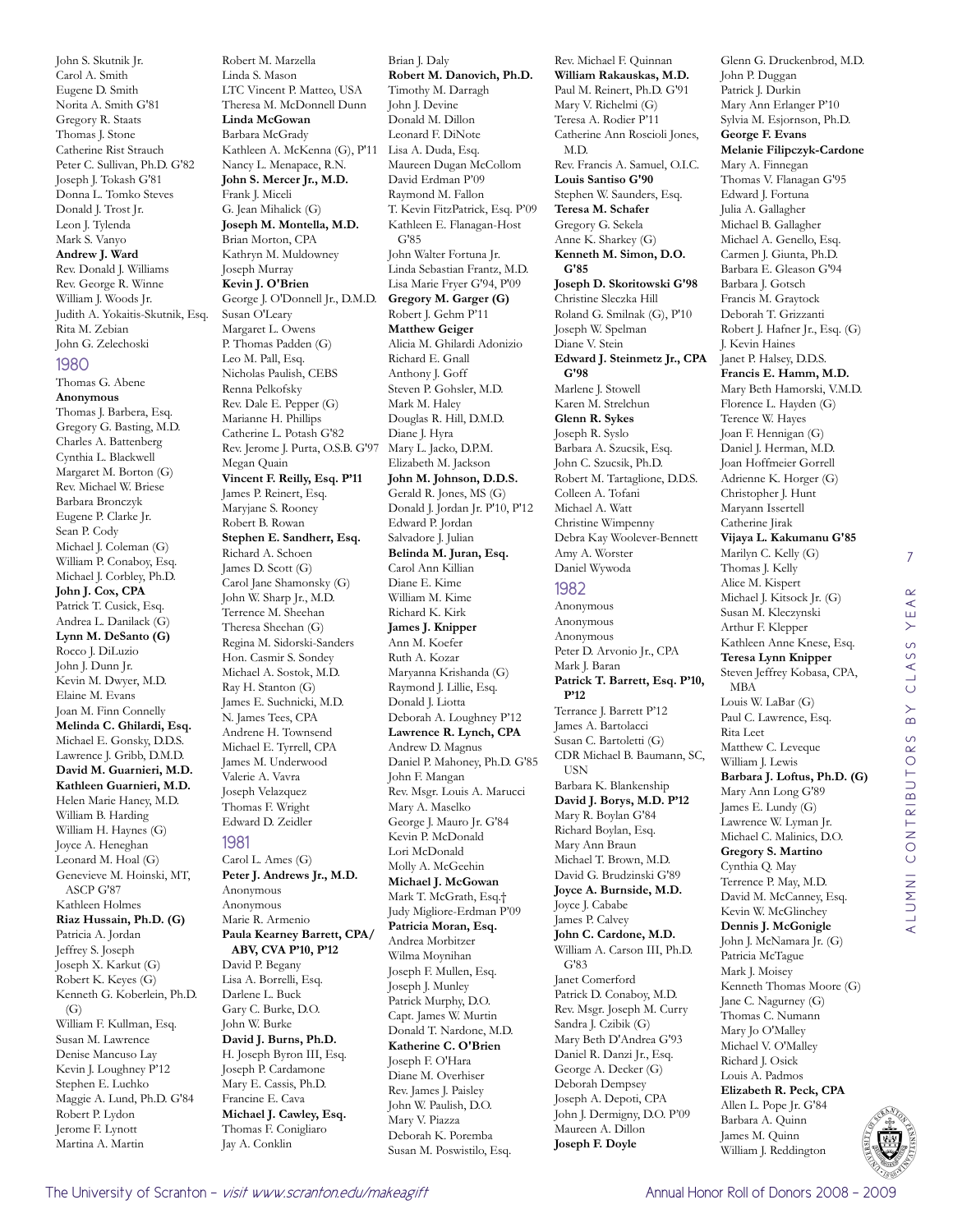John S. Skutnik Jr.
Carol A. Smith
Eugene D. Smith
Norita A. Smith G'81
Gregory R. Staats
Thomas J. Stone
Catherine Rist Strauch
Peter C. Sullivan, Ph.D. G'82
Joseph J. Tokash G'81
Donna L. Tomko Steves
Donald J. Trost Jr.
Leon J. Tylenda
Mark S. Vanyo
**Andrew J. Ward**
Rev. Donald J. Williams
Rev. George R. Winne
William J. Woods Jr.
Judith A. Yokaitis-Skutnik, Esq.
Rita M. Zebian
John G. Zelechoski

## 1980

Thomas G. Abene
**Anonymous**
Thomas J. Barbera, Esq.
Gregory G. Basting, M.D.
Charles A. Battenberg
Cynthia L. Blackwell
Margaret M. Borton (G)
Rev. Michael W. Briese
Barbara Bronczyk
Eugene P. Clarke Jr.
Sean P. Cody
Michael J. Coleman (G)
William P. Conaboy, Esq.
Michael J. Corbley, Ph.D.
**John J. Cox, CPA**
Patrick T. Cusick, Esq.
Andrea L. Danilack (G)
**Lynn M. DeSanto (G)**
Rocco J. DiLuzio
John J. Dunn Jr.
Kevin M. Dwyer, M.D.
Elaine M. Evans
Joan M. Finn Connelly
**Melinda C. Ghilardi, Esq.**
Michael E. Gonsky, D.D.S.
Lawrence J. Gribb, D.M.D.
**David M. Guarnieri, M.D.**
**Kathleen Guarnieri, M.D.**
Helen Marie Haney, M.D.
William B. Harding
William H. Haynes (G)
Joyce A. Heneghan
Leonard M. Hoal (G)
Genevieve M. Hoinski, MT, ASCP G'87
Kathleen Holmes
**Riaz Hussain, Ph.D. (G)**
Patricia A. Jordan
Jeffrey S. Joseph
Joseph X. Karkut (G)
Robert K. Keyes (G)
Kenneth G. Koberlein, Ph.D. (G)
William F. Kullman, Esq.
Susan M. Lawrence
Denise Mancuso Lay
Kevin J. Loughney P'12
Stephen E. Luchko
Maggie A. Lund, Ph.D. G'84
Robert P. Lydon
Jerome F. Lynott
Martina A. Martin
Robert M. Marzella
Linda S. Mason
LTC Vincent P. Matteo, USA
Theresa M. McDonnell Dunn
**Linda McGowan**
Barbara McGrady
Kathleen A. McKenna (G), P'11
Nancy L. Menapace, R.N.
**John S. Mercer Jr., M.D.**
Frank J. Miceli
G. Jean Mihalick (G)
**Joseph M. Montella, M.D.**
Brian Morton, CPA
Kathryn M. Muldowney
Joseph Murray
**Kevin J. O'Brien**
George J. O'Donnell Jr., D.M.D.
Susan O'Leary
Margaret L. Owens
P. Thomas Padden (G)
Leo M. Pall, Esq.
Nicholas Paulish, CEBS
Renna Pelkofsky
Rev. Dale E. Pepper (G)
Marianne H. Phillips
Catherine L. Potash G'82
Rev. Jerome J. Purta, O.S.B. G'97
Megan Quain
**Vincent F. Reilly, Esq. P'11**
James P. Reinert, Esq.
Maryjane S. Rooney
Robert B. Rowan
**Stephen E. Sandherr, Esq.**
Richard A. Schoen
James D. Scott (G)
Carol Jane Shamonsky (G)
John W. Sharp Jr., M.D.
Terrence M. Sheehan
Theresa Sheehan (G)
Regina M. Sidorski-Sanders
Hon. Casmir S. Sondey
Michael A. Sostok, M.D.
Ray H. Stanton (G)
James E. Suchnicki, M.D.
N. James Tees, CPA
Andrene H. Townsend
Michael E. Tyrrell, CPA
James M. Underwood
Valerie A. Vavra
Joseph Velazquez
Thomas F. Wright
Edward D. Zeidler

## 1981

Carol L. Ames (G)
**Peter J. Andrews Jr., M.D.**
Anonymous
Anonymous
Marie R. Armenio
**Paula Kearney Barrett, CPA/ ABV, CVA P'10, P'12**
David P. Begany
Lisa A. Borrelli, Esq.
Darlene L. Buck
Gary C. Burke, D.O.
John W. Burke
**David J. Burns, Ph.D.**
H. Joseph Byron III, Esq.
Joseph P. Cardamone
Mary E. Cassis, Ph.D.
Francine E. Cava
**Michael J. Cawley, Esq.**
Thomas F. Conigliaro
Jay A. Conklin
Brian J. Daly
**Robert M. Danovich, Ph.D.**
Timothy M. Darragh
John J. Devine
Donald M. Dillon
Leonard F. DiNote
Lisa A. Duda, Esq.
Maureen Dugan McCollom
David Erdman P'09
Raymond M. Fallon
T. Kevin FitzPatrick, Esq. P'09
Kathleen E. Flanagan-Host G'85
John Walter Fortuna Jr.
Linda Sebastian Frantz, M.D.
Lisa Marie Fryer G'94, P'09
**Gregory M. Garger (G)**
Robert J. Gehm P'11
**Matthew Geiger**
Alicia M. Ghilardi Adonizio
Richard E. Gnall
Anthony J. Goff
Steven P. Gohsler, M.D.
Mark M. Haley
Douglas R. Hill, D.M.D.
Diane J. Hyra
Mary L. Jacko, D.P.M.
Elizabeth M. Jackson
**John M. Johnson, D.D.S.**
Gerald R. Jones, MS (G)
Donald J. Jordan Jr. P'10, P'12
Edward P. Jordan
Salvadore J. Julian
**Belinda M. Juran, Esq.**
Carol Ann Killian
Diane E. Kime
William M. Kime
Richard K. Kirk
**James J. Knipper**
Ann M. Koefer
Ruth A. Kozar
Maryanna Krishanda (G)
Raymond J. Lillie, Esq.
Donald J. Liotta
Deborah A. Loughney P'12
**Lawrence R. Lynch, CPA**
Andrew D. Magnus
Daniel P. Mahoney, Ph.D. G'85
John F. Mangan
Rev. Msgr. Louis A. Marucci
Mary A. Maselko
George J. Mauro Jr. G'84
Kevin P. McDonald
Lori McDonald
Molly A. McGeehin
**Michael J. McGowan**
Mark T. McGrath, Esq.†
Judy Migliore-Erdman P'09
**Patricia Moran, Esq.**
Andrea Morbitzer
Wilma Moynihan
Joseph F. Mullen, Esq.
Joseph J. Munley
Patrick Murphy, D.O.
Capt. James W. Murtin
Donald T. Nardone, M.D.
**Katherine C. O'Brien**
Joseph F. O'Hara
Diane M. Overhiser
Rev. James J. Paisley
John W. Paulish, D.O.
Mary V. Piazza
Deborah K. Poremba
Susan M. Poswistilo, Esq.
Rev. Michael F. Quinnan
**William Rakauskas, M.D.**
Paul M. Reinert, Ph.D. G'91
Mary V. Richelmi (G)
Teresa A. Rodier P'11
Catherine Ann Roscioli Jones, M.D.
Rev. Francis A. Samuel, O.I.C.
**Louis Santiso G'90**
Stephen W. Saunders, Esq.
**Teresa M. Schafer**
Gregory G. Sekela
Anne K. Sharkey (G)
**Kenneth M. Simon, D.O. G'85**
**Joseph D. Skoritowski G'98**
Christine Sleczka Hill
Roland G. Smilnak (G), P'10
Joseph W. Spelman
Diane V. Stein
**Edward J. Steinmetz Jr., CPA G'98**
Marlene J. Stowell
Karen M. Strelchun
**Glenn R. Sykes**
Joseph R. Syslo
Barbara A. Szucsik, Esq.
John C. Szucsik, Ph.D.
Robert M. Tartaglione, D.D.S.
Colleen A. Tofani
Michael A. Watt
Christine Wimpenny
Debra Kay Woolever-Bennett
Amy A. Worster
Daniel Wywoda

## 1982

Anonymous
Anonymous
Anonymous
Peter D. Arvonio Jr., CPA
Mark J. Baran
**Patrick T. Barrett, Esq. P'10, P'12**
Terrance J. Barrett P'12
James A. Bartolacci
Susan C. Bartoletti (G)
CDR Michael B. Baumann, SC, USN
Barbara K. Blankenship
**David J. Borys, M.D. P'12**
Mary R. Boylan G'84
Richard Boylan, Esq.
Mary Ann Braun
Michael T. Brown, M.D.
David G. Brudzinski G'89
**Joyce A. Burnside, M.D.**
Joyce J. Cababe
James P. Calvey
**John C. Cardone, M.D.**
William A. Carson III, Ph.D. G'83
Janet Comerford
Patrick D. Conaboy, M.D.
Rev. Msgr. Joseph M. Curry
Sandra J. Czibik (G)
Mary Beth D'Andrea G'93
Daniel R. Danzi Jr., Esq.
George A. Decker (G)
Deborah Dempsey
Joseph A. Depoti, CPA
John J. Dermigny, D.O. P'09
Maureen A. Dillon
**Joseph F. Doyle**
Glenn G. Druckenbrod, M.D.
John P. Duggan
Patrick J. Durkin
Mary Ann Erlanger P'10
Sylvia M. Esjornson, Ph.D.
**George F. Evans**
**Melanie Filipczyk-Cardone**
Mary A. Finnegan
Thomas V. Flanagan G'95
Edward J. Fortuna
Julia A. Gallagher
Michael B. Gallagher
Michael A. Genello, Esq.
Carmen J. Giunta, Ph.D.
Barbara E. Gleason G'94
Barbara J. Gotsch
Francis M. Graytock
Deborah T. Grizzanti
Robert J. Hafner Jr., Esq. (G)
J. Kevin Haines
Janet P. Halsey, D.D.S.
**Francis E. Hamm, M.D.**
Mary Beth Hamorski, V.M.D.
Florence L. Hayden (G)
Terence W. Hayes
Joan F. Hennigan (G)
Daniel J. Herman, M.D.
Joan Hoffmeier Gorrell
Adrienne K. Horger (G)
Christopher J. Hunt
Maryann Issertell
Catherine Jirak
**Vijaya L. Kakumanu G'85**
Marilyn C. Kelly (G)
Thomas J. Kelly
Alice M. Kispert
Michael J. Kitsock Jr. (G)
Susan M. Kleczynski
Arthur F. Klepper
Kathleen Anne Knese, Esq.
**Teresa Lynn Knipper**
Steven Jeffrey Kobasa, CPA, MBA
Louis W. LaBar (G)
Paul C. Lawrence, Esq.
Rita Leet
Matthew C. Leveque
William J. Lewis
**Barbara J. Loftus, Ph.D. (G)**
Mary Ann Long G'89
James E. Lundy (G)
Lawrence W. Lyman Jr.
Michael C. Malinics, D.O.
**Gregory S. Martino**
Cynthia Q. May
Terrence P. May, M.D.
David M. McCanney, Esq.
Kevin W. McGlinchey
**Dennis J. McGonigle**
John J. McNamara Jr. (G)
Patricia McTague
Mark J. Moisey
Kenneth Thomas Moore (G)
Jane C. Nagurney (G)
Thomas C. Numann
Mary Jo O'Malley
Michael V. O'Malley
Richard J. Osick
Louis A. Padmos
**Elizabeth R. Peck, CPA**
Allen L. Pope Jr. G'84
Barbara A. Quinn
James M. Quinn
William J. Reddington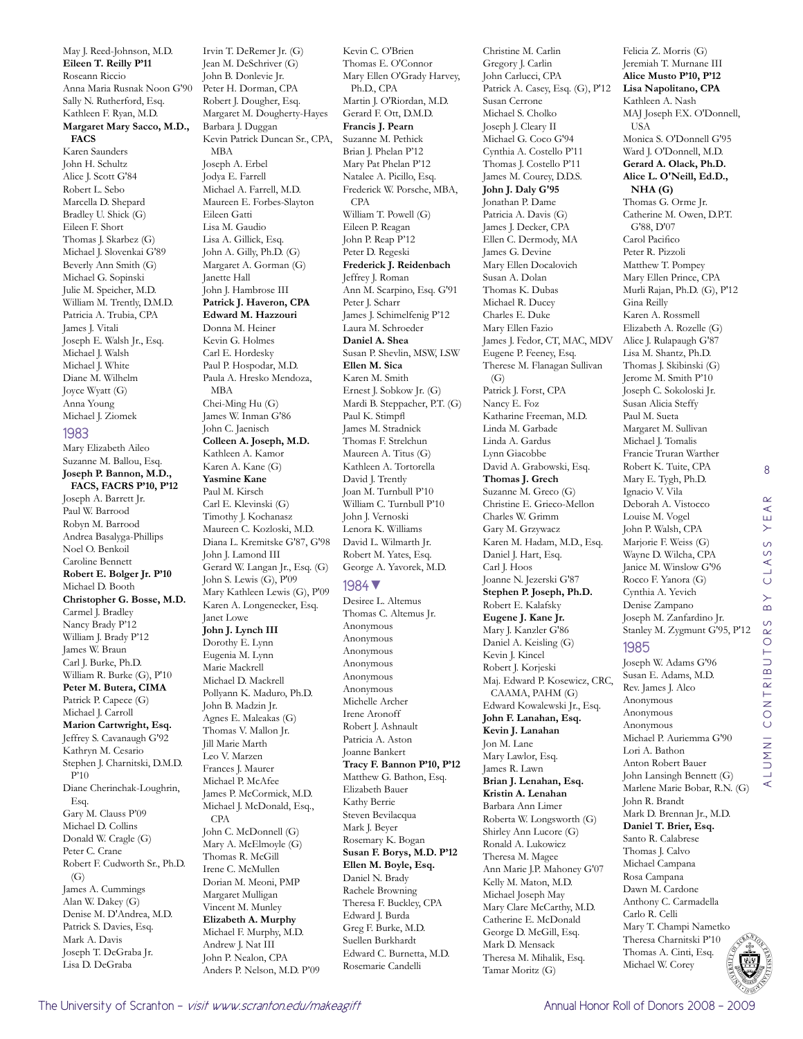May J. Reed-Johnson, M.D.
**Eileen T. Reilly P'11**
Roseann Riccio
Anna Maria Rusnak Noon G'90
Sally N. Rutherford, Esq.
Kathleen F. Ryan, M.D.
**Margaret Mary Sacco, M.D., FACS**
Karen Saunders
John H. Schultz
Alice J. Scott G'84
Robert L. Sebo
Marcella D. Shepard
Bradley U. Shick (G)
Eileen F. Short
Thomas J. Skarbez (G)
Michael J. Slovenkai G'89
Beverly Ann Smith (G)
Michael G. Sopinski
Julie M. Speicher, M.D.
William M. Trently, D.M.D.
Patricia A. Trubia, CPA
James J. Vitali
Joseph E. Walsh Jr., Esq.
Michael J. Walsh
Michael J. White
Diane M. Wilhelm
Joyce Wyatt (G)
Anna Young
Michael J. Ziomek

## 1983

Mary Elizabeth Aileo
Suzanne M. Ballou, Esq.
**Joseph P. Bannon, M.D., FACS, FACRS P'10, P'12**
Joseph A. Barrett Jr.
Paul W. Barrood
Robyn M. Barrood
Andrea Basalyga-Phillips
Noel O. Benkoil
Caroline Bennett
**Robert E. Bolger Jr. P'10**
Michael D. Booth
**Christopher G. Bosse, M.D.**
Carmel J. Bradley
Nancy Brady P'12
William J. Brady P'12
James W. Braun
Carl J. Burke, Ph.D.
William R. Burke (G), P'10
**Peter M. Butera, CIMA**
Patrick P. Capece (G)
Michael J. Carroll
**Marion Cartwright, Esq.**
Jeffrey S. Cavanaugh G'92
Kathryn M. Cesario
Stephen J. Charnitski, D.M.D. P'10
Diane Cherinchak-Loughrin, Esq.
Gary M. Clauss P'09
Michael D. Collins
Donald W. Cragle (G)
Peter C. Crane
Robert F. Cudworth Sr., Ph.D. (G)
James A. Cummings
Alan W. Dakey (G)
Denise M. D'Andrea, M.D.
Patrick S. Davies, Esq.
Mark A. Davis
Joseph T. DeGraba Jr.
Lisa D. DeGraba
Irvin T. DeRemer Jr. (G)
Jean M. DeSchriver (G)
John B. Donlevie Jr.
Peter H. Dorman, CPA
Robert J. Dougher, Esq.
Margaret M. Dougherty-Hayes
Barbara J. Duggan
Kevin Patrick Duncan Sr., CPA, MBA
Joseph A. Erbel
Jodya E. Farrell
Michael A. Farrell, M.D.
Maureen E. Forbes-Slayton
Eileen Gatti
Lisa M. Gaudio
Lisa A. Gilliek, Esq.
John A. Gilly, Ph.D. (G)
Margaret A. Gorman (G)
Janette Hall
John J. Hambrose III
**Patrick J. Haveron, CPA**
**Edward M. Hazzouri**
Donna M. Heiner
Kevin G. Holmes
Carl E. Hordesky
Paul P. Hospodar, M.D.
Paula A. Hresko Mendoza, MBA
Chei-Ming Hu (G)
James W. Inman G'86
John C. Jaenisch
**Colleen A. Joseph, M.D.**
Kathleen A. Kamor
Karen A. Kane (G)
**Yasmine Kane**
Paul M. Kirsch
Carl E. Klevinski (G)
Timothy J. Kochanasz
Maureen C. Kozloski, M.D.
Diana L. Kremitske G'87, G'98
John J. Lamond III
Gerard W. Langan Jr., Esq. (G)
John S. Lewis (G), P'09
Mary Kathleen Lewis (G), P'09
Karen A. Longenecker, Esq.
Janet Lowe
**John J. Lynch III**
Dorothy E. Lynn
Eugenia M. Lynn
Marie Mackrell
Michael D. Mackrell
Pollyann K. Maduro, Ph.D.
John B. Madzin Jr.
Agnes E. Maleakas (G)
Thomas V. Mallon Jr.
Jill Marie Marth
Leo V. Marzen
Frances J. Maurer
Michael P. McAfee
James P. McCormick, M.D.
Michael J. McDonald, Esq., CPA
John C. McDonnell (G)
Mary A. McElmoyle (G)
Thomas R. McGill
Irene C. McMullen
Dorian M. Meoni, PMP
Margaret Mulligan
Vincent M. Munley
**Elizabeth A. Murphy**
Michael F. Murphy, M.D.
Andrew J. Nat III
John P. Nealon, CPA
Anders P. Nelson, M.D. P'09
Kevin C. O'Brien
Thomas E. O'Connor
Mary Ellen O'Grady Harvey, Ph.D., CPA
Martin J. O'Riordan, M.D.
Gerard F. Ott, D.M.D.
**Francis J. Pearn**
Suzanne M. Pethick
Brian J. Phelan P'12
Mary Pat Phelan P'12
Natalee A. Picillo, Esq.
Frederick W. Porsche, MBA, CPA
William T. Powell (G)
Eileen P. Reagan
John P. Reap P'12
Peter D. Regeski
**Frederick J. Reidenbach**
Jeffrey J. Roman
Ann M. Scarpino, Esq. G'91
Peter J. Scharr
James J. Schimelfenig P'12
Laura M. Schroeder
**Daniel A. Shea**
Susan P. Shevlin, MSW, LSW
**Ellen M. Sica**
Karen M. Smith
Ernest J. Sobkow Jr. (G)
Mardi B. Steppacher, P.T. (G)
Paul K. Stimpfl
James M. Stradnick
Thomas F. Strelchun
Maureen A. Titus (G)
Kathleen A. Tortorella
David J. Trently
Joan M. Turnbull P'10
William C. Turnbull P'10
John J. Vernoski
Lenora K. Williams
David L. Wilmarth Jr.
Robert M. Yates, Esq.
George A. Yavorek, M.D.

## 1984 ▼

Desiree L. Altemus
Thomas C. Altemus Jr.
Anonymous
Anonymous
Anonymous
Anonymous
Anonymous
Anonymous
Michelle Archer
Irene Aronoff
Robert J. Ashnault
Patricia A. Aston
Joanne Bankert
**Tracy F. Bannon P'10, P'12**
Matthew G. Bathon, Esq.
Elizabeth Bauer
Kathy Berrie
Steven Bevilacqua
Mark J. Beyer
Rosemary K. Bogan
**Susan F. Borys, M.D. P'12**
**Ellen M. Boyle, Esq.**
Daniel N. Brady
Rachele Browning
Theresa F. Buckley, CPA
Edward J. Burda
Greg F. Burke, M.D.
Suellen Burkhardt
Edward C. Burnetta, M.D.
Rosemarie Candelli
Christine M. Carlin
Gregory J. Carlin
John Carlucci, CPA
Patrick A. Casey, Esq. (G), P'12
Susan Cerrone
Michael S. Cholko
Joseph J. Cleary II
Michael G. Coco G'94
Cynthia A. Costello P'11
Thomas J. Costello P'11
James M. Courey, D.D.S.
**John J. Daly G'95**
Jonathan P. Dame
Patricia A. Davis (G)
James J. Decker, CPA
Ellen C. Dermody, MA
James G. Devine
Mary Ellen Docalovich
Susan A. Dolan
Thomas K. Dubas
Michael R. Ducey
Charles E. Duke
Mary Ellen Fazio
James J. Fedor, CT, MAC, MDV
Eugene P. Feeney, Esq.
Therese M. Flanagan Sullivan (G)
Patrick J. Forst, CPA
Nancy E. Foz
Katharine Freeman, M.D.
Linda M. Garbade
Linda A. Gardus
Lynn Giacobbe
David A. Grabowski, Esq.
**Thomas J. Grech**
Suzanne M. Greco (G)
Christine E. Grieco-Mellon
Charles W. Grimm
Gary M. Grzywacz
Karen M. Hadam, M.D., Esq.
Daniel J. Hart, Esq.
Carl J. Hoos
Joanne N. Jezerski G'87
**Stephen P. Joseph, Ph.D.**
Robert E. Kalafsky
**Eugene J. Kane Jr.**
Mary J. Kanzler G'86
Daniel A. Keisling (G)
Kevin J. Kincel
Robert J. Korjeski
Maj. Edward P. Kosewicz, CRC, CAAMA, PAHM (G)
Edward Kowalewski Jr., Esq.
**John F. Lanahan, Esq.**
**Kevin J. Lanahan**
Jon M. Lane
Mary Lawlor, Esq.
James R. Lawn
**Brian J. Lenahan, Esq.**
**Kristin A. Lenahan**
Barbara Ann Limer
Roberta W. Longsworth (G)
Shirley Ann Lucore (G)
Ronald A. Lukowicz
Theresa M. Magee
Ann Marie J.P. Mahoney G'07
Kelly M. Maton, M.D.
Michael Joseph May
Mary Clare McCarthy, M.D.
Catherine E. McDonald
George D. McGill, Esq.
Mark D. Mensack
Theresa M. Mihalik, Esq.
Tamar Moritz (G)
Felicia Z. Morris (G)
Jeremiah T. Murnane III
**Alice Musto P'10, P'12**
**Lisa Napolitano, CPA**
Kathleen A. Nash
MAJ Joseph F.X. O'Donnell, USA
Monica S. O'Donnell G'95
Ward J. O'Donnell, M.D.
**Gerard A. Olack, Ph.D.**
**Alice L. O'Neill, Ed.D., NHA (G)**
Thomas G. Orme Jr.
Catherine M. Owen, D.P.T. G'88, D'07
Carol Pacifico
Peter R. Pizzoli
Matthew T. Pompey
Mary Ellen Prince, CPA
Murli Rajan, Ph.D. (G), P'12
Gina Reilly
Karen A. Rossmell
Elizabeth A. Rozelle (G)
Alice J. Rulapaugh G'87
Lisa M. Shantz, Ph.D.
Thomas J. Skibinski (G)
Jerome M. Smith P'10
Joseph C. Sokoloski Jr.
Susan Alicia Steffy
Paul M. Sueta
Margaret M. Sullivan
Michael J. Tomalis
Francie Truran Warther
Robert K. Tuite, CPA
Mary E. Tygh, Ph.D.
Ignacio V. Vila
Deborah A. Vistocco
Louise M. Vogel
John P. Walsh, CPA
Marjorie F. Weiss (G)
Wayne D. Wilcha, CPA
Janice M. Winslow G'96
Rocco F. Yanora (G)
Cynthia A. Yevich
Denise Zampano
Joseph M. Zanfardino Jr.
Stanley M. Zygmunt G'95, P'12

## 1985

Joseph W. Adams G'96
Susan E. Adams, M.D.
Rev. James J. Alco
Anonymous
Anonymous
Anonymous
Michael P. Auriemma G'90
Lori A. Bathon
Anton Robert Bauer
John Lansingh Bennett (G)
Marlene Marie Bobar, R.N. (G)
John R. Brandt
Mark D. Brennan Jr., M.D.
**Daniel T. Brier, Esq.**
Santo R. Calabrese
Thomas J. Calvo
Michael Campana
Rosa Campana
Dawn M. Cardone
Anthony C. Carmadella
Carlo R. Celli
Mary T. Champi Nametko
Theresa Charnitski P'10
Thomas A. Cinti, Esq.
Michael W. Corey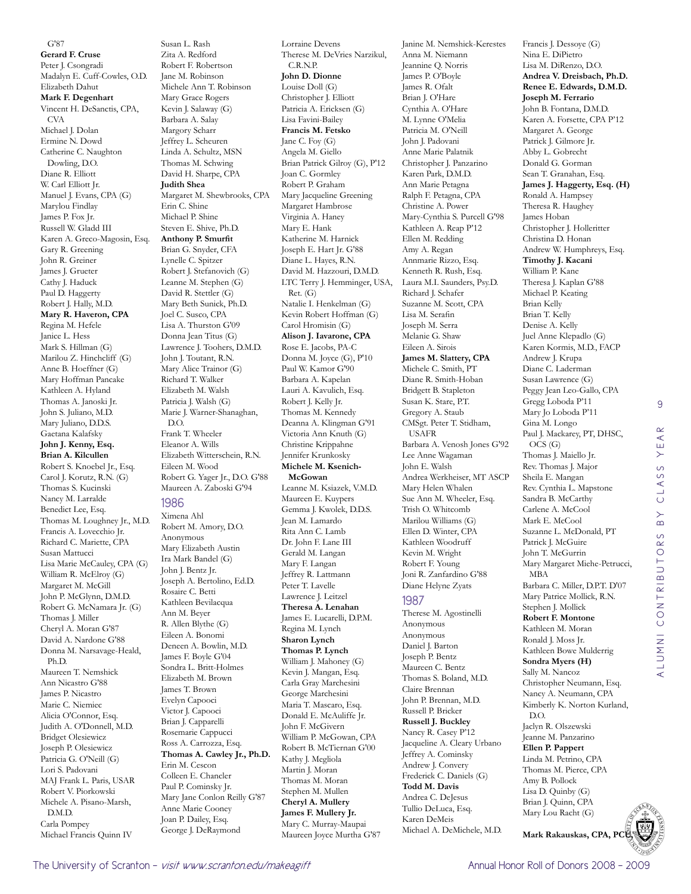G'87
**Gerard F. Cruse**
Peter J. Csongradi
Madalyn E. Cuff-Cowles, O.D.
Elizabeth Dahut
**Mark F. Degenhart**
Vincent H. DeSanctis, CPA, CVA
Michael J. Dolan
Ermine N. Dowd
Catherine C. Naughton Dowling, D.O.
Diane R. Elliott
W. Carl Elliott Jr.
Manuel J. Evans, CPA (G)
Marylou Findlay
James P. Fox Jr.
Russell W. Gladd III
Karen A. Greco-Magosin, Esq.
Gary R. Greening
John R. Greiner
James J. Grueter
Cathy J. Haduck
Paul D. Haggerty
Robert J. Hally, M.D.
**Mary R. Haveron, CPA**
Regina M. Hefele
Janice L. Hess
Mark S. Hillman (G)
Marilou Z. Hinchcliff (G)
Anne B. Hoeffner (G)
Mary Hoffman Pancake
Kathleen A. Hyland
Thomas A. Janoski Jr.
John S. Juliano, M.D.
Mary Juliano, D.D.S.
Gaetana Kalafsky
**John J. Kenny, Esq.**
**Brian A. Kilcullen**
Robert S. Knoebel Jr., Esq.
Carol J. Korutz, R.N. (G)
Thomas S. Kucinski
Nancy M. Larralde
Benedict Lee, Esq.
Thomas M. Loughney Jr., M.D.
Francis A. Lovecchio Jr.
Richard C. Mariette, CPA
Susan Mattucci
Lisa Marie McCauley, CPA (G)
William R. McElroy (G)
Margaret M. McGill
John P. McGlynn, D.M.D.
Robert G. McNamara Jr. (G)
Thomas J. Miller
Cheryl A. Moran G'87
David A. Nardone G'88
Donna M. Narsavage-Heald, Ph.D.
Maureen T. Nemshick
Ann Nicastro G'88
James P. Nicastro
Marie C. Niemiec
Alicia O'Connor, Esq.
Judith A. O'Donnell, M.D.
Bridget Olesiewicz
Joseph P. Olesiewicz
Patricia G. O'Neill (G)
Lori S. Padovani
MAJ Frank L. Paris, USAR
Robert V. Piorkowski
Michele A. Pisano-Marsh, D.M.D.
Carla Pompey
Michael Francis Quinn IV
Susan L. Rash
Zita A. Redford
Robert F. Robertson
Jane M. Robinson
Michele Ann T. Robinson
Mary Grace Rogers
Kevin J. Salaway (G)
Barbara A. Salay
Margory Scharr
Jeffrey L. Scheuren
Linda A. Schultz, MSN
Thomas M. Schwing
David H. Sharpe, CPA
**Judith Shea**
Margaret M. Shewbrooks, CPA
Erin C. Shine
Michael P. Shine
Steven E. Shive, Ph.D.
**Anthony P. Smurfit**
Brian G. Snyder, CFA
Lynelle C. Spitzer
Robert J. Stefanovich (G)
Leanne M. Stephen (G)
David R. Stettler (G)
Mary Beth Sunick, Ph.D.
Joel C. Susco, CPA
Lisa A. Thurston G'09
Donna Jean Titus (G)
Lawrence J. Toohers, D.M.D.
John J. Toutant, R.N.
Mary Alice Trainor (G)
Richard T. Walker
Elizabeth M. Walsh
Patricia J. Walsh (G)
Marie J. Warner-Shanaghan, D.O.
Frank T. Wheeler
Eleanor A. Wills
Elizabeth Witterschein, R.N.
Eileen M. Wood
Robert G. Yager Jr., D.O. G'88
Maureen A. Zaboski G'94

## 1986

Ximena Ahl
Robert M. Amory, D.O.
Anonymous
Mary Elizabeth Austin
Ira Mark Bandel (G)
John J. Bentz Jr.
Joseph A. Bertolino, Ed.D.
Rosaire C. Betti
Kathleen Bevilacqua
Ann M. Beyer
R. Allen Blythe (G)
Eileen A. Bonomi
Deneen A. Bowlin, M.D.
James F. Boyle G'04
Sondra L. Britt-Holmes
Elizabeth M. Brown
James T. Brown
Evelyn Capooci
Victor J. Capooci
Brian J. Capparelli
Rosemarie Cappucci
Ross A. Carrozza, Esq.
**Thomas A. Cawley Jr., Ph.D.**
Erin M. Cescon
Colleen E. Chancler
Paul P. Cominsky Jr.
Mary Jane Conlon Reilly G'87
Anne Marie Cooney
Joan P. Dailey, Esq.
George J. DeRaymond
Lorraine Devens
Therese M. DeVries Narzikul, C.R.N.P.
**John D. Dionne**
Louise Doll (G)
Christopher J. Elliott
Patricia A. Ericksen (G)
Lisa Favini-Bailey
**Francis M. Fetsko**
Jane C. Foy (G)
Angela M. Giello
Brian Patrick Gilroy (G), P'12
Joan C. Gormley
Robert P. Graham
Mary Jacqueline Greening
Margaret Hambrose
Virginia A. Haney
Mary E. Hank
Katherine M. Harnick
Joseph E. Hart Jr. G'88
Diane L. Hayes, R.N.
David M. Hazzouri, D.M.D.
LTC Terry J. Hemminger, USA, Ret. (G)
Natalie I. Henkelman (G)
Kevin Robert Hoffman (G)
Carol Hromisin (G)
**Alison J. Iavarone, CPA**
Rose E. Jacobs, PA-C
Donna M. Joyce (G), P'10
Paul W. Kamor G'90
Barbara A. Kapelan
Lauri A. Kavulich, Esq.
Robert J. Kelly Jr.
Thomas M. Kennedy
Deanna A. Klingman G'91
Victoria Ann Knuth (G)
Christine Krippahne
Jennifer Krunkosky
**Michele M. Ksenich-McGowan**
Leanne M. Ksiazek, V.M.D.
Maureen E. Kuypers
Gemma J. Kwolek, D.D.S.
Jean M. Lamardo
Rita Ann C. Lamb
Dr. John F. Lane III
Gerald M. Langan
Mary F. Langan
Jeffrey R. Lattmann
Peter T. Lavelle
Lawrence J. Leitzel
**Theresa A. Lenahan**
James E. Lucarelli, D.P.M.
Regina M. Lynch
**Sharon Lynch**
**Thomas P. Lynch**
William J. Mahoney (G)
Kevin J. Mangan, Esq.
Carla Gray Marchesini
George Marchesini
Maria T. Mascaro, Esq.
Donald E. McAuliffe Jr.
John F. McGivern
William P. McGowan, CPA
Robert B. McTiernan G'00
Kathy J. Megliola
Martin J. Moran
Thomas M. Moran
Stephen M. Mullen
**Cheryl A. Mullery**
**James F. Mullery Jr.**
Mary C. Murray-Maupai
Maureen Joyce Murtha G'87
Janine M. Nemshick-Kerestes
Anna M. Niemann
Jeannine Q. Norris
James P. O'Boyle
James R. Ofalt
Brian J. O'Hare
Cynthia A. O'Hare
M. Lynne O'Melia
Patricia M. O'Neill
John J. Padovani
Anne Marie Palatnik
Christopher J. Panzarino
Karen Park, D.M.D.
Ann Marie Petagna
Ralph F. Petagna, CPA
Christine A. Power
Mary-Cynthia S. Purcell G'98
Kathleen A. Reap P'12
Ellen M. Redding
Amy A. Regan
Annmarie Rizzo, Esq.
Kenneth R. Rush, Esq.
Laura M.I. Saunders, Psy.D.
Richard J. Schafer
Suzanne M. Scott, CPA
Lisa M. Serafin
Joseph M. Serra
Melanie G. Shaw
Eileen A. Sirois
**James M. Slattery, CPA**
Michele C. Smith, PT
Diane R. Smith-Hoban
Bridgett B. Stapleton
Susan K. Stare, P.T.
Gregory A. Staub
CMSgt. Peter T. Stidham, USAFR
Barbara A. Venosh Jones G'92
Lee Anne Wagaman
John E. Walsh
Andrea Werkheiser, MT ASCP
Mary Helen Whalen
Sue Ann M. Wheeler, Esq.
Trish O. Whitcomb
Marilou Williams (G)
Ellen D. Winter, CPA
Kathleen Woodruff
Kevin M. Wright
Robert F. Young
Joni R. Zanfardino G'88
Diane Helyne Zyats

## 1987

Therese M. Agostinelli
Anonymous
Anonymous
Daniel J. Barton
Joseph P. Bentz
Maureen C. Bentz
Thomas S. Boland, M.D.
Claire Brennan
John P. Brennan, M.D.
Russell P. Bricker
**Russell J. Buckley**
Nancy R. Casey P'12
Jacqueline A. Cleary Urbano
Jeffrey A. Cominsky
Andrew J. Convery
Frederick C. Daniels (G)
**Todd M. Davis**
Andrea C. DeJesus
Tullio DeLuca, Esq.
Karen DeMeis
Michael A. DeMichele, M.D.
Francis J. Dessoye (G)
Nina E. DiPietro
Lisa M. DiRenzo, D.O.
**Andrea V. Dreisbach, Ph.D.**
**Renee E. Edwards, D.M.D.**
**Joseph M. Ferrario**
John B. Fontana, D.M.D.
Karen A. Forsette, CPA P'12
Margaret A. George
Patrick J. Gilmore Jr.
Abby L. Gobrecht
Donald G. Gorman
Sean T. Granahan, Esq.
**James J. Haggerty, Esq. (H)**
Ronald A. Hampsey
Theresa R. Haughey
James Hoban
Christopher J. Holleritter
Christina D. Honan
Andrew W. Humphreys, Esq.
**Timothy J. Kacani**
William P. Kane
Theresa J. Kaplan G'88
Michael P. Keating
Brian Kelly
Brian T. Kelly
Denise A. Kelly
Juel Anne Klepadlo (G)
Karen Kormis, M.D., FACP
Andrew J. Krupa
Diane C. Laderman
Susan Lawrence (G)
Peggy Jean Leo-Gallo, CPA
Gregg Loboda P'11
Mary Jo Loboda P'11
Gina M. Longo
Paul J. Mackarey, PT, DHSC, OCS (G)
Thomas J. Maiello Jr.
Rev. Thomas J. Major
Sheila E. Mangan
Rev. Cynthia L. Mapstone
Sandra B. McCarthy
Carlene A. McCool
Mark E. McCool
Suzanne L. McDonald, PT
Patrick J. McGuire
John T. McGurrin
Mary Margaret Miehe-Petrucci, MBA
Barbara C. Miller, D.P.T. D'07
Mary Patrice Mollick, R.N.
Stephen J. Mollick
**Robert F. Montone**
Kathleen M. Moran
Ronald J. Moss Jr.
Kathleen Bowe Mulderrig
**Sondra Myers (H)**
Sally M. Nancoz
Christopher Neumann, Esq.
Nancy A. Neumann, CPA
Kimberly K. Norton Kurland, D.O.
Jaclyn R. Olszewski
Jeanne M. Panzarino
**Ellen P. Pappert**
Linda M. Petrino, CPA
Thomas M. Pierce, CPA
Amy B. Pollock
Lisa D. Quinby (G)
Brian J. Quinn, CPA
Mary Lou Racht (G)
**Mark Rakauskas, CPA, PC**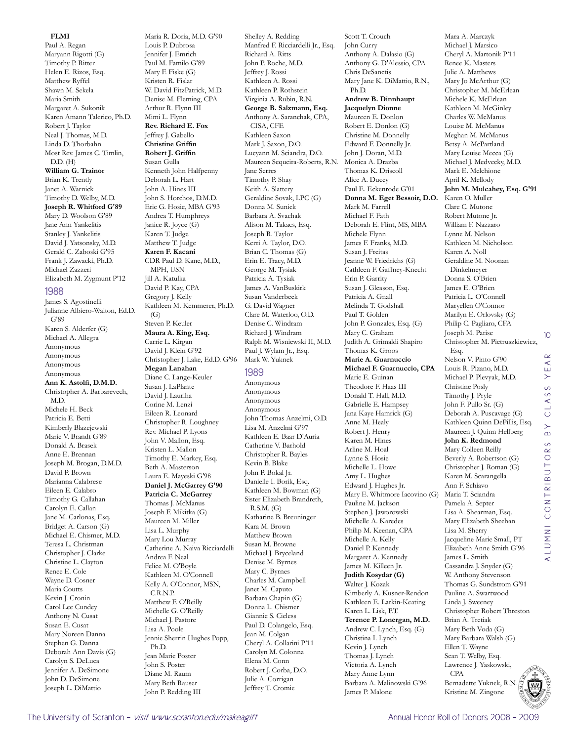**FLMI**
Paul A. Regan
Maryann Rigotti (G)
Timothy P. Ritter
Helen E. Rizos, Esq.
Matthew Ryffel
Shawn M. Sekela
Maria Smith
Margaret A. Sukonik
Karen Amann Talerico, Ph.D.
Robert J. Taylor
Neal J. Thomas, M.D.
Linda D. Thorbahn
Most Rev. James C. Timlin, D.D. (H)
**William G. Trainor**
Brian K. Trently
Janet A. Warnick
Timothy D. Welby, M.D.
**Joseph R. Whitford G'89**
Mary D. Woolson G'89
Jane Ann Yankelitis
Stanley J. Yankelitis
David J. Yatsonsky, M.D.
Gerald C. Zaboski G'95
Frank J. Zawacki, Ph.D.
Michael Zazzeri
Elizabeth M. Zygmunt P'12

## 1988

James S. Agostinelli
Julianne Albiero-Walton, Ed.D. G'89
Karen S. Alderfer (G)
Michael A. Allegra
Anonymous
Anonymous
Anonymous
Anonymous
**Ann K. Astolfi, D.M.D.**
Christopher A. Barbarevech, M.D.
Michele H. Beck
Patricia E. Betti
Kimberly Blazejewski
Marie V. Brandt G'89
Donald A. Brasek
Anne E. Brennan
Joseph M. Brogan, D.M.D.
David P. Brown
Marianna Calabrese
Eileen E. Calabro
Timothy G. Callahan
Carolyn E. Callan
Jane M. Carlonas, Esq.
Bridget A. Carson (G)
Michael E. Chismer, M.D.
Teresa L. Christman
Christopher J. Clarke
Christine L. Clayton
Renee E. Cole
Wayne D. Cosner
Maria Coutts
Kevin J. Cronin
Carol Lee Cundey
Anthony N. Cusat
Susan E. Cusat
Mary Noreen Danna
Stephen G. Danna
Deborah Ann Davis (G)
Carolyn S. DeLuca
Jennifer A. DeSimone
John D. DeSimone
Joseph L. DiMattio
Maria R. Doria, M.D. G'90
Louis P. Dubrosa
Jennifer J. Emrich
Paul M. Familo G'89
Mary F. Fiske (G)
Kristen R. Fislar
W. David FitzPatrick, M.D.
Denise M. Fleming, CPA
Arthur R. Flynn III
Mimi L. Flynn
**Rev. Richard E. Fox**
Jeffrey J. Gabello
**Christine Griffin**
**Robert J. Griffin**
Susan Gulla
Kenneth John Halfpenny
Deborah L. Hart
John A. Hines III
John S. Horchos, D.M.D.
Eric G. Hosie, MBA G'93
Andrea T. Humphreys
Janice R. Joyce (G)
Karen T. Judge
Matthew T. Judge
**Karen F. Kacani**
CDR Paul D. Kane, M.D., MPH, USN
Jill A. Katulka
David P. Kay, CPA
Gregory J. Kelly
Kathleen M. Kemmerer, Ph.D. (G)
Steven P. Keuler
**Maura A. King, Esq.**
Carrie L. Kirgan
David J. Klein G'92
Christopher J. Lake, Ed.D. G'96
**Megan Lanahan**
Diane C. Lange-Keuler
Susan J. LaPlante
David J. Lauriha
Corine M. Lenzi
Eileen R. Leonard
Christopher R. Loughney
Rev. Michael P. Lyons
John V. Mallon, Esq.
Kristen L. Mallon
Timothy E. Markey, Esq.
Beth A. Masterson
Laura E. Mayeski G'98
**Daniel J. McGarrey G'90**
**Patricia C. McGarrey**
Thomas J. McManus
Joseph F. Mikitka (G)
Maureen M. Miller
Lisa L. Murphy
Mary Lou Murray
Catherine A. Naiva Ricciardelli
Andrea F. Neal
Felice M. O'Boyle
Kathleen M. O'Connell
Kelly A. O'Connor, MSN, C.R.N.P.
Matthew F. O'Reilly
Michelle G. O'Reilly
Michael J. Pastore
Lisa A. Poole
Jennie Sherrin Hughes Popp, Ph.D.
Jean Marie Poster
John S. Poster
Diane M. Raum
Mary Beth Rauser
John P. Redding III
Shelley A. Redding
Manfred F. Ricciardelli Jr., Esq.
Richard A. Ritts
John P. Roche, M.D.
Jeffrey J. Rossi
Kathleen A. Rossi
Kathleen P. Rothstein
Virginia A. Rubin, R.N.
**George B. Salzmann, Esq.**
Anthony A. Saranchak, CPA, CISA, CFE
Kathleen Saxon
Mark J. Saxon, D.O.
Lucyann M. Sciandra, D.O.
Maureen Sequeira-Roberts, R.N.
Jane Serres
Timothy P. Shay
Keith A. Slattery
Geraldine Sovak, LPC (G)
Donna M. Sunick
Barbara A. Svachak
Alison M. Takacs, Esq.
Joseph R. Taylor
Kerri A. Taylor, D.O.
Brian C. Thomas (G)
Erin E. Tracy, M.D.
George M. Tysiak
Patricia A. Tysiak
James A. VanBuskirk
Susan Vanderbeek
G. David Wagner
Clare M. Waterloo, O.D.
Denise C. Windram
Richard J. Windram
Ralph M. Wisniewski II, M.D.
Paul J. Wylam Jr., Esq.
Mark W. Yuknek

## 1989

Anonymous
Anonymous
Anonymous
Anonymous
John Thomas Anzelmi, O.D.
Lisa M. Anzelmi G'97
Kathleen E. Baar D'Auria
Catherine V. Barhold
Christopher R. Bayles
Kevin B. Blake
John P. Bokal Jr.
Danielle I. Borik, Esq.
Kathleen M. Bowman (G)
Sister Elizabeth Brandreth, R.S.M. (G)
Katharine B. Breuninger
Kara M. Brown
Matthew Brown
Susan M. Browne
Michael J. Bryceland
Denise M. Byrnes
Mary C. Byrnes
Charles M. Campbell
Janet M. Caputo
Barbara Chapin (G)
Donna L. Chismer
Giannie S. Cieless
Paul D. Colangelo, Esq.
Jean M. Colgan
Cheryl A. Collarini P'11
Carolyn M. Colonna
Elena M. Conn
Robert J. Corba, D.O.
Julie A. Corrigan
Jeffrey T. Cromie
Scott T. Crouch
John Curry
Anthony A. Dalasio (G)
Anthony G. D'Alessio, CPA
Chris DeSanctis
Mary Jane K. DiMattio, R.N., Ph.D.
**Andrew B. Dinnhaupt**
**Jacquelyn Dionne**
Maureen E. Donlon
Robert E. Donlon (G)
Christine M. Donnelly
Edward F. Donnelly Jr.
John J. Doran, M.D.
Monica A. Drazba
Thomas K. Driscoll
Alice A. Ducey
Paul E. Eckenrode G'01
**Donna M. Eget Bessoir, D.O.**
Mark M. Farrell
Michael F. Fath
Deborah E. Flint, MS, MBA
Michele Flynn
James F. Franks, M.D.
Susan J. Freitas
Jeanne W. Friedrichs (G)
Cathleen F. Gaffney-Knecht
Erin P. Garrity
Susan J. Gleason, Esq.
Patricia A. Gnall
Melinda T. Godshall
Paul T. Golden
John P. Gonzales, Esq. (G)
Mary C. Graham
Judith A. Grimaldi Shapiro
Thomas K. Groos
**Marie A. Guarnuccio**
**Michael F. Guarnuccio, CPA**
Marie E. Guinan
Theodore F. Haas III
Donald T. Hall, M.D.
Gabrielle E. Hampsey
Jana Kaye Hamrick (G)
Anne M. Healy
Robert J. Henry
Karen M. Hines
Arline M. Hoal
Lynne S. Hosie
Michelle L. Howe
Amy L. Hughes
Edward J. Hughes Jr.
Mary E. Whitmore Iacovino (G)
Pauline M. Jackson
Stephen J. Jaworowski
Michelle A. Karedes
Philip M. Keenan, CPA
Michelle A. Kelly
Daniel P. Kennedy
Margaret A. Kennedy
James M. Killeen Jr.
**Judith Kosydar (G)**
Walter J. Kozak
Kimberly A. Kusner-Rendon
Kathleen E. Larkin-Keating
Karen L. Lisk, P.T.
**Terence P. Lonergan, M.D.**
Andrew C. Lynch, Esq. (G)
Christina I. Lynch
Kevin J. Lynch
Thomas J. Lynch
Victoria A. Lynch
Mary Anne Lynn
Barbara A. Malinowski G'96
James P. Malone
Mara A. Marczyk
Michael J. Marsico
Cheryl A. Martonik P'11
Renee K. Masters
Julie A. Matthews
Mary Jo McArthur (G)
Christopher M. McErlean
Michele K. McErlean
Kathleen M. McGinley
Charles W. McManus
Louise M. McManus
Meghan M. McManus
Betsy A. McPartland
Mary Louise Mecca (G)
Michael J. Medvecky, M.D.
Mark E. Melchione
April K. Mellody
**John M. Mulcahey, Esq. G'91**
Karen O. Muller
Clare C. Mutone
Robert Mutone Jr.
William F. Nazzaro
Lynne M. Nelson
Kathleen M. Nicholson
Karen A. Noll
Geraldine M. Noonan Dinkelmeyer
Donna S. O'Brien
James E. O'Brien
Patricia L. O'Connell
Maryellen O'Connor
Marilyn E. Orlovsky (G)
Philip C. Pagliaro, CFA
Joseph M. Parise
Christopher M. Pietruszkiewicz, Esq.
Nelson V. Pinto G'90
Louis R. Pizano, M.D.
Michael P. Plevyak, M.D.
Christine Posly
Timothy J. Pryle
John F. Pullo Sr. (G)
Deborah A. Puscavage (G)
Kathleen Quinn DePillis, Esq.
Maureen J. Quinn Hellberg
**John K. Redmond**
Mary Colleen Reilly
Beverly A. Robertson (G)
Christopher J. Roman (G)
Karen M. Scarangella
Ann F. Schiavo
Maria T. Sciandra
Pamela A. Septer
Lisa A. Shearman, Esq.
Mary Elizabeth Sheehan
Lisa M. Sherry
Jacqueline Marie Small, PT
Elizabeth Anne Smith G'96
James L. Smith
Cassandra J. Snyder (G)
W. Anthony Stevenson
Thomas G. Sundstrom G'91
Pauline A. Swartwood
Linda J. Sweeney
Christopher Robert Threston
Brian A. Tretiak
Mary Beth Voda (G)
Mary Barbara Walsh (G)
Ellen T. Wayne
Sean T. Welby, Esq.
Lawrence J. Yaskowski, CPA
Bernadette Yuknek, R.N.
Kristine M. Zingone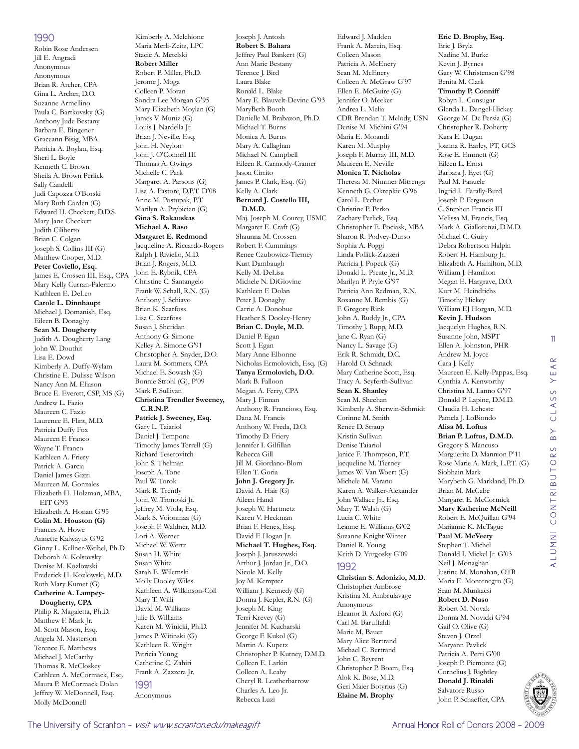## 1990

Robin Rose Andersen
Jill E. Angradi
Anonymous
Anonymous
Brian R. Archer, CPA
Gina L. Archer, D.O.
Suzanne Armellino
Paula C. Bartkovsky (G)
Anthony Jude Bestany
Barbara E. Bingener
Graceann Bisig, MBA
Patricia A. Boylan, Esq.
Sheri L. Boyle
Kenneth C. Brown
Sheila A. Brown Perlick
Sally Candelli
Judi Capozza O'Borski
Mary Ruth Carden (G)
Edward H. Checkett, D.D.S.
Mary Jane Checkett
Judith Ciliberto
Brian C. Colgan
Joseph S. Collins III (G)
Matthew Cooper, M.D.
**Peter Coviello, Esq.**
James E. Crossen III, Esq., CPA
Mary Kelly Curran-Palermo
Kathleen E. DeLeo
**Carole L. Dinnhaupt**
Michael J. Domanish, Esq.
Eileen B. Donaghy
**Sean M. Dougherty**
Judith A. Dougherty Lang
John W. Douthit
Lisa E. Dowd
Kimberly A. Duffy-Wylam
Christine E. Dulisse Wilson
Nancy Ann M. Eliason
Bruce E. Everett, CSP, MS (G)
Andrew L. Fazio
Maureen C. Fazio
Laurence E. Flint, M.D.
Patricia Duffy Fox
Maureen F. Franco
Wayne T. Franco
Kathleen A. Friery
Patrick A. Garcia
Daniel James Gizzi
Maureen M. Gonzales
Elizabeth H. Holzman, MBA, EIT G'93
Elizabeth A. Honan G'95
**Colin M. Houston (G)**
Frances A. Howe
Annette Kalwaytis G'92
Ginny L. Kellner-Weibel, Ph.D.
Deborah A. Kolsovsky
Denise M. Kozlowski
Frederick H. Kozlowski, M.D.
Ruth Mary Kumet (G)
**Catherine A. Lampey-Dougherty, CPA**
Philip R. Magaletta, Ph.D.
Matthew F. Mark Jr.
M. Scott Mason, Esq.
Angela M. Masterson
Terence E. Matthews
Michael J. McCarthy
Thomas R. McCloskey
Cathleen A. McCormack, Esq.
Maura P. McCormack Dolan
Jeffrey W. McDonnell, Esq.
Molly McDonnell
Kimberly A. Melchione
Maria Merli-Zeitz, LPC
Stacie A. Metelski
**Robert Miller**
Robert P. Miller, Ph.D.
Jerome J. Moga
Colleen P. Moran
Sondra Lee Morgan G'95
Mary Elizabeth Moylan (G)
James V. Muniz (G)
Louis J. Nardella Jr.
Brian J. Neville, Esq.
John H. Neylon
John J. O'Connell III
Thomas A. Owings
Michelle C. Park
Margaret A. Parsons (G)
Lisa A. Pastore, D.P.T. D'08
Anne M. Postupak, P.T.
Marilyn A. Prybicien (G)
**Gina S. Rakauskas**
**Michael A. Raso**
**Margaret E. Redmond**
Jacqueline A. Riccardo-Rogers
Ralph J. Riviello, M.D.
Brian J. Rogers, M.D.
John E. Rybnik, CPA
Christine C. Santangelo
Frank W. Schall, R.N. (G)
Anthony J. Schiavo
Brian K. Searfoss
Lisa C. Searfoss
Susan J. Sheridan
Anthony G. Simone
Kelley A. Simone G'91
Christopher A. Snyder, D.O.
Laura M. Sommers, CPA
Michael E. Sowash (G)
Bonnie Strohl (G), P'09
Mark P. Sullivan
**Christina Trendler Sweeney, C.R.N.P.**
**Patrick J. Sweeney, Esq.**
Gary L. Taiariol
Daniel J. Tempone
Timothy James Terrell (G)
Richard Teserovitch
John S. Thelman
Joseph A. Tone
Paul W. Torok
Mark R. Trently
John W. Tronoski Jr.
Jeffrey M. Viola, Esq.
Mark S. Voionmaa (G)
Joseph F. Waldner, M.D.
Lori A. Werner
Michael W. Wertz
Susan H. White
Susan White
Sarah E. Wilemski
Molly Dooley Wiles
Kathleen A. Wilkinson-Coll
Mary T. Willi
David M. Williams
Julie B. Williams
Karen M. Winicki, Ph.D.
James P. Witinski (G)
Kathleen R. Wright
Patricia Young
Catherine C. Zahiri
Frank A. Zazzera Jr.

## 1991

Anonymous
Joseph J. Antosh
**Robert S. Bahara**
Jeffrey Paul Bankert (G)
Ann Marie Bestany
Terence J. Bird
Laura Blake
Ronald L. Blake
Mary E. Blauvelt-Devine G'93
MaryBeth Booth
Danielle M. Brabazon, Ph.D.
Michael T. Burns
Monica A. Burns
Mary A. Callaghan
Michael N. Campbell
Eileen R. Carmody-Cramer
Jason Cirrito
James P. Clark, Esq. (G)
Kelly A. Clark
**Bernard J. Costello III, D.M.D.**
Maj. Joseph M. Courey, USMC
Margaret E. Craft (G)
Shaunna M. Crossen
Robert F. Cummings
Renee Czubowicz-Tierney
Kurt Dambaugh
Kelly M. DeLisa
Michele N. DiGiovine
Kathleen F. Dolan
Peter J. Donaghy
Carrie A. Donohue
Heather S. Dooley-Henry
**Brian C. Doyle, M.D.**
Daniel P. Egan
Scott J. Egan
Mary Anne Elbonne
Nicholas Ermolovich, Esq. (G)
**Tanya Ermolovich, D.O.**
Mark B. Falloon
Megan A. Ferry, CPA
Mary J. Finnan
Anthony R. Francioso, Esq.
Dana M. Francis
Anthony W. Freda, D.O.
Timothy D. Friery
Jennifer I. Gilfillan
Rebecca Gill
Jill M. Giordano-Blom
Ellen T. Goria
**John J. Gregory Jr.**
David A. Hair (G)
Aileen Hand
Joseph W. Hartmetz
Karen V. Heckman
Brian F. Henes, Esq.
David F. Hogan Jr.
**Michael T. Hughes, Esq.**
Joseph J. Jaruszewski
Arthur J. Jordan Jr., D.O.
Nicole M. Kelly
Joy M. Kempter
William J. Kennedy (G)
Donna J. Kepler, R.N. (G)
Joseph M. King
Terri Krevey (G)
Jennifer M. Kucharski
George F. Kukol (G)
Martin A. Kupetz
Christopher P. Kutney, D.M.D.
Colleen E. Larkin
Colleen A. Leahy
Cheryl R. Leatherbarrow
Charles A. Leo Jr.
Rebecca Luzi
Edward J. Madden
Frank A. Marcin, Esq.
Colleen Mason
Patricia A. McEnery
Sean M. McEnery
Colleen A. McGraw G'97
Ellen E. McGuire (G)
Jennifer O. Meeker
Andrea L. Melia
CDR Brendan T. Melody, USN
Denise M. Michini G'94
Maria E. Morandi
Karen M. Murphy
Joseph F. Murray III, M.D.
Maureen E. Neville
**Monica T. Nicholas**
Theresa M. Nimmer Mitrenga
Kenneth G. Okrepkie G'96
Carol L. Pecher
Christine P. Perko
Zachary Perlick, Esq.
Christopher E. Pociask, MBA
Sharon R. Podvey-Durso
Sophia A. Poggi
Linda Pollick-Zazzeri
Patricia J. Popeck (G)
Donald L. Preate Jr., M.D.
Marilyn P. Pryle G'97
Patricia Ann Redman, R.N.
Roxanne M. Rembis (G)
F. Gregory Rink
John A. Ruddy Jr., CPA
Timothy J. Rupp, M.D.
Jane C. Ryan (G)
Nancy L. Savage (G)
Erik R. Schmidt, D.C.
Harold O. Schnack
Mary Catherine Scott, Esq.
Tracy A. Seyferth-Sullivan
**Sean K. Shanley**
Sean M. Sheehan
Kimberly A. Sherwin-Schmidt
Corinne M. Smith
Renee D. Straup
Kristin Sullivan
Denise Taiariol
Janice F. Thompson, P.T.
Jacqueline M. Tierney
James W. Van Woert (G)
Michele M. Varano
Karen A. Walker-Alexander
John Wallace Jr., Esq.
Mary T. Walsh (G)
Lucia C. White
Leanne E. Williams G'02
Suzanne Knight Winter
Daniel R. Young
Keith D. Yurgosky G'09

## 1992

**Christian S. Adonizio, M.D.**
Christopher Ambrose
Kristina M. Ambrulavage
Anonymous
Eleanor B. Axford (G)
Carl M. Baruffaldi
Marie M. Bauer
Mary Alice Bertrand
Michael C. Bertrand
John C. Beyrent
Christopher P. Boam, Esq.
Alok K. Bose, M.D.
Geri Maier Botyrius (G)
**Elaine M. Brophy**
**Eric D. Brophy, Esq.**
Eric J. Bryla
Nadine M. Burke
Kevin J. Byrnes
Gary W. Christensen G'98
Benita M. Clark
**Timothy P. Conniff**
Robyn L. Consugar
Glenda L. Dangel-Hickey
George M. De Persia (G)
Christopher R. Doherty
Kara E. Dugan
Joanna R. Earley, PT, GCS
Rose E. Emmett (G)
Eileen L. Ernst
Barbara J. Eyet (G)
Paul M. Fanuele
Ingrid L. Farally-Burd
Joseph P. Ferguson
C. Stephen Francis III
Melissa M. Francis, Esq.
Mark A. Giallorenzi, D.M.D.
Michael C. Guiry
Debra Robertson Halpin
Robert H. Hamburg Jr.
Elizabeth A. Hamilton, M.D.
William J. Hamilton
Megan E. Hargrave, D.O.
Kurt M. Heindrichs
Timothy Hickey
William EJ Horgan, M.D.
**Kevin J. Hudson**
Jacquelyn Hughes, R.N.
Susanne John, MSPT
Ellen A. Johnston, PHR
Andrew M. Joyce
Cara J. Kelly
Maureen E. Kelly-Pappas, Esq.
Cynthia A. Kenworthy
Christina M. Lanno G'97
Donald P. Lapine, D.M.D.
Claudia H. Leheste
Pamela J. LoBiondo
**Alisa M. Loftus**
**Brian P. Loftus, D.M.D.**
Gregory S. Mancuso
Marguerite D. Mannion P'11
Rose Marie A. Mark, L.P.T. (G)
Siobhain Mark
Marybeth G. Markland, Ph.D.
Brian M. McCabe
Margaret E. McCormick
**Mary Katherine McNeill**
Robert E. McQuillan G'94
Marianne K. McTague
**Paul M. McVeety**
Stephen T. Michel
Donald I. Mickel Jr. G'03
Neil J. Monaghan
Justine M. Monahan, OTR
Maria E. Montenegro (G)
Sean M. Munkacsi
**Robert D. Naso**
Robert M. Novak
Donna M. Novicki G'94
Gail O. Olive (G)
Steven J. Orzel
Maryann Pavlick
Patricia A. Perri G'00
Joseph P. Piemonte (G)
Cornelius J. Rightley
**Donald J. Rinaldi**
Salvatore Russo
John P. Schaeffer, CPA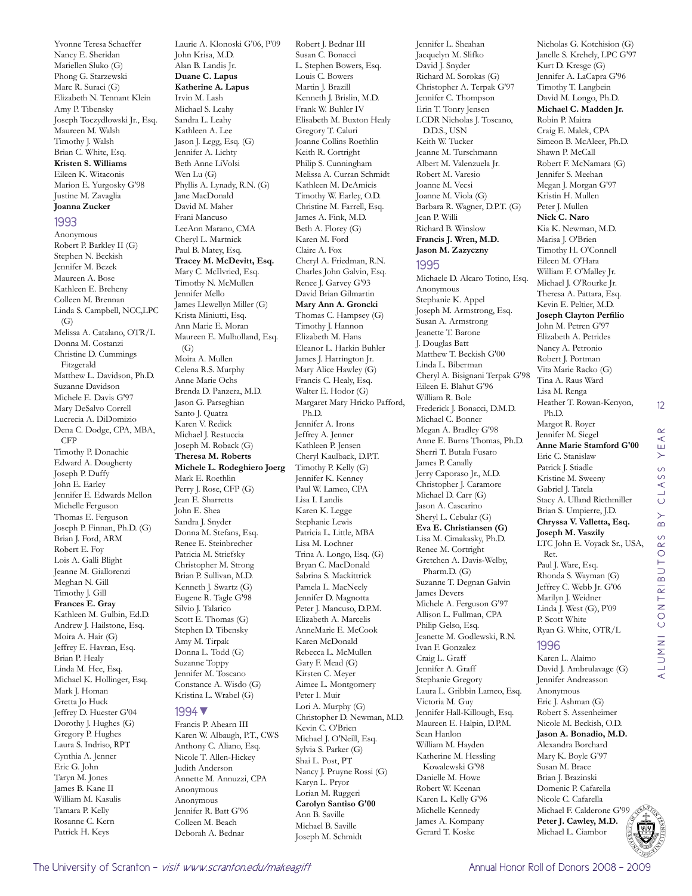Yvonne Teresa Schaeffer
Nancy E. Sheridan
Mariellen Sluko (G)
Phong G. Starzewski
Marc R. Suraci (G)
Elizabeth N. Tennant Klein
Amy P. Tibensky
Joseph Toczydlowski Jr., Esq.
Maureen M. Walsh
Timothy J. Walsh
Brian C. White, Esq.
**Kristen S. Williams**
Eileen K. Witaconis
Marion E. Yurgosky G'98
Justine M. Zavaglia
**Joanna Zucker**

## 1993

Anonymous
Robert P. Barkley II (G)
Stephen N. Beckish
Jennifer M. Bezek
Maureen A. Bose
Kathleen E. Breheny
Colleen M. Brennan
Linda S. Campbell, NCC,LPC (G)
Melissa A. Catalano, OTR/L
Donna M. Costanzi
Christine D. Cummings Fitzgerald
Matthew L. Davidson, Ph.D.
Suzanne Davidson
Michele E. Davis G'97
Mary DeSalvo Correll
Lucrecia A. DiDomizio
Dena C. Dodge, CPA, MBA, CFP
Timothy P. Donachie
Edward A. Dougherty
Joseph P. Duffy
John E. Earley
Jennifer E. Edwards Mellon
Michelle Ferguson
Thomas E. Ferguson
Joseph P. Finnan, Ph.D. (G)
Brian J. Ford, ARM
Robert E. Foy
Lois A. Galli Blight
Jeanne M. Giallorenzi
Meghan N. Gill
Timothy J. Gill
**Frances E. Gray**
Kathleen M. Gulbin, Ed.D.
Andrew J. Hailstone, Esq.
Moira A. Hair (G)
Jeffrey E. Havran, Esq.
Brian P. Healy
Linda M. Hee, Esq.
Michael K. Hollinger, Esq.
Mark J. Homan
Gretta Jo Huck
Jeffrey D. Huester G'04
Dorothy J. Hughes (G)
Gregory P. Hughes
Laura S. Indriso, RPT
Cynthia A. Jenner
Eric G. John
Taryn M. Jones
James B. Kane II
William M. Kasulis
Tamara P. Kelly
Rosanne C. Kern
Patrick H. Keys
Laurie A. Klonoski G'06, P'09
John Krisa, M.D.
Alan B. Landis Jr.
**Duane C. Lapus**
**Katherine A. Lapus**
Irvin M. Lash
Michael S. Leahy
Sandra L. Leahy
Kathleen A. Lee
Jason J. Legg, Esq. (G)
Jennifer A. Lichty
Beth Anne LiVolsi
Wen Lu (G)
Phyllis A. Lynady, R.N. (G)
Jane MacDonald
David M. Maher
Frani Mancuso
LeeAnn Marano, CMA
Cheryl L. Martnick
Paul B. Matey, Esq.
**Tracey M. McDevitt, Esq.**
Mary C. McIlvried, Esq.
Timothy N. McMullen
Jennifer Mello
James Llewellyn Miller (G)
Krista Miniutti, Esq.
Ann Marie E. Moran
Maureen E. Mulholland, Esq. (G)
Moira A. Mullen
Celena R.S. Murphy
Anne Marie Ochs
Brenda D. Panzera, M.D.
Jason G. Parseghian
Santo J. Quatra
Karen V. Redick
Michael J. Restuccia
Joseph M. Roback (G)
**Theresa M. Roberts**
**Michele L. Rodeghiero Joerg**
Mark E. Roethlin
Perry J. Rose, CFP (G)
Jean E. Sharretts
John E. Shea
Sandra J. Snyder
Donna M. Stefans, Esq.
Renee E. Steinbrecher
Patricia M. Striefsky
Christopher M. Strong
Brian P. Sullivan, M.D.
Kenneth J. Swartz (G)
Eugene R. Tagle G'98
Silvio J. Talarico
Scott E. Thomas (G)
Stephen D. Tibensky
Amy M. Tirpak
Donna L. Todd (G)
Suzanne Toppy
Jennifer M. Toscano
Constance A. Wisdo (G)
Kristina L. Wrabel (G)

## 1994▼

Francis P. Ahearn III
Karen W. Albaugh, P.T., CWS
Anthony C. Aliano, Esq.
Nicole T. Allen-Hickey
Judith Anderson
Annette M. Annuzzi, CPA
Anonymous
Anonymous
Jennifer R. Batt G'96
Colleen M. Beach
Deborah A. Bednar
Robert J. Bednar III
Susan C. Bonacci
L. Stephen Bowers, Esq.
Louis C. Bowers
Martin J. Brazill
Kenneth J. Brislin, M.D.
Frank W. Buhler IV
Elisabeth M. Buxton Healy
Gregory T. Caluri
Joanne Collins Roethlin
Keith R. Cortright
Philip S. Cunningham
Melissa A. Curran Schmidt
Kathleen M. DeAmicis
Timothy W. Earley, O.D.
Christine M. Farrell, Esq.
James A. Fink, M.D.
Beth A. Florey (G)
Karen M. Ford
Claire A. Fox
Cheryl A. Friedman, R.N.
Charles John Galvin, Esq.
Renee J. Garvey G'93
David Brian Gilmartin
**Mary Ann A. Groncki**
Thomas C. Hampsey (G)
Timothy J. Hannon
Elizabeth M. Hans
Eleanor L. Harkin Buhler
James J. Harrington Jr.
Mary Alice Hawley (G)
Francis C. Healy, Esq.
Walter E. Hodor (G)
Margaret Mary Hricko Pafford, Ph.D.
Jennifer A. Irons
Jeffrey A. Jenner
Kathleen P. Jensen
Cheryl Kaulback, D.P.T.
Timothy P. Kelly (G)
Jennifer K. Kenney
Paul W. Lameo, CPA
Lisa I. Landis
Karen K. Legge
Stephanie Lewis
Patricia L. Little, MBA
Lisa M. Lochner
Trina A. Longo, Esq. (G)
Bryan C. MacDonald
Sabrina S. Mackittrick
Pamela L. MacNeely
Jennifer D. Magnotta
Peter J. Mancuso, D.P.M.
Elizabeth A. Marcelis
AnneMarie E. McCook
Karen McDonald
Rebecca L. McMullen
Gary F. Mead (G)
Kirsten C. Meyer
Aimee L. Montgomery
Peter I. Muir
Lori A. Murphy (G)
Christopher D. Newman, M.D.
Kevin C. O'Brien
Michael J. O'Neill, Esq.
Sylvia S. Parker (G)
Shai L. Post, PT
Nancy J. Pruyne Rossi (G)
Karyn L. Pryor
Lorian M. Ruggeri
**Carolyn Santiso G'00**
Ann B. Saville
Michael B. Saville
Joseph M. Schmidt
Jennifer L. Sheahan
Jacquelyn M. Slifko
David J. Snyder
Richard M. Sorokas (G)
Christopher A. Terpak G'97
Jennifer C. Thompson
Erin T. Tonry Jensen
LCDR Nicholas J. Toscano, D.D.S., USN
Keith W. Tucker
Jeanne M. Turschmann
Albert M. Valenzuela Jr.
Robert M. Varesio
Joanne M. Vecsi
Joanne M. Viola (G)
Barbara R. Wagner, D.P.T. (G)
Jean P. Willi
Richard B. Winslow
**Francis J. Wren, M.D.**
**Jason M. Zazyczny**

## 1995

Michaele D. Alcaro Totino, Esq.
Anonymous
Stephanie K. Appel
Joseph M. Armstrong, Esq.
Susan A. Armstrong
Jeanette T. Barone
J. Douglas Batt
Matthew T. Beckish G'00
Linda L. Biberman
Cheryl A. Bisignani Terpak G'98
Eileen E. Blahut G'96
William R. Bole
Frederick J. Bonacci, D.M.D.
Michael C. Bonner
Megan A. Bradley G'98
Anne E. Burns Thomas, Ph.D.
Sherri T. Butala Fusaro
James P. Canally
Jerry Caporaso Jr., M.D.
Christopher J. Caramore
Michael D. Carr (G)
Jason A. Cascarino
Sheryl L. Cebular (G)
**Eva E. Christiansen (G)**
Lisa M. Cimakasky, Ph.D.
Renee M. Cortright
Gretchen A. Davis-Welby, Pharm.D. (G)
Suzanne T. Degnan Galvin
James Devers
Michele A. Ferguson G'97
Allison L. Fullman, CPA
Philip Gelso, Esq.
Jeanette M. Godlewski, R.N.
Ivan F. Gonzalez
Craig L. Graff
Jennifer A. Graff
Stephanie Gregory
Laura L. Gribbin Lameo, Esq.
Victoria M. Guy
Jennifer Hall-Killough, Esq.
Maureen E. Halpin, D.P.M.
Sean Hanlon
William M. Hayden
Katherine M. Hessling Kowalewski G'98
Danielle M. Howe
Robert W. Keenan
Karen L. Kelly G'96
Michelle Kennedy
James A. Kompany
Gerard T. Koske
Nicholas G. Kotchision (G)
Janelle S. Krehely, LPC G'97
Kurt D. Kresge (G)
Jennifer A. LaCapra G'96
Timothy T. Langbein
David M. Longo, Ph.D.
**Michael C. Madden Jr.**
Robin P. Maitra
Craig E. Malek, CPA
Simeon B. McAleer, Ph.D.
Shawn P. McCall
Robert F. McNamara (G)
Jennifer S. Meehan
Megan J. Morgan G'97
Kristin H. Mullen
Peter J. Mullen
**Nick C. Naro**
Kia K. Newman, M.D.
Marisa J. O'Brien
Timothy H. O'Connell
Eileen M. O'Hara
William F. O'Malley Jr.
Michael J. O'Rourke Jr.
Theresa A. Pattara, Esq.
Kevin E. Peltier, M.D.
**Joseph Clayton Perfilio**
John M. Petren G'97
Elizabeth A. Petrides
Nancy A. Petronio
Robert J. Portman
Vita Marie Racko (G)
Tina A. Raus Ward
Lisa M. Renga
Heather T. Rowan-Kenyon, Ph.D.
Margot R. Royer
Jennifer M. Siegel
**Anne Marie Stamford G'00**
Eric C. Stanislaw
Patrick J. Stiadle
Kristine M. Sweeny
Gabriel J. Tatela
Stacy A. Ulland Riethmiller
Brian S. Umpierre, J.D.
**Chryssa V. Valletta, Esq.**
**Joseph M. Vaszily**
LTC John E. Voyack Sr., USA, Ret.
Paul J. Ware, Esq.
Rhonda S. Wayman (G)
Jeffrey C. Webb Jr. G'06
Marilyn J. Weidner
Linda J. West (G), P'09
P. Scott White
Ryan G. White, OTR/L

## 1996

Karen L. Alaimo
David J. Ambrulavage (G)
Jennifer Andreasson
Anonymous
Eric J. Ashman (G)
Robert S. Assenheimer
Nicole M. Beckish, O.D.
**Jason A. Bonadio, M.D.**
Alexandra Borchard
Mary K. Boyle G'97
Susan M. Brace
Brian J. Brazinski
Domenic P. Cafarella
Nicole C. Cafarella
Michael F. Calderone G'99
**Peter J. Cawley, M.D.**
Michael L. Ciambor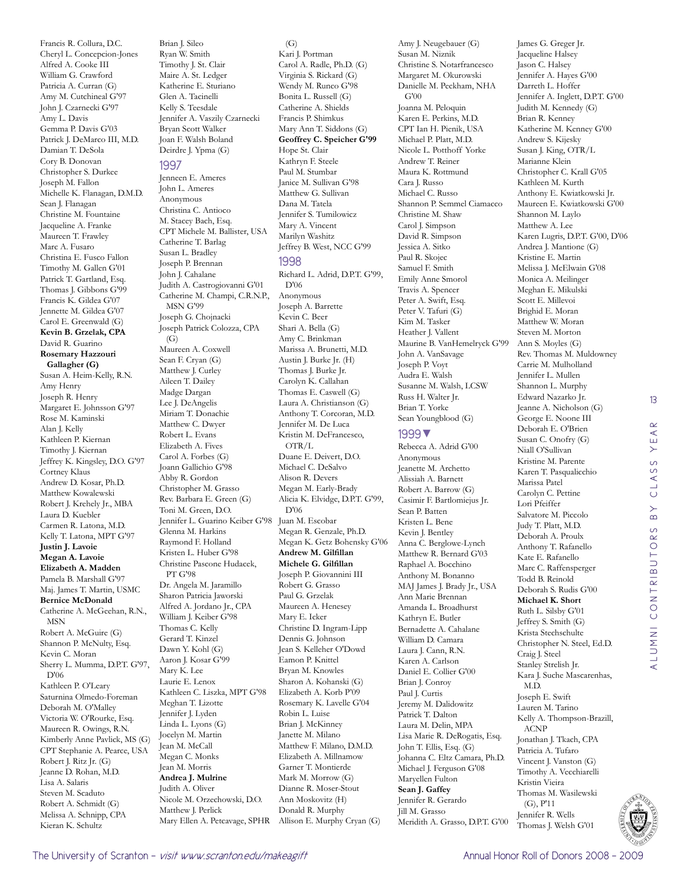Francis R. Collura, D.C.
Cheryl L. Concepcion-Jones
Alfred A. Cooke III
William G. Crawford
Patricia A. Curran (G)
Amy M. Cutchineal G'97
John J. Czarnecki G'97
Amy L. Davis
Gemma P. Davis G'03
Patrick J. DeMarco III, M.D.
Damian T. DeSola
Cory B. Donovan
Christopher S. Durkee
Joseph M. Fallon
Michelle K. Flanagan, D.M.D.
Sean J. Flanagan
Christine M. Fountaine
Jacqueline A. Franke
Maureen T. Frawley
Marc A. Fusaro
Christina E. Fusco Fallon
Timothy M. Gallen G'01
Patrick T. Gartland, Esq.
Thomas J. Gibbons G'99
Francis K. Gildea G'07
Jennette M. Gildea G'07
Carol E. Greenwald (G)
**Kevin B. Grzelak, CPA**
David R. Guarino
**Rosemary Hazzouri Gallagher (G)**
Susan A. Heim-Kelly, R.N.
Amy Henry
Joseph R. Henry
Margaret E. Johnsson G'97
Rose M. Kaminski
Alan J. Kelly
Kathleen P. Kiernan
Timothy J. Kiernan
Jeffrey K. Kingsley, D.O. G'97
Cortney Klaus
Andrew D. Kosar, Ph.D.
Matthew Kowalewski
Robert J. Krehely Jr., MBA
Laura D. Kuebler
Carmen R. Latona, M.D.
Kelly T. Latona, MPT G'97
**Justin J. Lavoie**
**Megan A. Lavoie**
**Elizabeth A. Madden**
Pamela B. Marshall G'97
Maj. James T. Martin, USMC
**Bernice McDonald**
Catherine A. McGeehan, R.N., MSN
Robert A. McGuire (G)
Shannon P. McNulty, Esq.
Kevin C. Moran
Sherry L. Mumma, D.P.T. G'97, D'06
Kathleen P. O'Leary
Saturnina Olmedo-Foreman
Deborah M. O'Malley
Victoria W. O'Rourke, Esq.
Maureen R. Owings, R.N.
Kimberly Anne Pavlick, MS (G)
CPT Stephanie A. Pearce, USA
Robert J. Ritz Jr. (G)
Jeanne D. Rohan, M.D.
Lisa A. Salaris
Steven M. Scaduto
Robert A. Schmidt (G)
Melissa A. Schnipp, CPA
Kieran K. Schultz
Brian J. Sileo
Ryan W. Smith
Timothy J. St. Clair
Maire A. St. Ledger
Katherine E. Sturiano
Glen A. Tacinelli
Kelly S. Teesdale
Jennifer A. Vaszily Czarnecki
Bryan Scott Walker
Joan F. Walsh Boland
Deirdre J. Ypma (G)

## 1997

Jenneen E. Ameres
John L. Ameres
Anonymous
Christina C. Antioco
M. Stacey Bach, Esq.
CPT Michele M. Ballister, USA
Catherine T. Barlag
Susan L. Bradley
Joseph P. Brennan
John J. Cahalane
Judith A. Castrogiovanni G'01
Catherine M. Champi, C.R.N.P., MSN G'99
Joseph G. Chojnacki
Joseph Patrick Colozza, CPA (G)
Maureen A. Coxwell
Sean F. Cryan (G)
Matthew J. Curley
Aileen T. Dailey
Madge Dargan
Lee J. DeAngelis
Miriam T. Donachie
Matthew C. Dwyer
Robert L. Evans
Elizabeth A. Fives
Carol A. Forbes (G)
Joann Gallichio G'98
Abby R. Gordon
Christopher M. Grasso
Rev. Barbara E. Green (G)
Toni M. Green, D.O.
Jennifer L. Guarino Keiber G'98
Glenna M. Harkins
Raymond F. Holland
Kristen L. Huber G'98
Christine Pascone Hudacek, PT G'98
Dr. Angela M. Jaramillo
Sharon Patricia Jaworski
Alfred A. Jordano Jr., CPA
William J. Keiber G'98
Thomas C. Kelly
Gerard T. Kinzel
Dawn Y. Kohl (G)
Aaron J. Kosar G'99
Mary K. Lee
Laurie E. Lenox
Kathleen C. Liszka, MPT G'98
Meghan T. Lizotte
Jennifer J. Lyden
Linda L. Lyons (G)
Jocelyn M. Martin
Jean M. McCall
Megan C. Monks
Jean M. Morris
**Andrea J. Mulrine**
Judith A. Oliver
Nicole M. Orzechowski, D.O.
Matthew J. Perlick
Mary Ellen A. Petcavage, SPHR (G)
Kari J. Portman
Carol A. Radle, Ph.D. (G)
Virginia S. Rickard (G)
Wendy M. Runco G'98
Bonita L. Russell (G)
Catherine A. Shields
Francis P. Shimkus
Mary Ann T. Siddons (G)
**Geoffrey C. Speicher G'99**
Hope St. Clair
Kathryn F. Steele
Paul M. Stumbar
Janice M. Sullivan G'98
Matthew G. Sullivan
Dana M. Tatela
Jennifer S. Tumilowicz
Mary A. Vincent
Marilyn Washitz
Jeffrey B. West, NCC G'99

## 1998

Richard L. Adrid, D.P.T. G'99, D'06
Anonymous
Joseph A. Barrette
Kevin C. Beer
Shari A. Bella (G)
Amy C. Brinkman
Marissa A. Brunetti, M.D.
Austin J. Burke Jr. (H)
Thomas J. Burke Jr.
Carolyn K. Callahan
Thomas E. Caswell (G)
Laura A. Christianson (G)
Anthony C. Corcoran, M.D.
Jennifer M. De Luca
Kristin M. DeFrancesco, OTR/L
Duane E. Deivert, D.O.
Michael C. DeSalvo
Alison R. Devers
Megan M. Early-Brady
Alicia K. Elvidge, D.P.T. G'99, D'06
Juan M. Escobar
Megan R. Genzale, Ph.D.
Megan K. Getz Bohensky G'06
**Andrew M. Gilfillan**
**Michele G. Gilfillan**
Joseph P. Giovannini III
Robert G. Grasso
Paul G. Grzelak
Maureen A. Henesey
Mary E. Icker
Christine D. Ingram-Lipp
Dennis G. Johnson
Jean S. Kelleher O'Dowd
Eamon P. Knittel
Bryan M. Knowles
Sharon A. Kohanski (G)
Elizabeth A. Korb P'09
Rosemary K. Lavelle G'04
Robin L. Luise
Brian J. McKinney
Janette M. Milano
Matthew F. Milano, D.M.D.
Elizabeth A. Millnamow
Garner T. Montierde
Mark M. Morrow (G)
Dianne R. Moser-Stout
Ann Moskovitz (H)
Donald R. Murphy
Allison E. Murphy Cryan (G)
Amy J. Neugebauer (G)
Susan M. Niznik
Christine S. Notarfrancesco
Margaret M. Okurowski
Danielle M. Peckham, NHA G'00
Joanna M. Peloquin
Karen E. Perkins, M.D.
CPT Ian H. Pienik, USA
Michael P. Platt, M.D.
Nicole L. Potthoff Yorke
Andrew T. Reiner
Maura K. Rottmund
Cara J. Russo
Michael C. Russo
Shannon P. Semmel Ciamacco
Christine M. Shaw
Carol J. Simpson
David R. Simpson
Jessica A. Sitko
Paul R. Skojec
Samuel F. Smith
Emily Anne Smorol
Travis A. Spencer
Peter A. Swift, Esq.
Peter V. Tafuri (G)
Kim M. Tasker
Heather J. Vallent
Maurine B. VanHemelryck G'99
John A. VanSavage
Joseph P. Voyt
Audra E. Walsh
Susanne M. Walsh, LCSW
Russ H. Walter Jr.
Brian T. Yorke
Sean Youngblood (G)

## 1999▼

Rebecca A. Adrid G'00
Anonymous
Jeanette M. Archetto
Alissiah A. Barnett
Robert A. Barrow (G)
Casimir F. Bartlomiejus Jr.
Sean P. Batten
Kristen L. Bene
Kevin J. Bentley
Anna C. Berglowe-Lynch
Matthew R. Bernard G'03
Raphael A. Bocchino
Anthony M. Bonanno
MAJ James J. Brady Jr., USA
Ann Marie Brennan
Amanda L. Broadhurst
Kathryn E. Butler
Bernadette A. Cahalane
William D. Camara
Laura J. Cann, R.N.
Karen A. Carlson
Daniel E. Collier G'00
Brian J. Conroy
Paul J. Curtis
Jeremy M. Dalidowitz
Patrick T. Dalton
Laura M. Delin, MPA
Lisa Marie R. DeRogatis, Esq.
John T. Ellis, Esq. (G)
Johanna C. Eltz Camara, Ph.D.
Michael J. Ferguson G'08
Maryellen Fulton
**Sean J. Gaffey**
Jennifer R. Gerardo
Jill M. Grasso
Meridith A. Grasso, D.P.T. G'00
James G. Greger Jr.
Jacqueline Halsey
Jason C. Halsey
Jennifer A. Hayes G'00
Darreth L. Hoffer
Jennifer A. Inglett, D.P.T. G'00
Judith M. Kennedy (G)
Brian R. Kenney
Katherine M. Kenney G'00
Andrew S. Kijesky
Susan J. King, OTR/L
Marianne Klein
Christopher C. Krall G'05
Kathleen M. Kurth
Anthony E. Kwiatkowski Jr.
Maureen E. Kwiatkowski G'00
Shannon M. Laylo
Matthew A. Lee
Karen Lugris, D.P.T. G'00, D'06
Andrea J. Mantione (G)
Kristine E. Martin
Melissa J. McElwain G'08
Monica A. Meilinger
Meghan E. Mikulski
Scott E. Millevoi
Brighid E. Moran
Matthew W. Moran
Steven M. Morton
Ann S. Moyles (G)
Rev. Thomas M. Muldowney
Carrie M. Mulholland
Jennifer L. Mullen
Shannon L. Murphy
Edward Nazarko Jr.
Jeanne A. Nicholson (G)
George E. Noone III
Deborah E. O'Brien
Susan C. Onofry (G)
Niall O'Sullivan
Kristine M. Parente
Karen T. Pasqualicchio
Marissa Patel
Carolyn C. Pettine
Lori Pfeiffer
Salvatore M. Piccolo
Judy T. Platt, M.D.
Deborah A. Proulx
Anthony T. Rafanello
Kate E. Rafanello
Marc C. Raffensperger
Todd B. Reinold
Deborah S. Rudis G'00
**Michael K. Short**
Ruth L. Silsby G'01
Jeffrey S. Smith (G)
Krista Stechschulte
Christopher N. Steel, Ed.D.
Craig J. Steel
Stanley Strelish Jr.
Kara J. Suche Mascarenhas, M.D.
Joseph E. Swift
Lauren M. Tarino
Kelly A. Thompson-Brazill, ACNP
Jonathan J. Tkach, CPA
Patricia A. Tufaro
Vincent J. Vanston (G)
Timothy A. Vecchiarelli
Kristin Vieira
Thomas M. Wasilewski (G), P'11
Jennifer R. Wells
Thomas J. Welsh G'01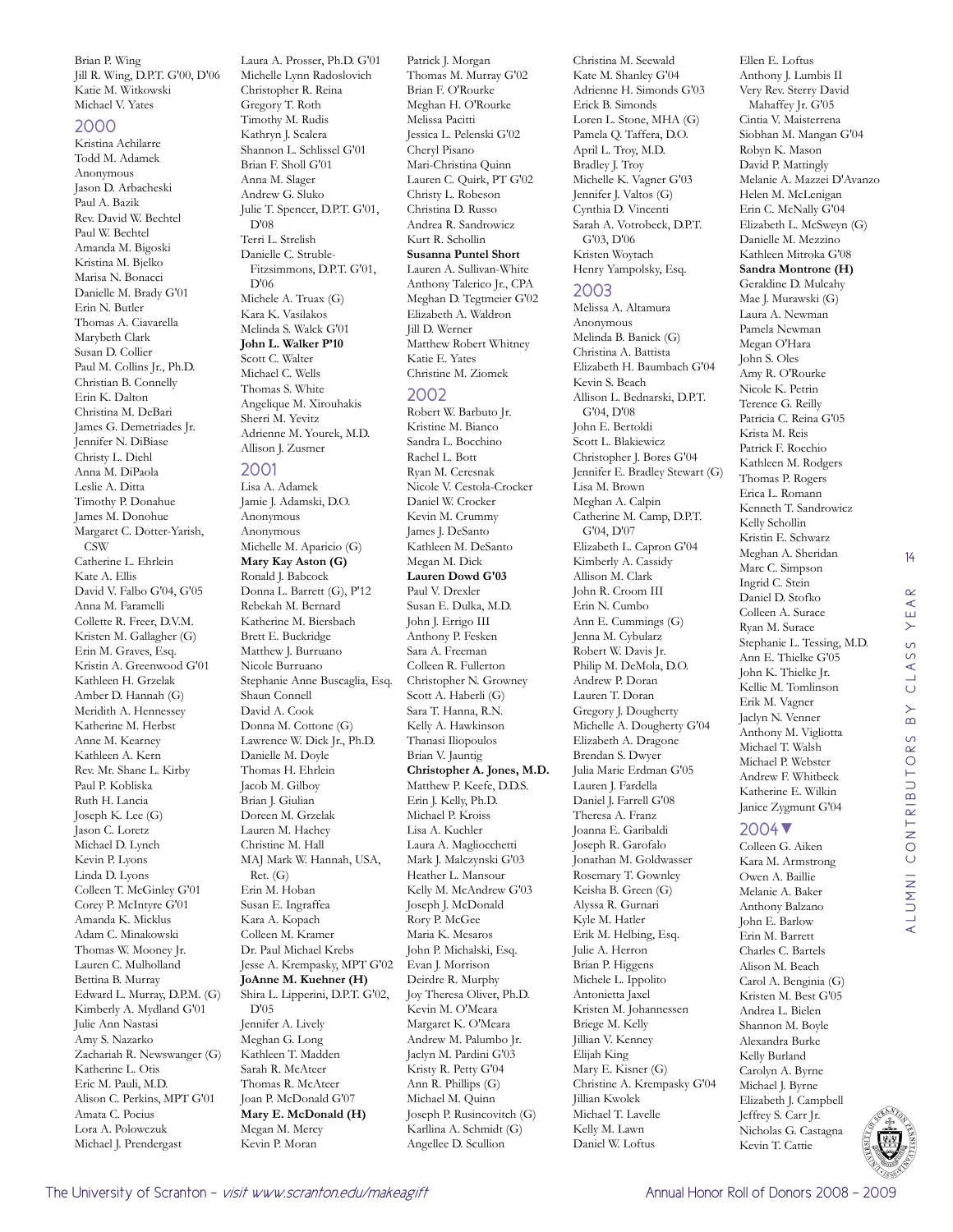Brian P. Wing
Jill R. Wing, D.P.T. G'00, D'06
Katie M. Witkowski
Michael V. Yates

## 2000

Kristina Achilarre
Todd M. Adamek
Anonymous
Jason D. Arbacheski
Paul A. Bazik
Rev. David W. Bechtel
Paul W. Bechtel
Amanda M. Bigoski
Kristina M. Bjelko
Marisa N. Bonacci
Danielle M. Brady G'01
Erin N. Butler
Thomas A. Ciavarella
Marybeth Clark
Susan D. Collier
Paul M. Collins Jr., Ph.D.
Christian B. Connelly
Erin K. Dalton
Christina M. DeBari
James G. Demetriades Jr.
Jennifer N. DiBiase
Christy L. Diehl
Anna M. DiPaola
Leslie A. Ditta
Timothy P. Donahue
James M. Donohue
Margaret C. Dotter-Yarish, CSW
Catherine L. Ehrlein
Kate A. Ellis
David V. Falbo G'04, G'05
Anna M. Faramelli
Collette R. Freer, D.V.M.
Kristen M. Gallagher (G)
Erin M. Graves, Esq.
Kristin A. Greenwood G'01
Kathleen H. Grzelak
Amber D. Hannah (G)
Meridith A. Hennessey
Katherine M. Herbst
Anne M. Kearney
Kathleen A. Kern
Rev. Mr. Shane L. Kirby
Paul P. Kobliska
Ruth H. Lancia
Joseph K. Lee (G)
Jason C. Loretz
Michael D. Lynch
Kevin P. Lyons
Linda D. Lyons
Colleen T. McGinley G'01
Corey P. McIntyre G'01
Amanda K. Micklus
Adam C. Minakowski
Thomas W. Mooney Jr.
Lauren C. Mulholland
Bettina B. Murray
Edward L. Murray, D.P.M. (G)
Kimberly A. Mydland G'01
Julie Ann Nastasi
Amy S. Nazarko
Zachariah R. Newswanger (G)
Katherine L. Otis
Eric M. Pauli, M.D.
Alison C. Perkins, MPT G'01
Amata C. Pocius
Lora A. Polowczuk
Michael J. Prendergast
Laura A. Prosser, Ph.D. G'01
Michelle Lynn Radoslovich
Christopher R. Reina
Gregory T. Roth
Timothy M. Rudis
Kathryn J. Scalera
Shannon L. Schlissel G'01
Brian F. Sholl G'01
Anna M. Slager
Andrew G. Sluko
Julie T. Spencer, D.P.T. G'01, D'08
Terri L. Strelish
Danielle C. Struble-Fitzsimmons, D.P.T. G'01, D'06
Michele A. Truax (G)
Kara K. Vasilakos
Melinda S. Walck G'01
**John L. Walker P'10**
Scott C. Walter
Michael C. Wells
Thomas S. White
Angelique M. Xirouhakis
Sherri M. Yevitz
Adrienne M. Yourek, M.D.
Allison J. Zusmer

## 2001

Lisa A. Adamek
Jamie J. Adamski, D.O.
Anonymous
Anonymous
Michelle M. Aparicio (G)
**Mary Kay Aston (G)**
Ronald J. Babcock
Donna L. Barrett (G), P'12
Rebekah M. Bernard
Katherine M. Biersbach
Brett E. Buckridge
Matthew J. Burruano
Nicole Burruano
Stephanie Anne Buscaglia, Esq.
Shaun Connell
David A. Cook
Donna M. Cottone (G)
Lawrence W. Dick Jr., Ph.D.
Danielle M. Doyle
Thomas H. Ehrlein
Jacob M. Gilboy
Brian J. Giulian
Doreen M. Grzelak
Lauren M. Hachey
Christine M. Hall
MAJ Mark W. Hannah, USA, Ret. (G)
Erin M. Hoban
Susan E. Ingraffea
Kara A. Kopach
Colleen M. Kramer
Dr. Paul Michael Krebs
Jesse A. Krempasky, MPT G'02
**JoAnne M. Kuehner (H)**
Shira L. Lipperini, D.P.T. G'02, D'05
Jennifer A. Lively
Meghan G. Long
Kathleen T. Madden
Sarah R. McAteer
Thomas R. McAteer
Joan P. McDonald G'07
**Mary E. McDonald (H)**
Megan M. Mercy
Kevin P. Moran
Patrick J. Morgan
Thomas M. Murray G'02
Brian F. O'Rourke
Meghan H. O'Rourke
Melissa Pacitti
Jessica L. Pelenski G'02
Cheryl Pisano
Mari-Christina Quinn
Lauren C. Quirk, PT G'02
Christy L. Robeson
Christina D. Russo
Andrea R. Sandrowicz
Kurt R. Schollin
**Susanna Puntel Short**
Lauren A. Sullivan-White
Anthony Talerico Jr., CPA
Meghan D. Tegtmeier G'02
Elizabeth A. Waldron
Jill D. Werner
Matthew Robert Whitney
Katie E. Yates
Christine M. Ziomek

## 2002

Robert W. Barbuto Jr.
Kristine M. Bianco
Sandra L. Bocchino
Rachel L. Bott
Ryan M. Ceresnak
Nicole V. Cestola-Crocker
Daniel W. Crocker
Kevin M. Crummy
James J. DeSanto
Kathleen M. DeSanto
Megan M. Dick
**Lauren Dowd G'03**
Paul V. Drexler
Susan E. Dulka, M.D.
John J. Errigo III
Anthony P. Fesken
Sara A. Freeman
Colleen R. Fullerton
Christopher N. Growney
Scott A. Haberli (G)
Sara T. Hanna, R.N.
Kelly A. Hawkinson
Thanasi Iliopoulos
Brian V. Jauntig
**Christopher A. Jones, M.D.**
Matthew P. Keefe, D.D.S.
Erin J. Kelly, Ph.D.
Michael P. Kroiss
Lisa A. Kuchler
Laura A. Magliocchetti
Mark J. Malczynski G'03
Heather L. Mansour
Kelly M. McAndrew G'03
Joseph J. McDonald
Rory P. McGee
Maria K. Mesaros
John P. Michalski, Esq.
Evan J. Morrison
Deirdre R. Murphy
Joy Theresa Oliver, Ph.D.
Kevin M. O'Meara
Margaret K. O'Meara
Andrew M. Palumbo Jr.
Jaclyn M. Pardini G'03
Kristy R. Petty G'04
Ann R. Phillips (G)
Michael M. Quinn
Joseph P. Rusincovitch (G)
Karllina A. Schmidt (G)
Angellee D. Scullion
Christina M. Seewald
Kate M. Shanley G'04
Adrienne H. Simonds G'03
Erick B. Simonds
Loren L. Stone, MHA (G)
Pamela Q. Taffera, D.O.
April L. Troy, M.D.
Bradley J. Troy
Michelle K. Vagner G'03
Jennifer J. Valtos (G)
Cynthia D. Vincenti
Sarah A. Votrobeck, D.P.T. G'03, D'06
Kristen Woytach
Henry Yampolsky, Esq.

## 2003

Melissa A. Altamura
Anonymous
Melinda B. Banick (G)
Christina A. Battista
Elizabeth H. Baumbach G'04
Kevin S. Beach
Allison L. Bednarski, D.P.T. G'04, D'08
John E. Bertoldi
Scott L. Blakiewicz
Christopher J. Bores G'04
Jennifer E. Bradley Stewart (G)
Lisa M. Brown
Meghan A. Calpin
Catherine M. Camp, D.P.T. G'04, D'07
Elizabeth L. Capron G'04
Kimberly A. Cassidy
Allison M. Clark
John R. Croom III
Erin N. Cumbo
Ann E. Cummings (G)
Jenna M. Cybularz
Robert W. Davis Jr.
Philip M. DeMola, D.O.
Andrew P. Doran
Lauren T. Doran
Gregory J. Dougherty
Michelle A. Dougherty G'04
Elizabeth A. Dragone
Brendan S. Dwyer
Julia Marie Erdman G'05
Lauren J. Fardella
Daniel J. Farrell G'08
Theresa A. Franz
Joanna E. Garibaldi
Joseph R. Garofalo
Jonathan M. Goldwasser
Rosemary T. Gownley
Keisha B. Green (G)
Alyssa R. Gurnari
Kyle M. Hatler
Erik M. Helbing, Esq.
Julie A. Herron
Brian P. Higgens
Michele L. Ippolito
Antonietta Jaxel
Kristen M. Johannessen
Briege M. Kelly
Jillian V. Kenney
Elijah King
Mary E. Kisner (G)
Christine A. Krempasky G'04
Jillian Kwolek
Michael T. Lavelle
Kelly M. Lawn
Daniel W. Loftus
Ellen E. Loftus
Anthony J. Lumbis II
Very Rev. Sterry David Mahaffey Jr. G'05
Cintia V. Maisterrena
Siobhan M. Mangan G'04
Robyn K. Mason
David P. Mattingly
Melanie A. Mazzei D'Avanzo
Helen M. McLenigan
Erin C. McNally G'04
Elizabeth L. McSweyn (G)
Danielle M. Mezzino
Kathleen Mitroka G'08
**Sandra Montrone (H)**
Geraldine D. Mulcahy
Mae J. Murawski (G)
Laura A. Newman
Pamela Newman
Megan O'Hara
John S. Oles
Amy R. O'Rourke
Nicole K. Petrin
Terence G. Reilly
Patricia C. Reina G'05
Krista M. Reis
Patrick F. Rocchio
Kathleen M. Rodgers
Thomas P. Rogers
Erica L. Romann
Kenneth T. Sandrowicz
Kelly Schollin
Kristin E. Schwarz
Meghan A. Sheridan
Marc C. Simpson
Ingrid C. Stein
Daniel D. Stofko
Colleen A. Surace
Ryan M. Surace
Stephanie L. Tessing, M.D.
Ann E. Thielke G'05
John K. Thielke Jr.
Kellie M. Tomlinson
Erik M. Vagner
Jaclyn N. Venner
Anthony M. Vigliotta
Michael T. Walsh
Michael P. Webster
Andrew F. Whitbeck
Katherine E. Wilkin
Janice Zygmunt G'04

## 2004▼

Colleen G. Aiken
Kara M. Armstrong
Owen A. Baillie
Melanie A. Baker
Anthony Balzano
John E. Barlow
Erin M. Barrett
Charles C. Bartels
Alison M. Beach
Carol A. Benginia (G)
Kristen M. Best G'05
Andrea L. Bielen
Shannon M. Boyle
Alexandra Burke
Kelly Burland
Carolyn A. Byrne
Michael J. Byrne
Elizabeth J. Campbell
Jeffrey S. Carr Jr.
Nicholas G. Castagna
Kevin T. Cattie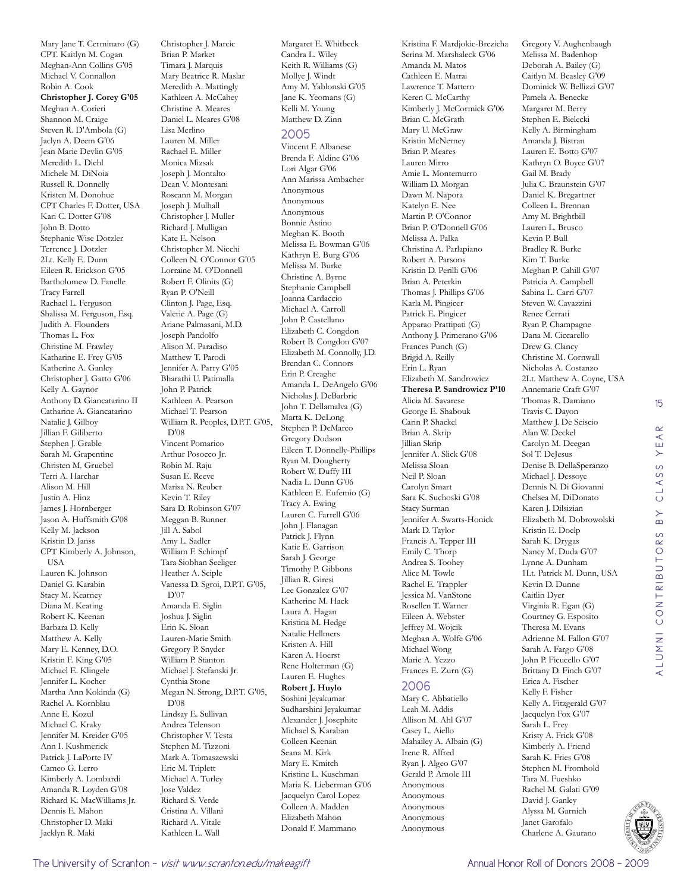Mary Jane T. Cerminaro (G)
CPT. Kaitlyn M. Cogan
Meghan-Ann Collins G'05
Michael V. Connallon
Robin A. Cook
**Christopher J. Corey G'05**
Meghan A. Corieri
Shannon M. Craige
Steven R. D'Ambola (G)
Jaclyn A. Deem G'06
Jean Marie Devlin G'05
Meredith L. Diehl
Michele M. DiNoia
Russell R. Donnelly
Kristen M. Donohue
CPT Charles F. Dotter, USA
Kari C. Dotter G'08
John B. Dotto
Stephanie Wise Dotzler
Terrence J. Dotzler
2Lt. Kelly E. Dunn
Eileen R. Erickson G'05
Bartholomew D. Fanelle
Tracy Farrell
Rachael L. Ferguson
Shalissa M. Ferguson, Esq.
Judith A. Flounders
Thomas L. Fox
Christine M. Frawley
Katharine E. Frey G'05
Katherine A. Ganley
Christopher J. Gatto G'06
Kelly A. Gaynor
Anthony D. Giancatarino II
Catharine A. Giancatarino
Natalie J. Gilboy
Jillian F. Giliberto
Stephen J. Grable
Sarah M. Grapentine
Christen M. Gruebel
Terri A. Harchar
Alison M. Hill
Justin A. Hinz
James J. Hornberger
Jason A. Huffsmith G'08
Kelly M. Jackson
Kristin D. Janss
CPT Kimberly A. Johnson, USA
Lauren K. Johnson
Daniel G. Karabin
Stacy M. Kearney
Diana M. Keating
Robert K. Keenan
Barbara D. Kelly
Matthew A. Kelly
Mary E. Kenney, D.O.
Kristin F. King G'05
Michael E. Klingele
Jennifer L. Kocher
Martha Ann Kokinda (G)
Rachel A. Kornblau
Anne E. Kozul
Michael C. Kraky
Jennifer M. Kreider G'05
Ann I. Kushmerick
Patrick J. LaPorte IV
Cameo G. Lerro
Kimberly A. Lombardi
Amanda R. Loyden G'08
Richard K. MacWilliams Jr.
Dennis E. Mahon
Christopher D. Maki
Jacklyn R. Maki
Christopher J. Marcic
Brian P. Market
Timara J. Marquis
Mary Beatrice R. Maslar
Meredith A. Mattingly
Kathleen A. McCahey
Christine A. Meares
Daniel L. Meares G'08
Lisa Merlino
Lauren M. Miller
Rachael E. Miller
Monica Mizsak
Joseph J. Montalto
Dean V. Montesani
Roseann M. Morgan
Joseph J. Mulhall
Christopher J. Muller
Richard J. Mulligan
Kate E. Nelson
Christopher M. Nicchi
Colleen N. O'Connor G'05
Lorraine M. O'Donnell
Robert F. Olinits (G)
Ryan P. O'Neill
Clinton J. Page, Esq.
Valerie A. Page (G)
Ariane Palmasani, M.D.
Joseph Pandolfo
Alison M. Paradiso
Matthew T. Parodi
Jennifer A. Parry G'05
Bharathi U. Patimalla
John P. Patrick
Kathleen A. Pearson
Michael T. Pearson
William R. Peoples, D.P.T. G'05, D'08
Vincent Pomarico
Arthur Posocco Jr.
Robin M. Raju
Susan E. Reeve
Marisa N. Reuber
Kevin T. Riley
Sara D. Robinson G'07
Meggan B. Runner
Jill A. Sabol
Amy L. Sadler
William F. Schimpf
Tara Siobhan Seeliger
Heather A. Seiple
Vanessa D. Sgroi, D.P.T. G'05, D'07
Amanda E. Siglin
Joshua J. Siglin
Erin K. Sloan
Lauren-Marie Smith
Gregory P. Snyder
William P. Stanton
Michael J. Stefanski Jr.
Cynthia Stone
Megan N. Strong, D.P.T. G'05, D'08
Lindsay E. Sullivan
Andrea Telenson
Christopher V. Testa
Stephen M. Tizzoni
Mark A. Tomaszewski
Eric M. Triplett
Michael A. Turley
Jose Valdez
Richard S. Verde
Cristina A. Villani
Richard A. Vitale
Kathleen L. Wall
Margaret E. Whitbeck
Candra L. Wiley
Keith R. Williams (G)
Mollye J. Windt
Amy M. Yablonski G'05
Jane K. Yeomans (G)
Kelli M. Young
Matthew D. Zinn

## 2005

Vincent F. Albanese
Brenda F. Aldine G'06
Lori Algar G'06
Ann Marissa Ambacher
Anonymous
Anonymous
Anonymous
Bonnie Astino
Meghan K. Booth
Melissa E. Bowman G'06
Kathryn E. Burg G'06
Melissa M. Burke
Christine A. Byrne
Stephanie Campbell
Joanna Cardaccio
Michael A. Carroll
John P. Castellano
Elizabeth C. Congdon
Robert B. Congdon G'07
Elizabeth M. Connolly, J.D.
Brendan C. Connors
Erin P. Creaghe
Amanda L. DeAngelo G'06
Nicholas J. DeBarbrie
John T. Dellamalva (G)
Marta K. DeLong
Stephen P. DeMarco
Gregory Dodson
Eileen T. Donnelly-Phillips
Ryan M. Dougherty
Robert W. Duffy III
Nadia L. Dunn G'06
Kathleen E. Eufemio (G)
Tracy A. Ewing
Lauren C. Farrell G'06
John J. Flanagan
Patrick J. Flynn
Katie E. Garrison
Sarah J. George
Timothy P. Gibbons
Jillian R. Giresi
Lee Gonzalez G'07
Katherine M. Hack
Laura A. Hagan
Kristina M. Hedge
Natalie Hellmers
Kristen A. Hill
Karen A. Hoerst
Rene Holterman (G)
Lauren E. Hughes
**Robert J. Huylo**
Soshini Jeyakumar
Sudharshini Jeyakumar
Alexander J. Josephite
Michael S. Karaban
Colleen Keenan
Seana M. Kirk
Mary E. Kmitch
Kristine L. Kuschman
Maria K. Lieberman G'06
Jacquelyn Carol Lopez
Colleen A. Madden
Elizabeth Mahon
Donald F. Mammano
Kristina F. Mardjokic-Brezicha
Serina M. Marshaleck G'06
Amanda M. Matos
Cathleen E. Matrai
Lawrence T. Mattern
Keren C. McCarthy
Kimberly J. McCormick G'06
Brian C. McGrath
Mary U. McGraw
Kristin McNerney
Brian P. Meares
Lauren Mirro
Amie L. Montemurro
William D. Morgan
Dawn M. Napora
Katelyn E. Nee
Martin P. O'Connor
Brian P. O'Donnell G'06
Melissa A. Palka
Christina A. Parlapiano
Robert A. Parsons
Kristin D. Perilli G'06
Brian A. Peterkin
Thomas J. Phillips G'06
Karla M. Pingicer
Patrick E. Pingicer
Apparao Prattipati (G)
Anthony J. Primerano G'06
Frances Punch (G)
Brigid A. Reilly
Erin L. Ryan
Elizabeth M. Sandrowicz
**Theresa P. Sandrowicz P'10**
Alicia M. Savarese
George E. Shabouk
Carin P. Shackel
Brian A. Skrip
Jillian Skrip
Jennifer A. Slick G'08
Melissa Sloan
Neil P. Sloan
Carolyn Smart
Sara K. Suchoski G'08
Stacy Surman
Jennifer A. Swarts-Honick
Mark D. Taylor
Francis A. Tepper III
Emily C. Thorp
Andrea S. Toohey
Alice M. Towle
Rachel E. Trappler
Jessica M. VanStone
Rosellen T. Warner
Eileen A. Webster
Jeffrey M. Wojcik
Meghan A. Wolfe G'06
Michael Wong
Marie A. Yezzo
Frances E. Zurn (G)

## 2006

Mary C. Abbatiello
Leah M. Addis
Allison M. Ahl G'07
Casey L. Aiello
Mahailey A. Albain (G)
Irene R. Alfred
Ryan J. Algeo G'07
Gerald P. Amole III
Anonymous
Anonymous
Anonymous
Anonymous
Anonymous
Gregory V. Aughenbaugh
Melissa M. Badenhop
Deborah A. Bailey (G)
Caitlyn M. Beasley G'09
Dominick W. Bellizzi G'07
Pamela A. Benecke
Margaret M. Berry
Stephen E. Bielecki
Kelly A. Birmingham
Amanda J. Bistran
Lauren E. Botto G'07
Kathryn O. Boyce G'07
Gail M. Brady
Julia C. Braunstein G'07
Daniel K. Bregartner
Colleen L. Brennan
Amy M. Brightbill
Lauren L. Brusco
Kevin P. Bull
Bradley R. Burke
Kim T. Burke
Meghan P. Cahill G'07
Patricia A. Campbell
Sabina L. Carri G'07
Steven W. Cavazzini
Renee Cerrati
Ryan P. Champagne
Dana M. Ciccarello
Drew G. Clancy
Christine M. Cornwall
Nicholas A. Costanzo
2Lt. Matthew A. Coyne, USA
Annemarie Craft G'07
Thomas R. Damiano
Travis C. Dayon
Matthew J. De Sciscio
Alan W. Deckel
Carolyn M. Deegan
Sol T. DeJesus
Denise B. DellaSperanzo
Michael J. Dessoye
Dennis N. Di Giovanni
Chelsea M. DiDonato
Karen J. Dilsizian
Elizabeth M. Dobrowolski
Kristin E. Doelp
Sarah K. Drygas
Nancy M. Duda G'07
Lynne A. Dunham
1Lt. Patrick M. Dunn, USA
Kevin D. Dunne
Caitlin Dyer
Virginia R. Egan (G)
Courtney G. Esposito
Theresa M. Evans
Adrienne M. Fallon G'07
Sarah A. Fargo G'08
John P. Ficucello G'07
Brittany D. Finch G'07
Erica A. Fischer
Kelly F. Fisher
Kelly A. Fitzgerald G'07
Jacquelyn Fox G'07
Sarah L. Frey
Kristy A. Frick G'08
Kimberly A. Friend
Sarah K. Fries G'08
Stephen M. Fromhold
Tara M. Fueshko
Rachel M. Galati G'09
David J. Ganley
Alyssa M. Garnich
Janet Garofalo
Charlene A. Gaurano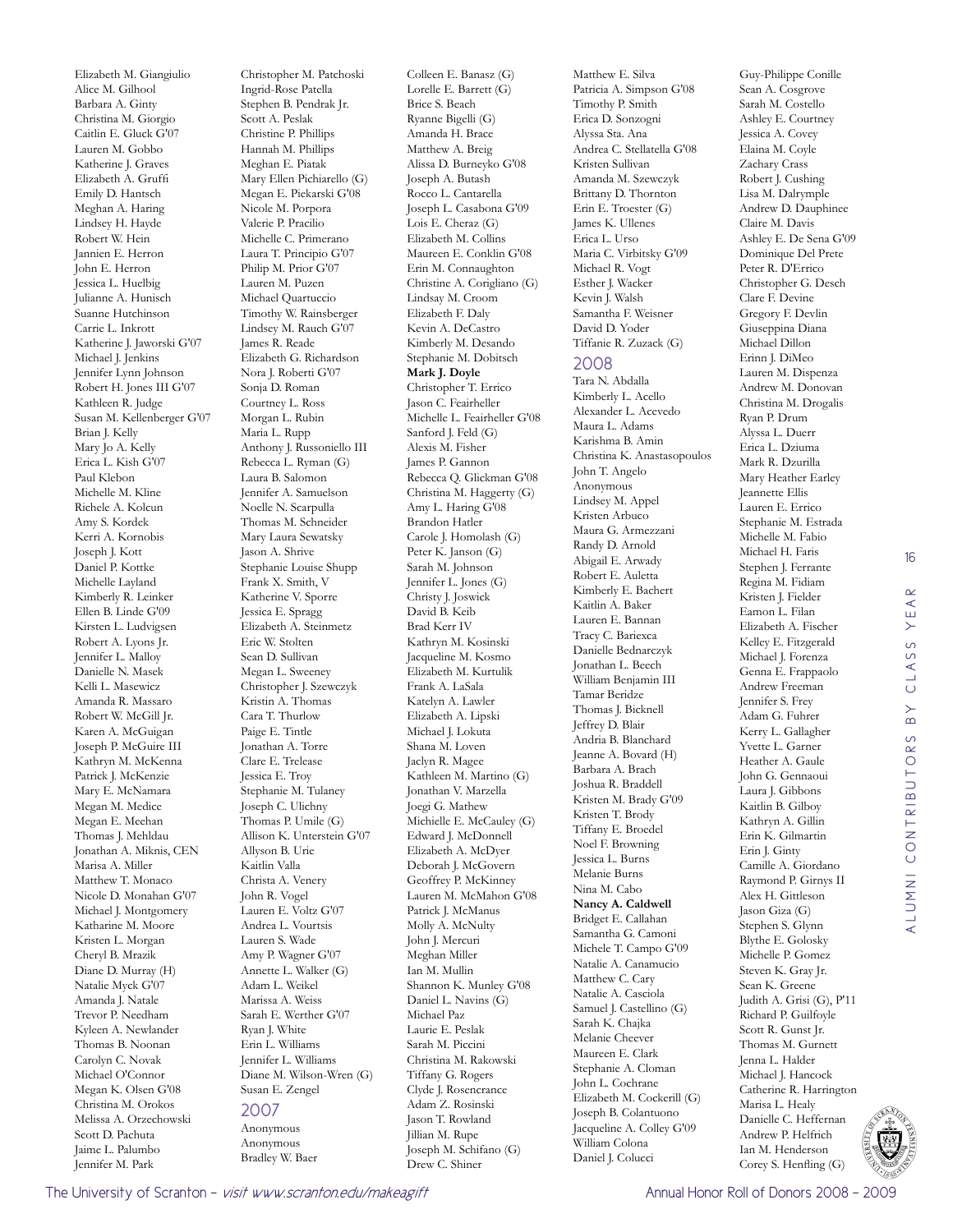Elizabeth M. Giangiulio
Alice M. Gilhool
Barbara A. Ginty
Christina M. Giorgio
Caitlin E. Gluck G'07
Lauren M. Gobbo
Katherine J. Graves
Elizabeth A. Gruffi
Emily D. Hantsch
Meghan A. Haring
Lindsey H. Hayde
Robert W. Hein
Jannien E. Herron
John E. Herron
Jessica L. Huelbig
Julianne A. Hunisch
Suanne Hutchinson
Carrie L. Inkrott
Katherine J. Jaworski G'07
Michael J. Jenkins
Jennifer Lynn Johnson
Robert H. Jones III G'07
Kathleen R. Judge
Susan M. Kellenberger G'07
Brian J. Kelly
Mary Jo A. Kelly
Erica L. Kish G'07
Paul Klebon
Michelle M. Kline
Richele A. Kolcun
Amy S. Kordek
Kerri A. Kornobis
Joseph J. Kott
Daniel P. Kottke
Michelle Layland
Kimberly R. Leinker
Ellen B. Linde G'09
Kirsten L. Ludvigsen
Robert A. Lyons Jr.
Jennifer L. Malloy
Danielle N. Masek
Kelli L. Masewicz
Amanda R. Massaro
Robert W. McGill Jr.
Karen A. McGuigan
Joseph P. McGuire III
Kathryn M. McKenna
Patrick J. McKenzie
Mary E. McNamara
Megan M. Medice
Megan E. Meehan
Thomas J. Mehldau
Jonathan A. Miknis, CEN
Marisa A. Miller
Matthew T. Monaco
Nicole D. Monahan G'07
Michael J. Montgomery
Katharine M. Moore
Kristen L. Morgan
Cheryl B. Mrazik
Diane D. Murray (H)
Natalie Myck G'07
Amanda J. Natale
Trevor P. Needham
Kyleen A. Newlander
Thomas B. Noonan
Carolyn C. Novak
Michael O'Connor
Megan K. Olsen G'08
Christina M. Orokos
Melissa A. Orzechowski
Scott D. Pachuta
Jaime L. Palumbo
Jennifer M. Park
Christopher M. Patchoski
Ingrid-Rose Patella
Stephen B. Pendrak Jr.
Scott A. Peslak
Christine P. Phillips
Hannah M. Phillips
Meghan E. Piatak
Mary Ellen Pichiarello (G)
Megan E. Piekarski G'08
Nicole M. Porpora
Valerie P. Pracilio
Michelle C. Primerano
Laura T. Principio G'07
Philip M. Prior G'07
Lauren M. Puzen
Michael Quartuccio
Timothy W. Rainsberger
Lindsey M. Rauch G'07
James R. Reade
Elizabeth G. Richardson
Nora J. Roberti G'07
Sonja D. Roman
Courtney L. Ross
Morgan L. Rubin
Maria L. Rupp
Anthony J. Russoniello III
Rebecca L. Ryman (G)
Laura B. Salomon
Jennifer A. Samuelson
Noelle N. Scarpulla
Thomas M. Schneider
Mary Laura Sewatsky
Jason A. Shrive
Stephanie Louise Shupp
Frank X. Smith, V
Katherine V. Sporre
Jessica E. Spragg
Elizabeth A. Steinmetz
Eric W. Stolten
Sean D. Sullivan
Megan L. Sweeney
Christopher J. Szewczyk
Kristin A. Thomas
Cara T. Thurlow
Paige E. Tintle
Jonathan A. Torre
Clare E. Trelease
Jessica E. Troy
Stephanie M. Tulaney
Joseph C. Ulichny
Thomas P. Umile (G)
Allison K. Unterstein G'07
Allyson B. Urie
Kaitlin Valla
Christa A. Venery
John R. Vogel
Lauren E. Voltz G'07
Andrea L. Vourtsis
Lauren S. Wade
Amy P. Wagner G'07
Annette L. Walker (G)
Adam L. Weikel
Marissa A. Weiss
Sarah E. Werther G'07
Ryan J. White
Erin L. Williams
Jennifer L. Williams
Diane M. Wilson-Wren (G)
Susan E. Zengel

## 2007

Anonymous
Anonymous
Bradley W. Baer
Colleen E. Banasz (G)
Lorelle E. Barrett (G)
Brice S. Beach
Ryanne Bigelli (G)
Amanda H. Brace
Matthew A. Breig
Alissa D. Burneyko G'08
Joseph A. Butash
Rocco L. Cantarella
Joseph L. Casabona G'09
Lois E. Cheraz (G)
Elizabeth M. Collins
Maureen E. Conklin G'08
Erin M. Connaughton
Christine A. Corigliano (G)
Lindsay M. Croom
Elizabeth F. Daly
Kevin A. DeCastro
Kimberly M. Desando
Stephanie M. Dobitsch
**Mark J. Doyle**
Christopher T. Errico
Jason C. Feairheller
Michelle L. Feairheller G'08
Sanford J. Feld (G)
Alexis M. Fisher
James P. Gannon
Rebecca Q. Glickman G'08
Christina M. Haggerty (G)
Amy L. Haring G'08
Brandon Hatler
Carole J. Homolash (G)
Peter K. Janson (G)
Sarah M. Johnson
Jennifer L. Jones (G)
Christy J. Joswick
David B. Keib
Brad Kerr IV
Kathryn M. Kosinski
Jacqueline M. Kosmo
Elizabeth M. Kurtulik
Frank A. LaSala
Katelyn A. Lawler
Elizabeth A. Lipski
Michael J. Lokuta
Shana M. Loven
Jaclyn R. Magee
Kathleen M. Martino (G)
Jonathan V. Marzella
Joegi G. Mathew
Michielle E. McCauley (G)
Edward J. McDonnell
Elizabeth A. McDyer
Deborah J. McGovern
Geoffrey P. McKinney
Lauren M. McMahon G'08
Patrick J. McManus
Molly A. McNulty
John J. Mercuri
Meghan Miller
Ian M. Mullin
Shannon K. Munley G'08
Daniel L. Navins (G)
Michael Paz
Laurie E. Peslak
Sarah M. Piccini
Christina M. Rakowski
Tiffany G. Rogers
Clyde J. Rosencrance
Adam Z. Rosinski
Jason T. Rowland
Jillian M. Rupe
Joseph M. Schifano (G)
Drew C. Shiner
Matthew E. Silva
Patricia A. Simpson G'08
Timothy P. Smith
Erica D. Sonzogni
Alyssa Sta. Ana
Andrea C. Stellatella G'08
Kristen Sullivan
Amanda M. Szewczyk
Brittany D. Thornton
Erin E. Troester (G)
James K. Ullenes
Erica L. Urso
Maria C. Virbitsky G'09
Michael R. Vogt
Esther J. Wacker
Kevin J. Walsh
Samantha F. Weisner
David D. Yoder
Tiffanie R. Zuzack (G)

## 2008

Tara N. Abdalla
Kimberly L. Acello
Alexander L. Acevedo
Maura L. Adams
Karishma B. Amin
Christina K. Anastasopoulos
John T. Angelo
Anonymous
Lindsey M. Appel
Kristen Arbuco
Maura G. Armezzani
Randy D. Arnold
Abigail E. Arwady
Robert E. Auletta
Kimberly E. Bachert
Kaitlin A. Baker
Lauren E. Bannan
Tracy C. Bariexca
Danielle Bednarczyk
Jonathan L. Beech
William Benjamin III
Tamar Beridze
Thomas J. Bicknell
Jeffrey D. Blair
Andria B. Blanchard
Jeanne A. Bovard (H)
Barbara A. Brach
Joshua R. Braddell
Kristen M. Brady G'09
Kristen T. Brody
Tiffany E. Broedel
Noel F. Browning
Jessica L. Burns
Melanie Burns
Nina M. Cabo
**Nancy A. Caldwell**
Bridget E. Callahan
Samantha G. Camoni
Michele T. Campo G'09
Natalie A. Canamucio
Matthew C. Cary
Natalie A. Casciola
Samuel J. Castellino (G)
Sarah K. Chajka
Melanie Cheever
Maureen E. Clark
Stephanie A. Cloman
John L. Cochrane
Elizabeth M. Cockerill (G)
Joseph B. Colantuono
Jacqueline A. Colley G'09
William Colona
Daniel J. Colucci
Guy-Philippe Conille
Sean A. Cosgrove
Sarah M. Costello
Ashley E. Courtney
Jessica A. Covey
Elaina M. Coyle
Zachary Crass
Robert J. Cushing
Lisa M. Dalrymple
Andrew D. Dauphinee
Claire M. Davis
Ashley E. De Sena G'09
Dominique Del Prete
Peter R. D'Errico
Christopher G. Desch
Clare F. Devine
Gregory F. Devlin
Giuseppina Diana
Michael Dillon
Erinn J. DiMeo
Lauren M. Dispenza
Andrew M. Donovan
Christina M. Drogalis
Ryan P. Drum
Alyssa L. Duerr
Erica L. Dziuma
Mark R. Dzurilla
Mary Heather Earley
Jeannette Ellis
Lauren E. Errico
Stephanie M. Estrada
Michelle M. Fabio
Michael H. Faris
Stephen J. Ferrante
Regina M. Fidiam
Kristen J. Fielder
Eamon L. Filan
Elizabeth A. Fischer
Kelley E. Fitzgerald
Michael J. Forenza
Genna E. Frappaolo
Andrew Freeman
Jennifer S. Frey
Adam G. Fuhrer
Kerry L. Gallagher
Yvette L. Garner
Heather A. Gaule
John G. Gennaoui
Laura J. Gibbons
Kaitlin B. Gilboy
Kathryn A. Gillin
Erin K. Gilmartin
Erin J. Ginty
Camille A. Giordano
Raymond P. Girnys II
Alex H. Gittleson
Jason Giza (G)
Stephen S. Glynn
Blythe E. Golosky
Michelle P. Gomez
Steven K. Gray Jr.
Sean K. Greene
Judith A. Grisi (G), P'11
Richard P. Guilfoyle
Scott R. Gunst Jr.
Thomas M. Gurnett
Jenna L. Halder
Michael J. Hancock
Catherine R. Harrington
Marisa L. Healy
Danielle C. Heffernan
Andrew P. Helfrich
Ian M. Henderson
Corey S. Henfling (G)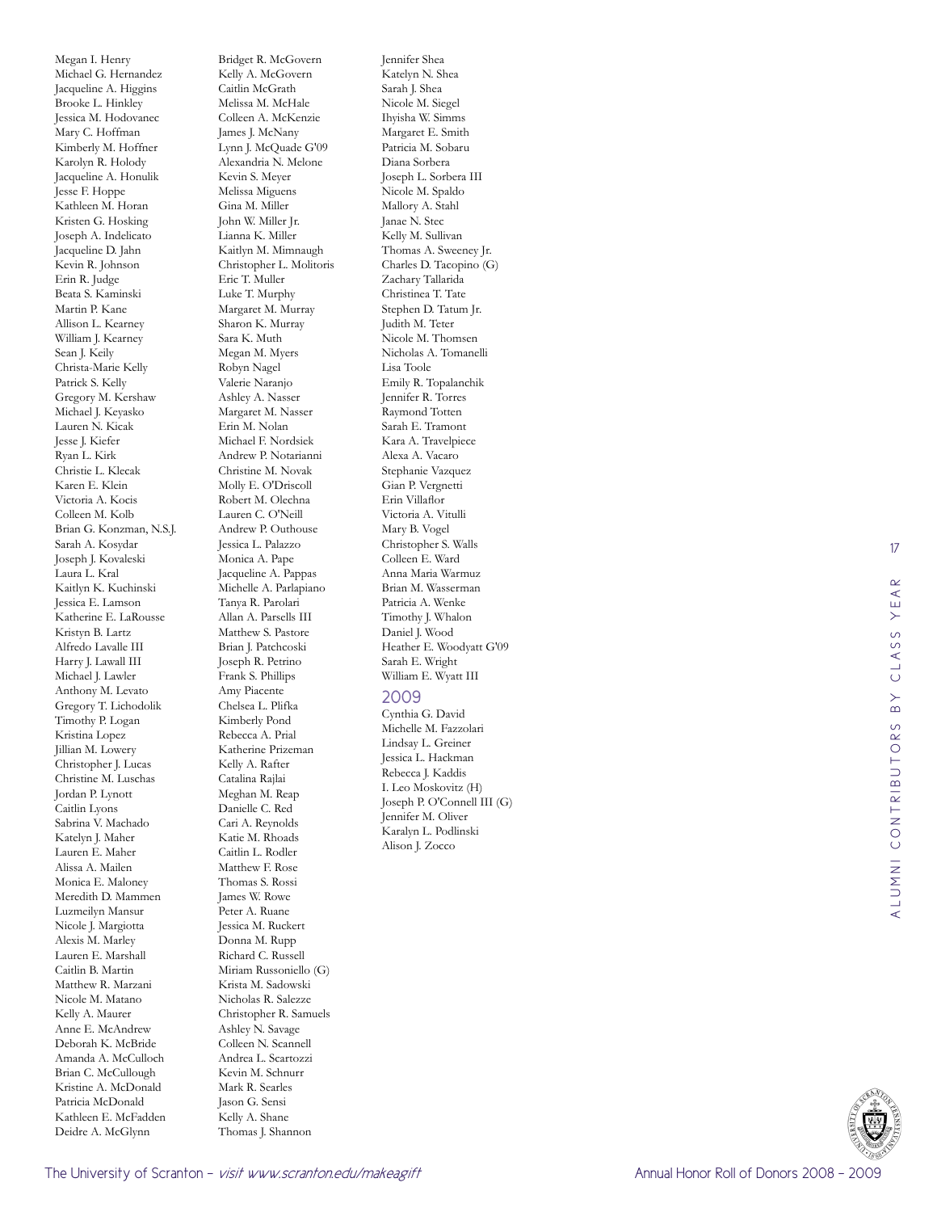Megan I. Henry
Michael G. Hernandez
Jacqueline A. Higgins
Brooke L. Hinkley
Jessica M. Hodovanec
Mary C. Hoffman
Kimberly M. Hoffner
Karolyn R. Holody
Jacqueline A. Honulik
Jesse F. Hoppe
Kathleen M. Horan
Kristen G. Hosking
Joseph A. Indelicato
Jacqueline D. Jahn
Kevin R. Johnson
Erin R. Judge
Beata S. Kaminski
Martin P. Kane
Allison L. Kearney
William J. Kearney
Sean J. Keily
Christa-Marie Kelly
Patrick S. Kelly
Gregory M. Kershaw
Michael J. Keyasko
Lauren N. Kicak
Jesse J. Kiefer
Ryan L. Kirk
Christie L. Klecak
Karen E. Klein
Victoria A. Kocis
Colleen M. Kolb
Brian G. Konzman, N.S.J.
Sarah A. Kosydar
Joseph J. Kovaleski
Laura L. Kral
Kaitlyn K. Kuchinski
Jessica E. Lamson
Katherine E. LaRousse
Kristyn B. Lartz
Alfredo Lavalle III
Harry J. Lawall III
Michael J. Lawler
Anthony M. Levato
Gregory T. Lichodolik
Timothy P. Logan
Kristina Lopez
Jillian M. Lowery
Christopher J. Lucas
Christine M. Luschas
Jordan P. Lynott
Caitlin Lyons
Sabrina V. Machado
Katelyn J. Maher
Lauren E. Maher
Alissa A. Mailen
Monica E. Maloney
Meredith D. Mammen
Luzmeilyn Mansur
Nicole J. Margiotta
Alexis M. Marley
Lauren E. Marshall
Caitlin B. Martin
Matthew R. Marzani
Nicole M. Matano
Kelly A. Maurer
Anne E. McAndrew
Deborah K. McBride
Amanda A. McCulloch
Brian C. McCullough
Kristine A. McDonald
Patricia McDonald
Kathleen E. McFadden
Deidre A. McGlynn
Bridget R. McGovern
Kelly A. McGovern
Caitlin McGrath
Melissa M. McHale
Colleen A. McKenzie
James J. McNany
Lynn J. McQuade G'09
Alexandria N. Melone
Kevin S. Meyer
Melissa Miguens
Gina M. Miller
John W. Miller Jr.
Lianna K. Miller
Kaitlyn M. Mimnaugh
Christopher L. Molitoris
Eric T. Muller
Luke T. Murphy
Margaret M. Murray
Sharon K. Murray
Sara K. Muth
Megan M. Myers
Robyn Nagel
Valerie Naranjo
Ashley A. Nasser
Margaret M. Nasser
Erin M. Nolan
Michael F. Nordsiek
Andrew P. Notarianni
Christine M. Novak
Molly E. O'Driscoll
Robert M. Olechna
Lauren C. O'Neill
Andrew P. Outhouse
Jessica L. Palazzo
Monica A. Pape
Jacqueline A. Pappas
Michelle A. Parlapiano
Tanya R. Parolari
Allan A. Parsells III
Matthew S. Pastore
Brian J. Patchcoski
Joseph R. Petrino
Frank S. Phillips
Amy Piacente
Chelsea L. Plifka
Kimberly Pond
Rebecca A. Prial
Katherine Prizeman
Kelly A. Rafter
Catalina Rajlai
Meghan M. Reap
Danielle C. Red
Cari A. Reynolds
Katie M. Rhoads
Caitlin L. Rodler
Matthew F. Rose
Thomas S. Rossi
James W. Rowe
Peter A. Ruane
Jessica M. Ruckert
Donna M. Rupp
Richard C. Russell
Miriam Russoniello (G)
Krista M. Sadowski
Nicholas R. Salezze
Christopher R. Samuels
Ashley N. Savage
Colleen N. Scannell
Andrea L. Scartozzi
Kevin M. Schnurr
Mark R. Searles
Jason G. Sensi
Kelly A. Shane
Thomas J. Shannon
Jennifer Shea
Katelyn N. Shea
Sarah J. Shea
Nicole M. Siegel
Ihyisha W. Simms
Margaret E. Smith
Patricia M. Sobaru
Diana Sorbera
Joseph L. Sorbera III
Nicole M. Spaldo
Mallory A. Stahl
Janae N. Stec
Kelly M. Sullivan
Thomas A. Sweeney Jr.
Charles D. Tacopino (G)
Zachary Tallarida
Christinea T. Tate
Stephen D. Tatum Jr.
Judith M. Teter
Nicole M. Thomsen
Nicholas A. Tomanelli
Lisa Toole
Emily R. Topalanchik
Jennifer R. Torres
Raymond Totten
Sarah E. Tramont
Kara A. Travelpiece
Alexa A. Vacaro
Stephanie Vazquez
Gian P. Vergnetti
Erin Villaflor
Victoria A. Vitulli
Mary B. Vogel
Christopher S. Walls
Colleen E. Ward
Anna Maria Warmuz
Brian M. Wasserman
Patricia A. Wenke
Timothy J. Whalon
Daniel J. Wood
Heather E. Woodyatt G'09
Sarah E. Wright
William E. Wyatt III

## 2009

Cynthia G. David
Michelle M. Fazzolari
Lindsay L. Greiner
Jessica L. Hackman
Rebecca J. Kaddis
I. Leo Moskovitz (H)
Joseph P. O'Connell III (G)
Jennifer M. Oliver
Karalyn L. Podlinski
Alison J. Zocco